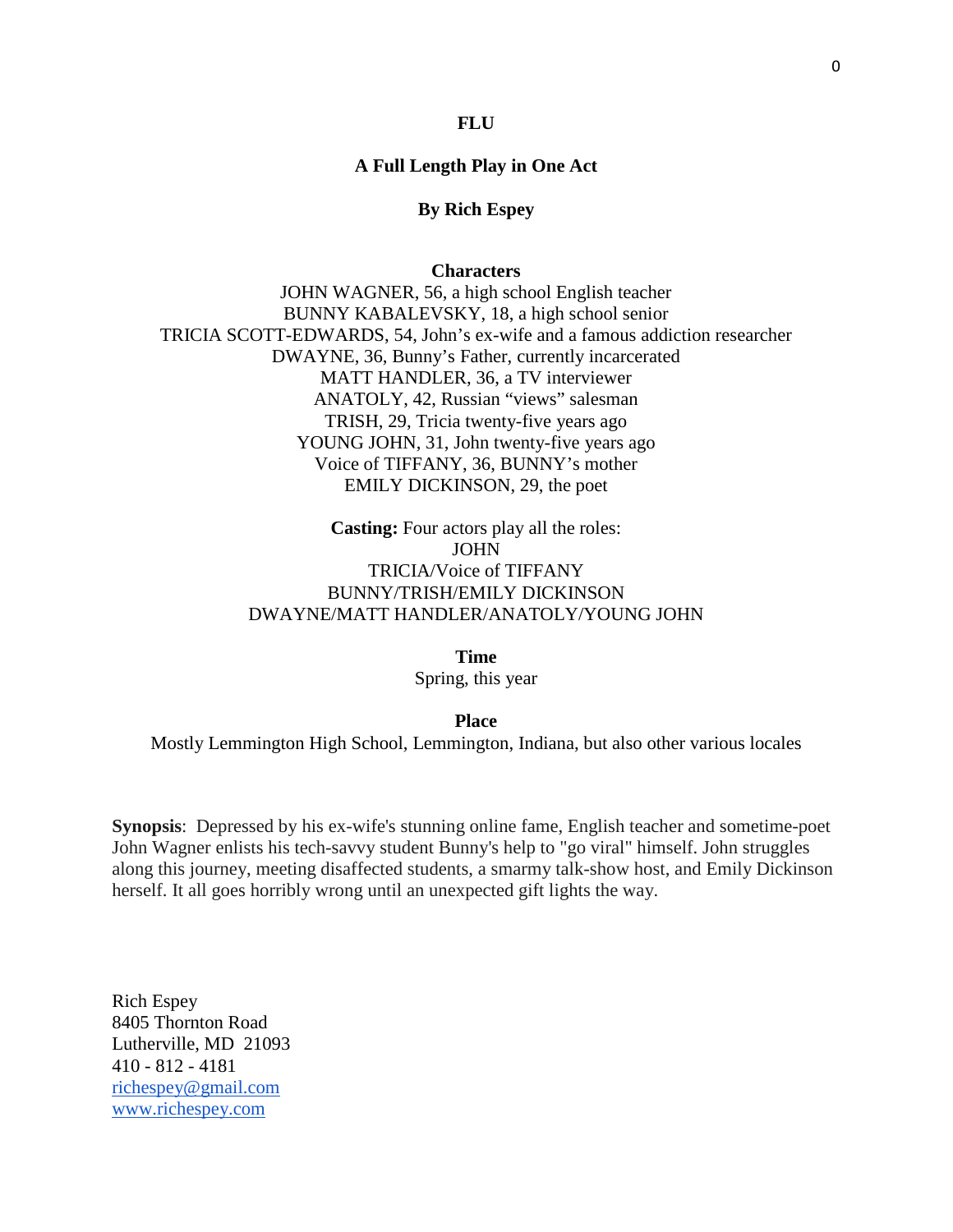# FLU

## A Full Length Play in One Act

### By Rich Espey

**Characters**

JOHN WAGNER, 56, a high school English teacher
BUNNY KABALEVSKY, 18, a high school senior
TRICIA SCOTT-EDWARDS, 54, John's ex-wife and a famous addiction researcher
DWAYNE, 36, Bunny's Father, currently incarcerated
MATT HANDLER, 36, a TV interviewer
ANATOLY, 42, Russian "views" salesman
TRISH, 29, Tricia twenty-five years ago
YOUNG JOHN, 31, John twenty-five years ago
Voice of TIFFANY, 36, BUNNY's mother
EMILY DICKINSON, 29, the poet

**Casting:** Four actors play all the roles:
JOHN
TRICIA/Voice of TIFFANY
BUNNY/TRISH/EMILY DICKINSON
DWAYNE/MATT HANDLER/ANATOLY/YOUNG JOHN

**Time**
Spring, this year

**Place**
Mostly Lemmington High School, Lemmington, Indiana, but also other various locales

**Synopsis**: Depressed by his ex-wife's stunning online fame, English teacher and sometime-poet John Wagner enlists his tech-savvy student Bunny's help to "go viral" himself. John struggles along this journey, meeting disaffected students, a smarmy talk-show host, and Emily Dickinson herself. It all goes horribly wrong until an unexpected gift lights the way.

Rich Espey
8405 Thornton Road
Lutherville, MD 21093
410 - 812 - 4181
richespey@gmail.com
www.richespey.com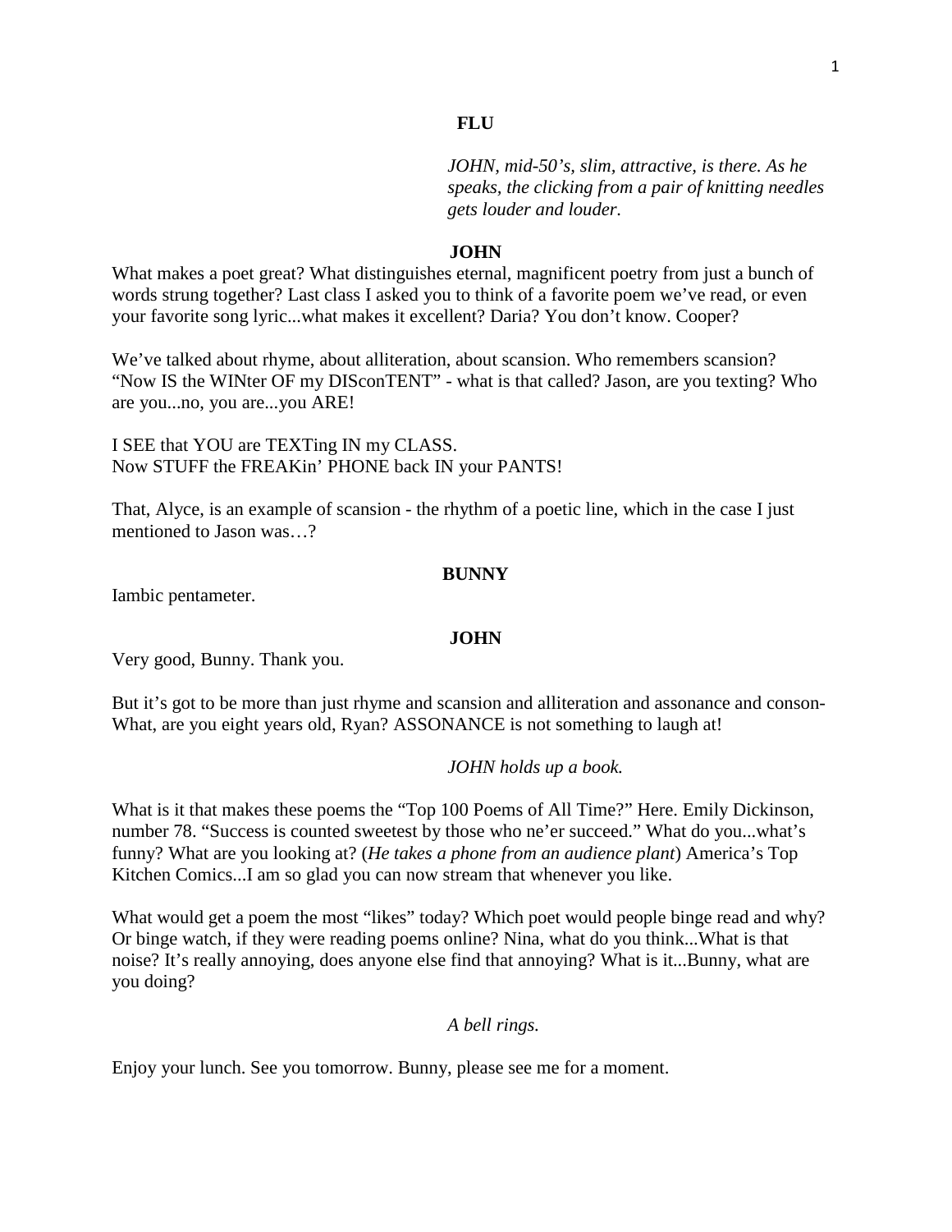# FLU

*JOHN, mid-50's, slim, attractive, is there. As he speaks, the clicking from a pair of knitting needles gets louder and louder.*

**JOHN**

What makes a poet great? What distinguishes eternal, magnificent poetry from just a bunch of words strung together? Last class I asked you to think of a favorite poem we've read, or even your favorite song lyric...what makes it excellent? Daria? You don't know. Cooper?

We've talked about rhyme, about alliteration, about scansion. Who remembers scansion? "Now IS the WINter OF my DISconTENT" - what is that called? Jason, are you texting? Who are you...no, you are...you ARE!

I SEE that YOU are TEXTing IN my CLASS.
Now STUFF the FREAKin' PHONE back IN your PANTS!

That, Alyce, is an example of scansion - the rhythm of a poetic line, which in the case I just mentioned to Jason was…?

**BUNNY**

Iambic pentameter.

**JOHN**

Very good, Bunny. Thank you.

But it's got to be more than just rhyme and scansion and alliteration and assonance and conson- What, are you eight years old, Ryan? ASSONANCE is not something to laugh at!

*JOHN holds up a book.*

What is it that makes these poems the "Top 100 Poems of All Time?" Here. Emily Dickinson, number 78. "Success is counted sweetest by those who ne'er succeed." What do you...what's funny? What are you looking at? (*He takes a phone from an audience plant*) America's Top Kitchen Comics...I am so glad you can now stream that whenever you like.

What would get a poem the most "likes" today? Which poet would people binge read and why? Or binge watch, if they were reading poems online? Nina, what do you think...What is that noise? It's really annoying, does anyone else find that annoying? What is it...Bunny, what are you doing?

*A bell rings.*

Enjoy your lunch. See you tomorrow. Bunny, please see me for a moment.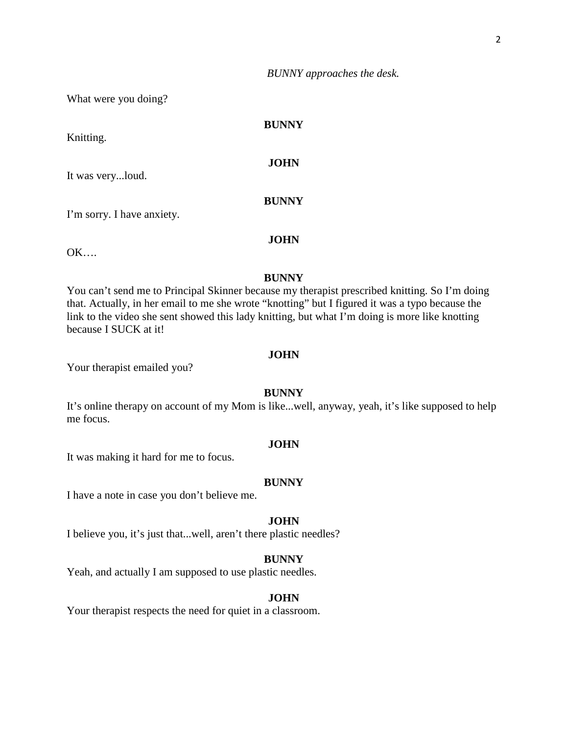*BUNNY approaches the desk.*

What were you doing?

**BUNNY**

Knitting.

**JOHN**

It was very...loud.

**BUNNY**

I'm sorry. I have anxiety.

**JOHN**

OK….

**BUNNY**

You can't send me to Principal Skinner because my therapist prescribed knitting. So I'm doing that. Actually, in her email to me she wrote "knotting" but I figured it was a typo because the link to the video she sent showed this lady knitting, but what I'm doing is more like knotting because I SUCK at it!

**JOHN**

Your therapist emailed you?

**BUNNY**

It's online therapy on account of my Mom is like...well, anyway, yeah, it's like supposed to help me focus.

**JOHN**

It was making it hard for me to focus.

**BUNNY**

I have a note in case you don't believe me.

**JOHN**

I believe you, it's just that...well, aren't there plastic needles?

**BUNNY**

Yeah, and actually I am supposed to use plastic needles.

**JOHN**

Your therapist respects the need for quiet in a classroom.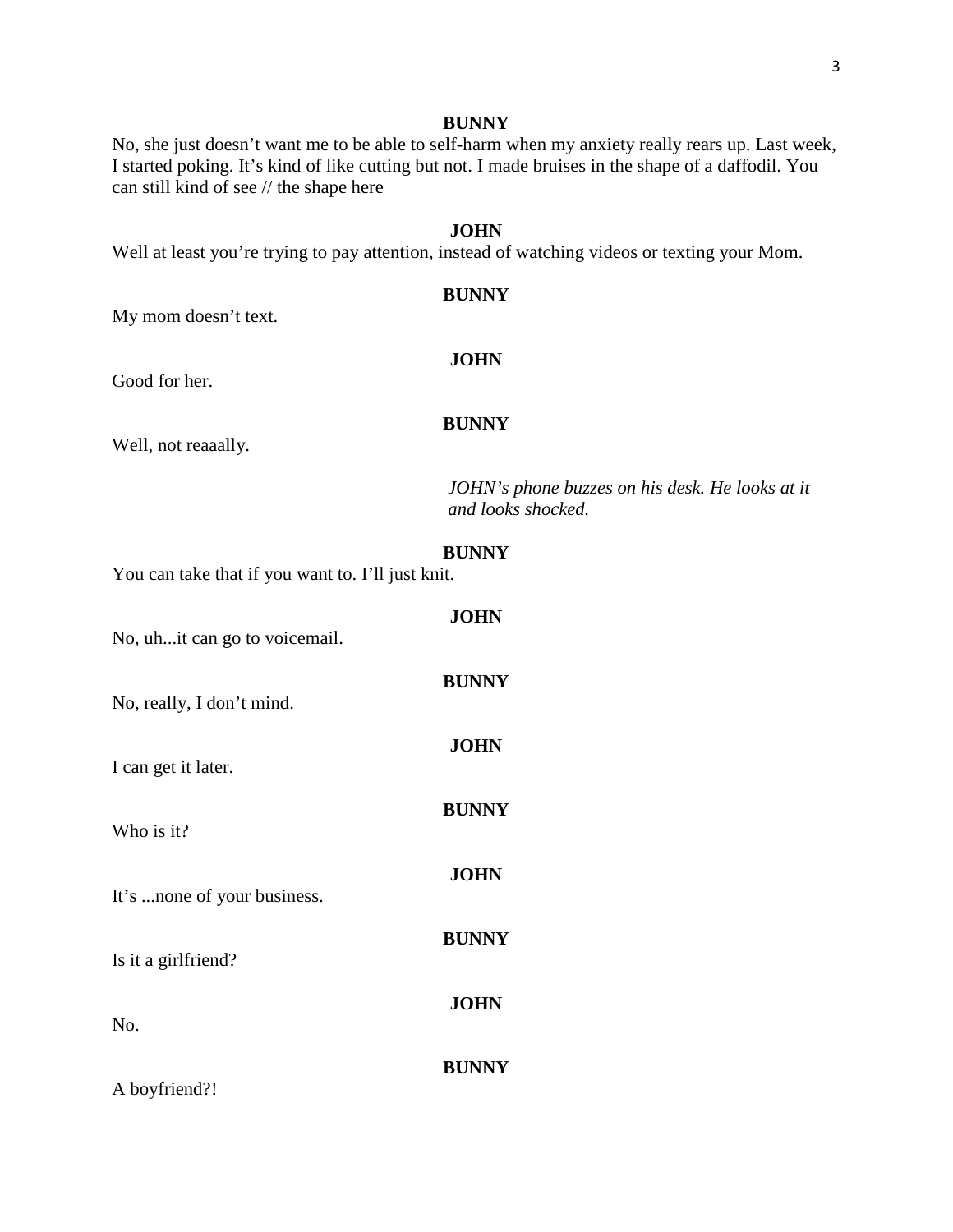**BUNNY**

No, she just doesn't want me to be able to self-harm when my anxiety really rears up. Last week, I started poking. It's kind of like cutting but not. I made bruises in the shape of a daffodil. You can still kind of see // the shape here

**JOHN**

Well at least you're trying to pay attention, instead of watching videos or texting your Mom.

**BUNNY**

My mom doesn't text.

**JOHN**

Good for her.

**BUNNY**

Well, not reaaally.

*JOHN's phone buzzes on his desk. He looks at it and looks shocked.*

**BUNNY**

You can take that if you want to. I'll just knit.

**JOHN**

No, uh...it can go to voicemail.

**BUNNY**

No, really, I don't mind.

**JOHN**

I can get it later.

**BUNNY**

Who is it?

**JOHN**

It's ...none of your business.

**BUNNY**

Is it a girlfriend?

**JOHN**

No.

**BUNNY**

A boyfriend?!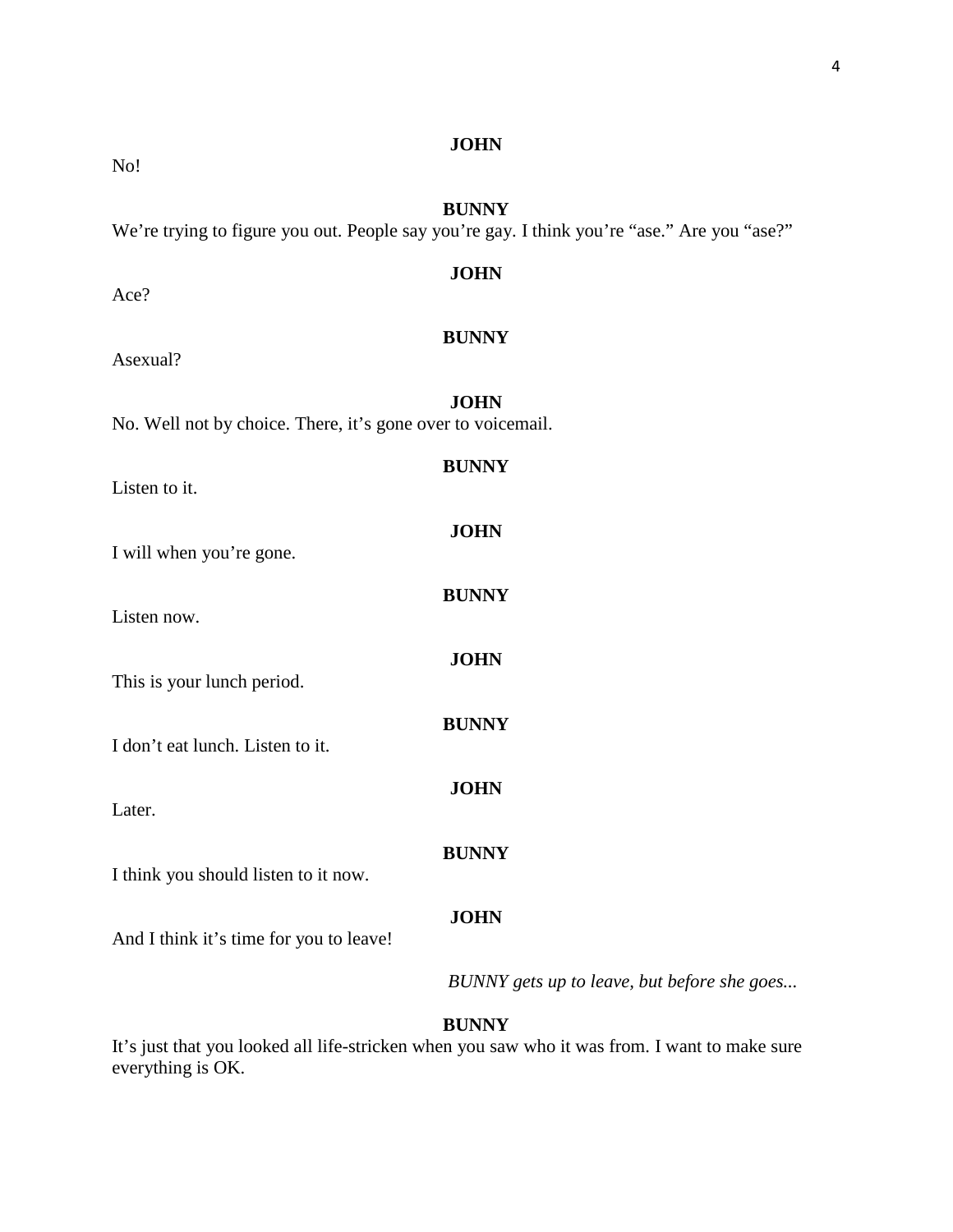**JOHN**

No!

**BUNNY**

We're trying to figure you out. People say you're gay. I think you're "ase." Are you "ase?"

**JOHN**

Ace?

**BUNNY**

Asexual?

**JOHN**

No. Well not by choice. There, it's gone over to voicemail.

**BUNNY**

Listen to it.

**JOHN**

I will when you're gone.

**BUNNY**

Listen now.

**JOHN**

This is your lunch period.

**BUNNY**

I don't eat lunch. Listen to it.

**JOHN**

Later.

**BUNNY**

I think you should listen to it now.

**JOHN**

And I think it's time for you to leave!

*BUNNY gets up to leave, but before she goes...*

**BUNNY**

It's just that you looked all life-stricken when you saw who it was from. I want to make sure everything is OK.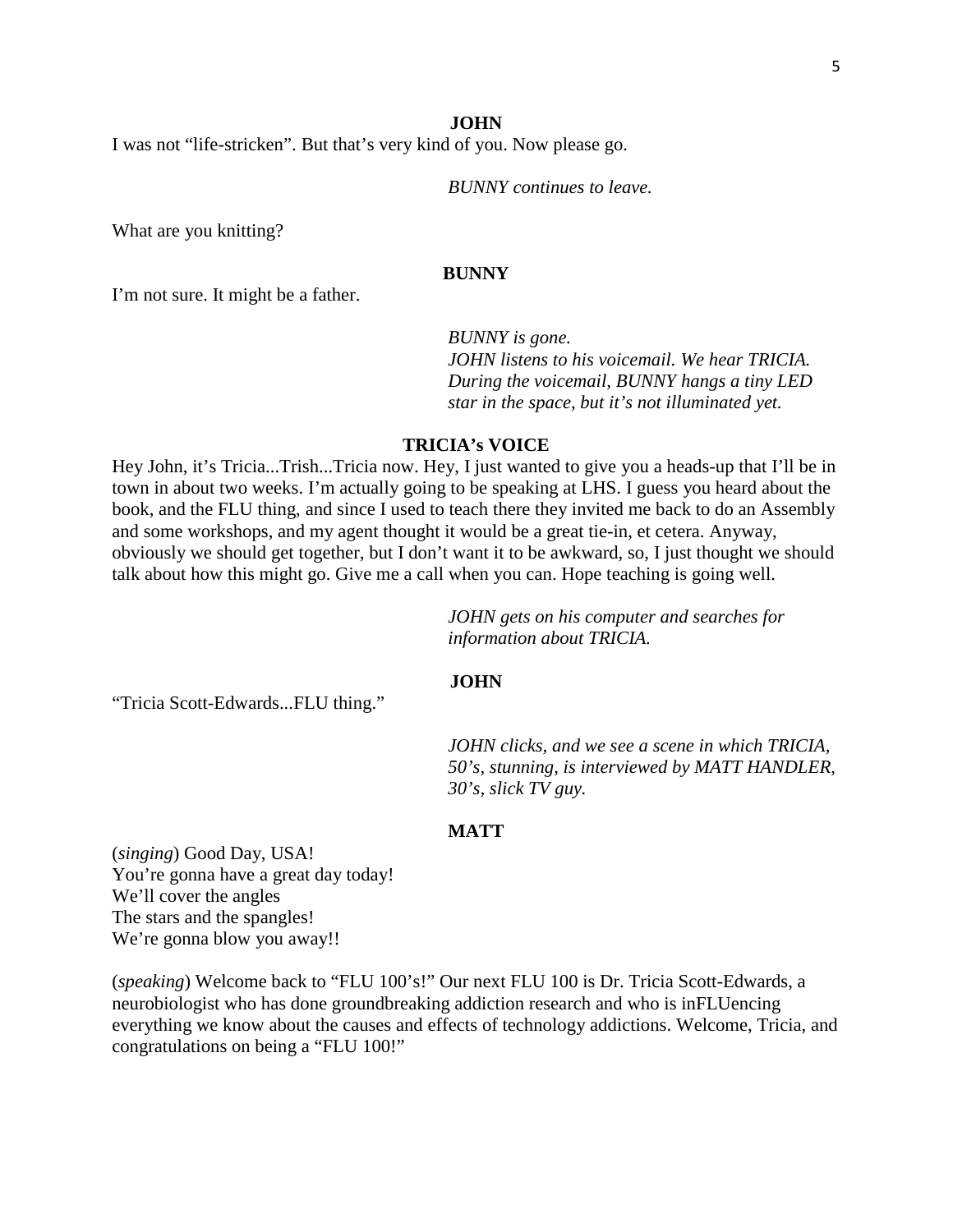**JOHN**

I was not "life-stricken". But that's very kind of you. Now please go.

*BUNNY continues to leave.*

What are you knitting?

**BUNNY**

I'm not sure. It might be a father.

*BUNNY is gone.*
*JOHN listens to his voicemail. We hear TRICIA. During the voicemail, BUNNY hangs a tiny LED star in the space, but it's not illuminated yet.*

**TRICIA's VOICE**

Hey John, it's Tricia...Trish...Tricia now. Hey, I just wanted to give you a heads-up that I'll be in town in about two weeks. I'm actually going to be speaking at LHS. I guess you heard about the book, and the FLU thing, and since I used to teach there they invited me back to do an Assembly and some workshops, and my agent thought it would be a great tie-in, et cetera. Anyway, obviously we should get together, but I don't want it to be awkward, so, I just thought we should talk about how this might go. Give me a call when you can. Hope teaching is going well.

*JOHN gets on his computer and searches for information about TRICIA.*

**JOHN**

"Tricia Scott-Edwards...FLU thing."

*JOHN clicks, and we see a scene in which TRICIA, 50's, stunning, is interviewed by MATT HANDLER, 30's, slick TV guy.*

**MATT**

(*singing*) Good Day, USA!
You're gonna have a great day today!
We'll cover the angles
The stars and the spangles!
We're gonna blow you away!!

(*speaking*) Welcome back to "FLU 100's!" Our next FLU 100 is Dr. Tricia Scott-Edwards, a neurobiologist who has done groundbreaking addiction research and who is inFLUencing everything we know about the causes and effects of technology addictions. Welcome, Tricia, and congratulations on being a "FLU 100!"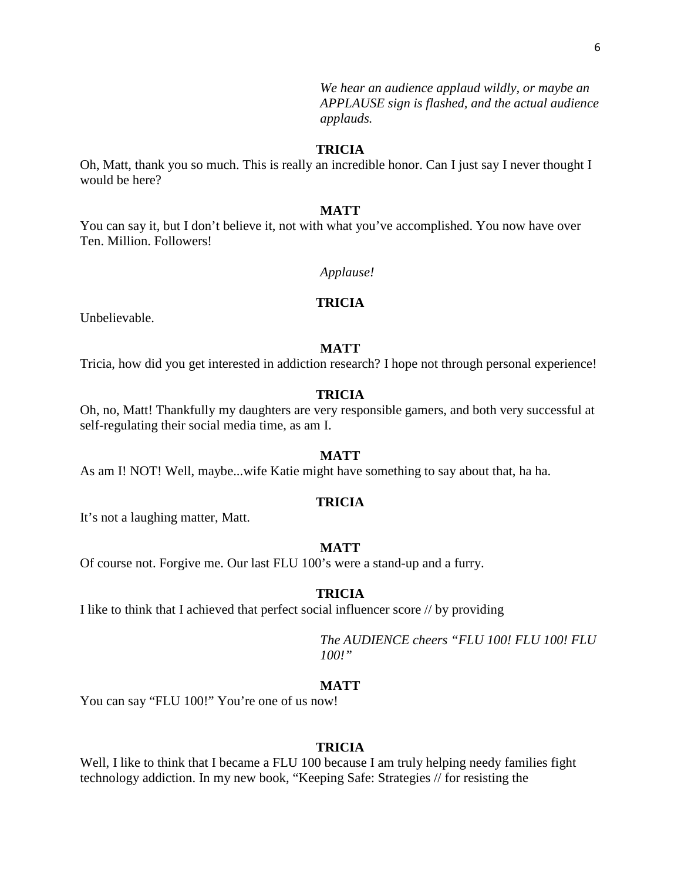*We hear an audience applaud wildly, or maybe an APPLAUSE sign is flashed, and the actual audience applauds.*

**TRICIA**

Oh, Matt, thank you so much. This is really an incredible honor. Can I just say I never thought I would be here?

**MATT**

You can say it, but I don't believe it, not with what you've accomplished. You now have over Ten. Million. Followers!

*Applause!*

**TRICIA**

Unbelievable.

**MATT**

Tricia, how did you get interested in addiction research? I hope not through personal experience!

**TRICIA**

Oh, no, Matt! Thankfully my daughters are very responsible gamers, and both very successful at self-regulating their social media time, as am I.

**MATT**

As am I! NOT! Well, maybe...wife Katie might have something to say about that, ha ha.

**TRICIA**

It's not a laughing matter, Matt.

**MATT**

Of course not. Forgive me. Our last FLU 100's were a stand-up and a furry.

**TRICIA**

I like to think that I achieved that perfect social influencer score // by providing

*The AUDIENCE cheers "FLU 100! FLU 100! FLU 100!"*

**MATT**

You can say "FLU 100!" You're one of us now!

**TRICIA**

Well, I like to think that I became a FLU 100 because I am truly helping needy families fight technology addiction. In my new book, "Keeping Safe: Strategies // for resisting the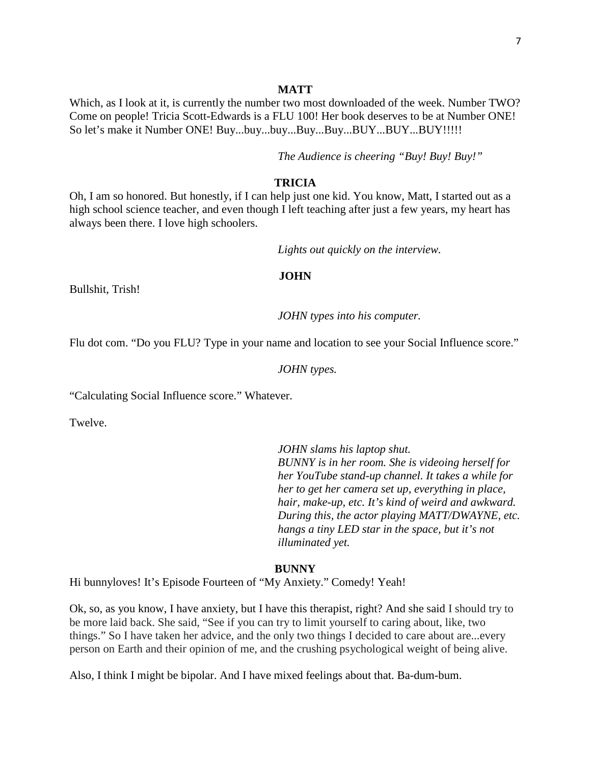**MATT**

Which, as I look at it, is currently the number two most downloaded of the week. Number TWO? Come on people! Tricia Scott-Edwards is a FLU 100! Her book deserves to be at Number ONE! So let's make it Number ONE! Buy...buy...buy...Buy...Buy...BUY...BUY...BUY!!!!!

*The Audience is cheering "Buy! Buy! Buy!"*

**TRICIA**

Oh, I am so honored. But honestly, if I can help just one kid. You know, Matt, I started out as a high school science teacher, and even though I left teaching after just a few years, my heart has always been there. I love high schoolers.

*Lights out quickly on the interview.*

**JOHN**

Bullshit, Trish!

*JOHN types into his computer.*

Flu dot com. "Do you FLU? Type in your name and location to see your Social Influence score."

*JOHN types.*

"Calculating Social Influence score." Whatever.

Twelve.

*JOHN slams his laptop shut.*
*BUNNY is in her room. She is videoing herself for her YouTube stand-up channel. It takes a while for her to get her camera set up, everything in place, hair, make-up, etc. It's kind of weird and awkward. During this, the actor playing MATT/DWAYNE, etc. hangs a tiny LED star in the space, but it's not illuminated yet.*

**BUNNY**

Hi bunnyloves! It's Episode Fourteen of "My Anxiety." Comedy! Yeah!

Ok, so, as you know, I have anxiety, but I have this therapist, right? And she said I should try to be more laid back. She said, "See if you can try to limit yourself to caring about, like, two things." So I have taken her advice, and the only two things I decided to care about are...every person on Earth and their opinion of me, and the crushing psychological weight of being alive.

Also, I think I might be bipolar. And I have mixed feelings about that. Ba-dum-bum.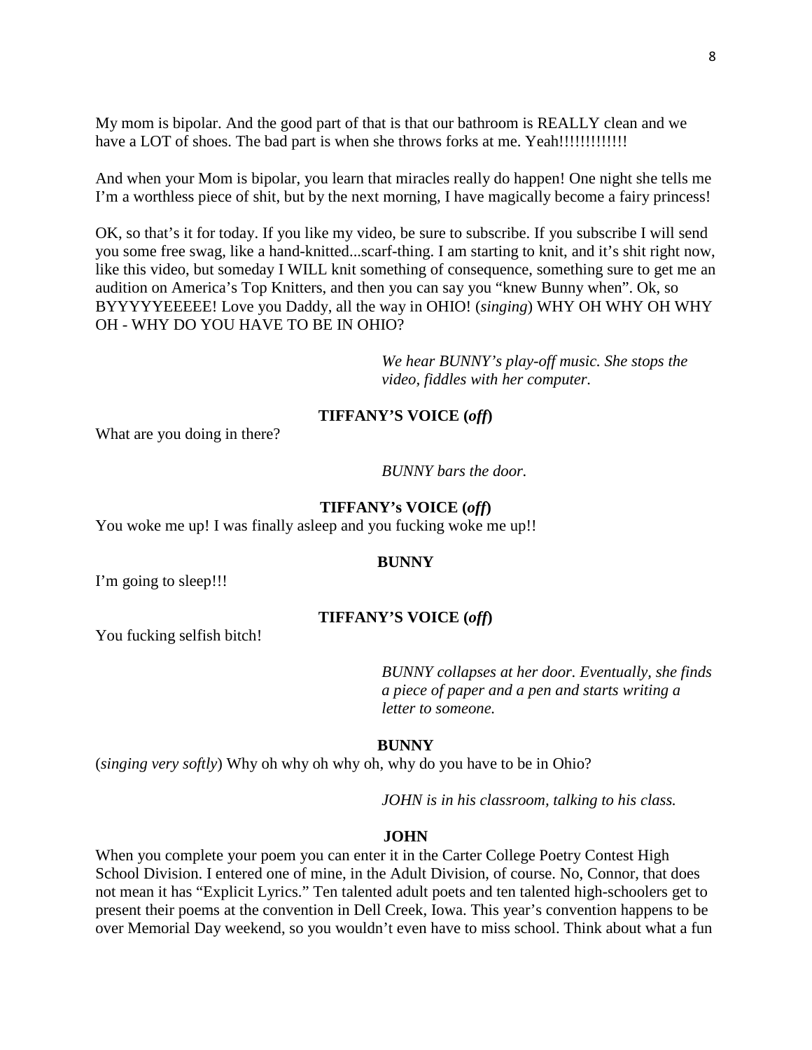My mom is bipolar. And the good part of that is that our bathroom is REALLY clean and we have a LOT of shoes. The bad part is when she throws forks at me. Yeah!!!!!!!!!!!!!

And when your Mom is bipolar, you learn that miracles really do happen! One night she tells me I'm a worthless piece of shit, but by the next morning, I have magically become a fairy princess!

OK, so that's it for today. If you like my video, be sure to subscribe. If you subscribe I will send you some free swag, like a hand-knitted...scarf-thing. I am starting to knit, and it's shit right now, like this video, but someday I WILL knit something of consequence, something sure to get me an audition on America's Top Knitters, and then you can say you "knew Bunny when". Ok, so BYYYYYEEEEE! Love you Daddy, all the way in OHIO! (*singing*) WHY OH WHY OH WHY OH - WHY DO YOU HAVE TO BE IN OHIO?

*We hear BUNNY's play-off music. She stops the video, fiddles with her computer.*

**TIFFANY'S VOICE (*off*)**

What are you doing in there?

*BUNNY bars the door.*

**TIFFANY's VOICE (*off*)**

You woke me up! I was finally asleep and you fucking woke me up!!

**BUNNY**

I'm going to sleep!!!

**TIFFANY'S VOICE (*off*)**

You fucking selfish bitch!

*BUNNY collapses at her door. Eventually, she finds a piece of paper and a pen and starts writing a letter to someone.*

**BUNNY**

(*singing very softly*) Why oh why oh why oh, why do you have to be in Ohio?

*JOHN is in his classroom, talking to his class.*

**JOHN**

When you complete your poem you can enter it in the Carter College Poetry Contest High School Division. I entered one of mine, in the Adult Division, of course. No, Connor, that does not mean it has "Explicit Lyrics." Ten talented adult poets and ten talented high-schoolers get to present their poems at the convention in Dell Creek, Iowa. This year's convention happens to be over Memorial Day weekend, so you wouldn't even have to miss school. Think about what a fun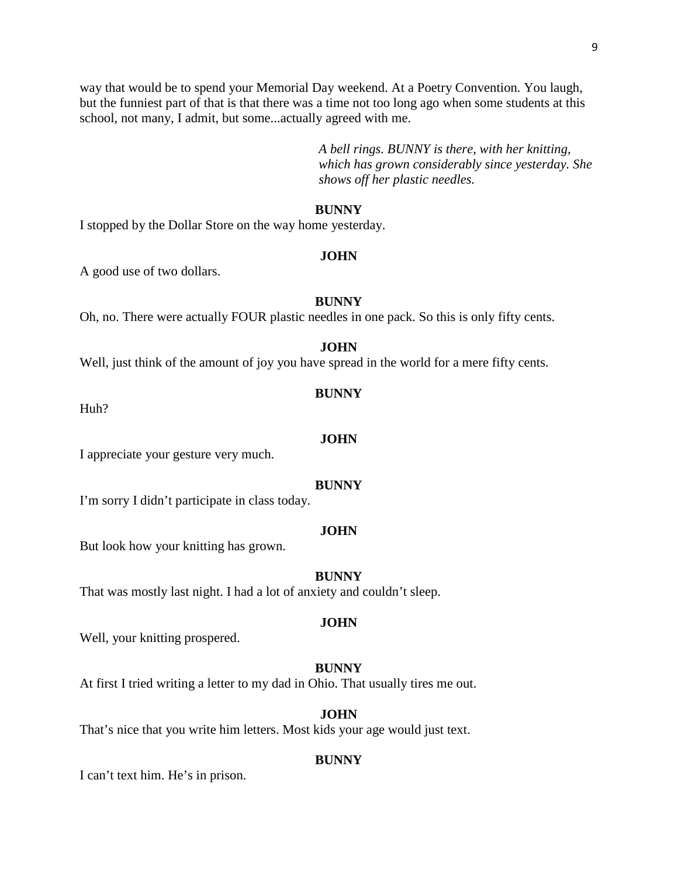way that would be to spend your Memorial Day weekend. At a Poetry Convention. You laugh, but the funniest part of that is that there was a time not too long ago when some students at this school, not many, I admit, but some...actually agreed with me.

*A bell rings. BUNNY is there, with her knitting, which has grown considerably since yesterday. She shows off her plastic needles.*

**BUNNY**

I stopped by the Dollar Store on the way home yesterday.

**JOHN**

A good use of two dollars.

**BUNNY**

Oh, no. There were actually FOUR plastic needles in one pack. So this is only fifty cents.

**JOHN**

Well, just think of the amount of joy you have spread in the world for a mere fifty cents.

**BUNNY**

Huh?

**JOHN**

I appreciate your gesture very much.

**BUNNY**

I'm sorry I didn't participate in class today.

**JOHN**

But look how your knitting has grown.

**BUNNY**

That was mostly last night. I had a lot of anxiety and couldn't sleep.

**JOHN**

Well, your knitting prospered.

**BUNNY**

At first I tried writing a letter to my dad in Ohio. That usually tires me out.

**JOHN**

That's nice that you write him letters. Most kids your age would just text.

**BUNNY**

I can't text him. He's in prison.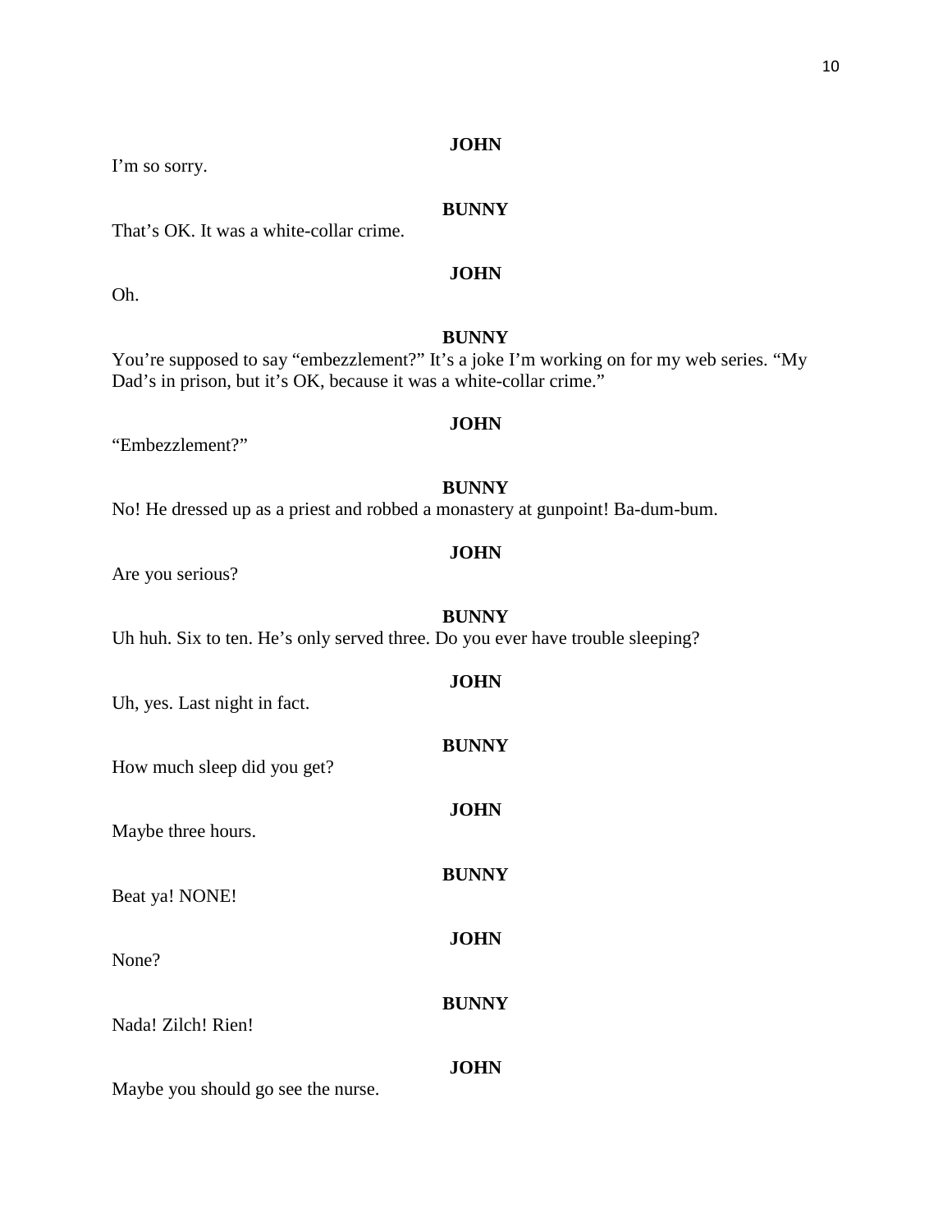**JOHN**

I'm so sorry.

**BUNNY**

That's OK. It was a white-collar crime.

**JOHN**

Oh.

**BUNNY**

You're supposed to say "embezzlement?" It's a joke I'm working on for my web series. "My Dad's in prison, but it's OK, because it was a white-collar crime."

**JOHN**

"Embezzlement?"

**BUNNY**

No! He dressed up as a priest and robbed a monastery at gunpoint! Ba-dum-bum.

**JOHN**

Are you serious?

**BUNNY**

Uh huh. Six to ten. He's only served three. Do you ever have trouble sleeping?

**JOHN**

Uh, yes. Last night in fact.

**BUNNY**

How much sleep did you get?

**JOHN**

Maybe three hours.

**BUNNY**

Beat ya! NONE!

**JOHN**

None?

**BUNNY**

Nada! Zilch! Rien!

**JOHN**

Maybe you should go see the nurse.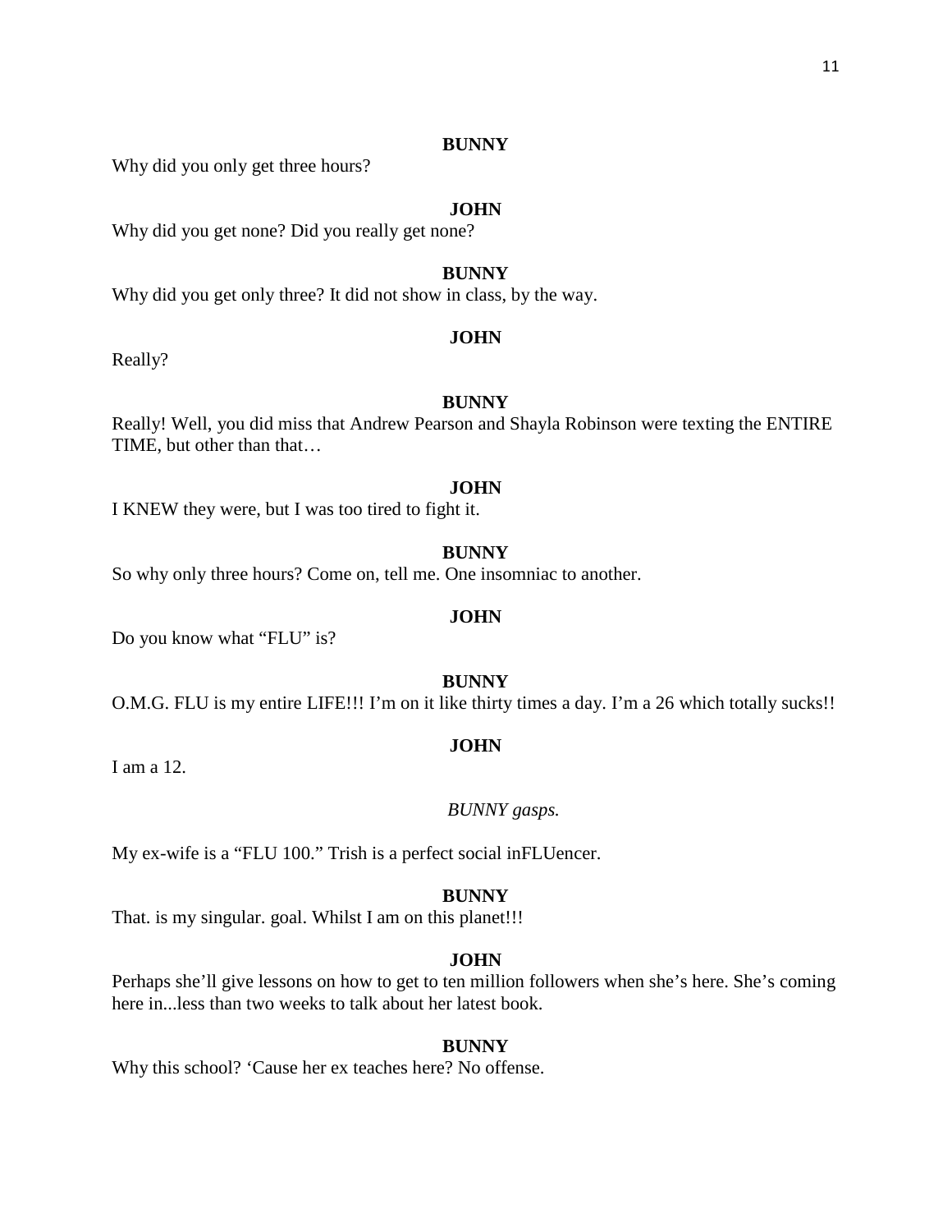**BUNNY**

Why did you only get three hours?

**JOHN**

Why did you get none? Did you really get none?

**BUNNY**

Why did you get only three? It did not show in class, by the way.

**JOHN**

Really?

**BUNNY**

Really! Well, you did miss that Andrew Pearson and Shayla Robinson were texting the ENTIRE TIME, but other than that…

**JOHN**

I KNEW they were, but I was too tired to fight it.

**BUNNY**

So why only three hours? Come on, tell me. One insomniac to another.

**JOHN**

Do you know what "FLU" is?

**BUNNY**

O.M.G. FLU is my entire LIFE!!! I'm on it like thirty times a day. I'm a 26 which totally sucks!!

**JOHN**

I am a 12.

*BUNNY gasps.*

My ex-wife is a "FLU 100." Trish is a perfect social inFLUencer.

**BUNNY**

That. is my singular. goal. Whilst I am on this planet!!!

**JOHN**

Perhaps she'll give lessons on how to get to ten million followers when she's here. She's coming here in...less than two weeks to talk about her latest book.

**BUNNY**

Why this school? 'Cause her ex teaches here? No offense.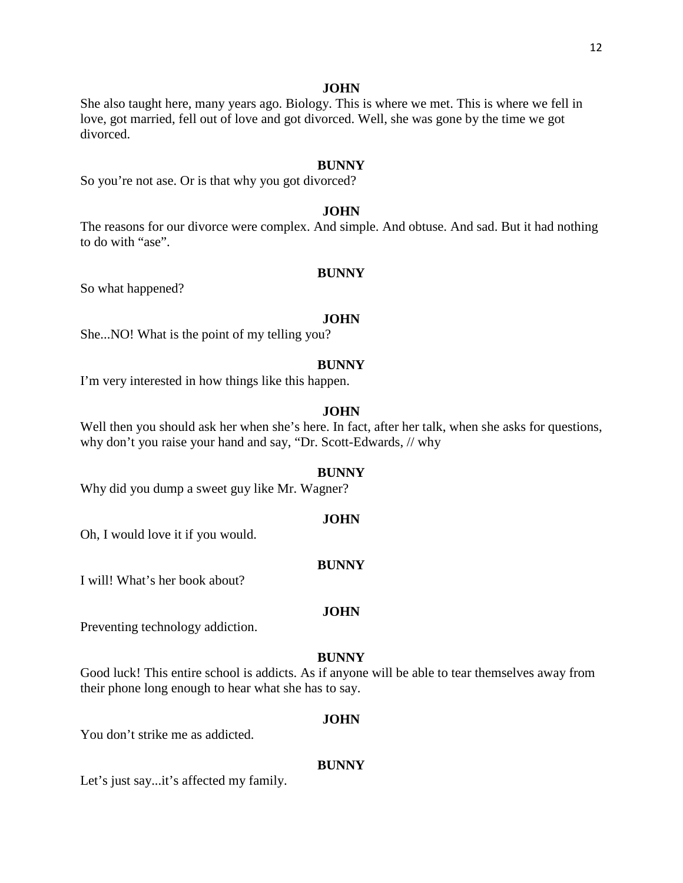**JOHN**

She also taught here, many years ago. Biology. This is where we met. This is where we fell in love, got married, fell out of love and got divorced. Well, she was gone by the time we got divorced.

**BUNNY**

So you're not ase. Or is that why you got divorced?

**JOHN**

The reasons for our divorce were complex. And simple. And obtuse. And sad. But it had nothing to do with "ase".

**BUNNY**

So what happened?

**JOHN**

She...NO! What is the point of my telling you?

**BUNNY**

I'm very interested in how things like this happen.

**JOHN**

Well then you should ask her when she's here. In fact, after her talk, when she asks for questions, why don't you raise your hand and say, "Dr. Scott-Edwards, // why

**BUNNY**

Why did you dump a sweet guy like Mr. Wagner?

**JOHN**

Oh, I would love it if you would.

**BUNNY**

I will! What's her book about?

**JOHN**

Preventing technology addiction.

**BUNNY**

Good luck! This entire school is addicts. As if anyone will be able to tear themselves away from their phone long enough to hear what she has to say.

**JOHN**

You don't strike me as addicted.

**BUNNY**

Let's just say...it's affected my family.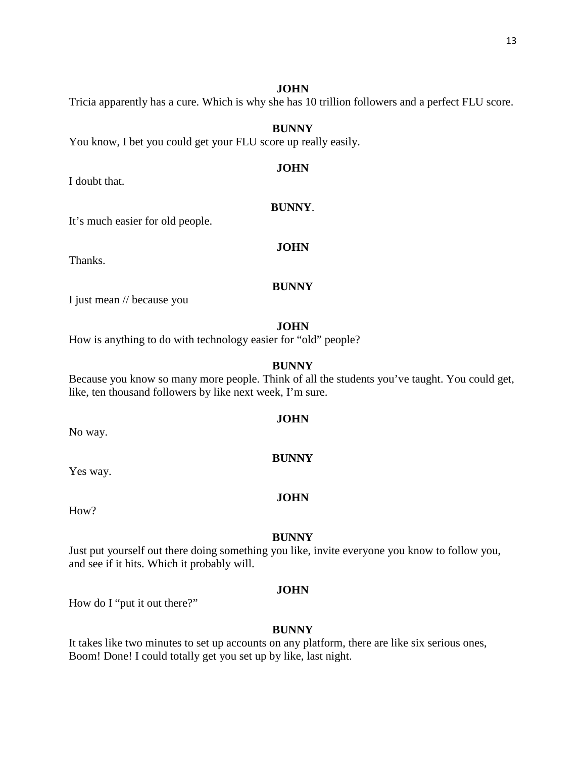**JOHN**

Tricia apparently has a cure. Which is why she has 10 trillion followers and a perfect FLU score.

**BUNNY**

You know, I bet you could get your FLU score up really easily.

**JOHN**

I doubt that.

**BUNNY**.

It's much easier for old people.

**JOHN**

Thanks.

**BUNNY**

I just mean // because you

**JOHN**

How is anything to do with technology easier for "old" people?

**BUNNY**

Because you know so many more people. Think of all the students you've taught. You could get, like, ten thousand followers by like next week, I'm sure.

**JOHN**

No way.

**BUNNY**

Yes way.

**JOHN**

How?

**BUNNY**

Just put yourself out there doing something you like, invite everyone you know to follow you, and see if it hits. Which it probably will.

**JOHN**

How do I "put it out there?"

**BUNNY**

It takes like two minutes to set up accounts on any platform, there are like six serious ones, Boom! Done! I could totally get you set up by like, last night.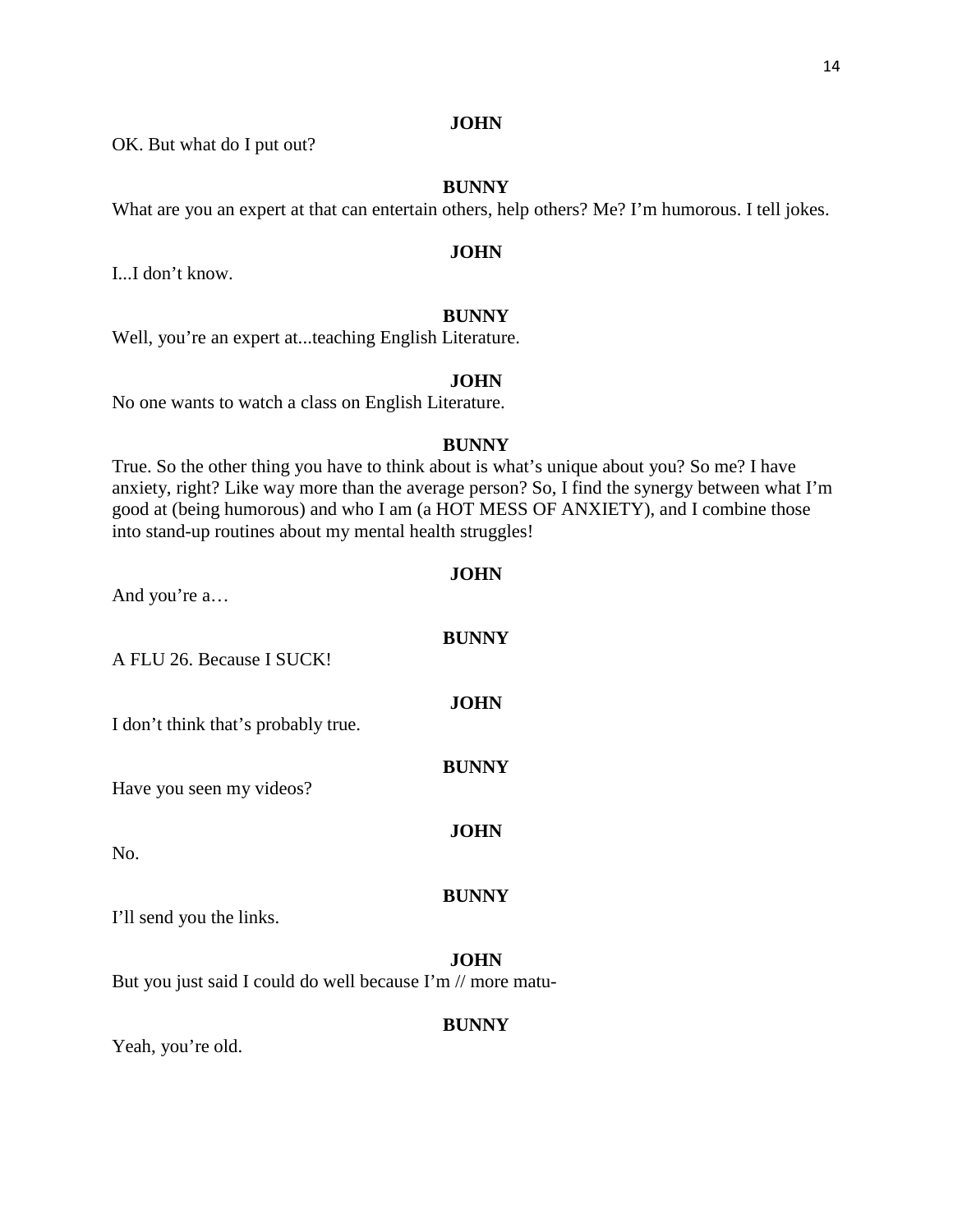**JOHN**

OK. But what do I put out?

**BUNNY**

What are you an expert at that can entertain others, help others? Me? I'm humorous. I tell jokes.

**JOHN**

I...I don't know.

**BUNNY**

Well, you're an expert at...teaching English Literature.

**JOHN**

No one wants to watch a class on English Literature.

**BUNNY**

True. So the other thing you have to think about is what's unique about you? So me? I have anxiety, right? Like way more than the average person? So, I find the synergy between what I'm good at (being humorous) and who I am (a HOT MESS OF ANXIETY), and I combine those into stand-up routines about my mental health struggles!

**JOHN**

And you're a…

**BUNNY**

A FLU 26. Because I SUCK!

**JOHN**

I don't think that's probably true.

**BUNNY**

Have you seen my videos?

**JOHN**

No.

**BUNNY**

I'll send you the links.

**JOHN**

But you just said I could do well because I'm // more matu-

**BUNNY**

Yeah, you're old.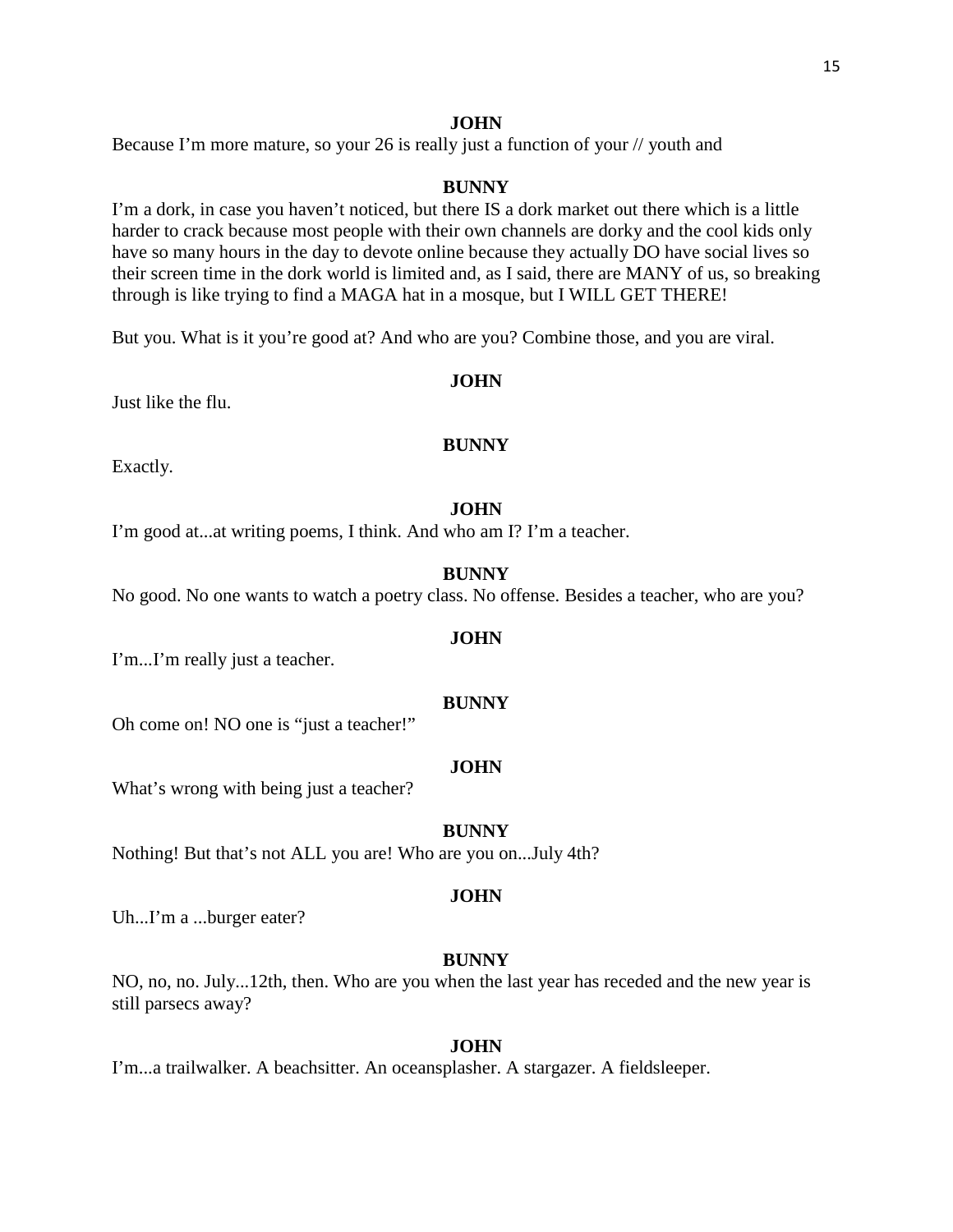**JOHN**

Because I'm more mature, so your 26 is really just a function of your // youth and

**BUNNY**

I'm a dork, in case you haven't noticed, but there IS a dork market out there which is a little harder to crack because most people with their own channels are dorky and the cool kids only have so many hours in the day to devote online because they actually DO have social lives so their screen time in the dork world is limited and, as I said, there are MANY of us, so breaking through is like trying to find a MAGA hat in a mosque, but I WILL GET THERE!

But you. What is it you're good at? And who are you? Combine those, and you are viral.

**JOHN**

Just like the flu.

**BUNNY**

Exactly.

**JOHN**

I'm good at...at writing poems, I think. And who am I? I'm a teacher.

**BUNNY**

No good. No one wants to watch a poetry class. No offense. Besides a teacher, who are you?

**JOHN**

I'm...I'm really just a teacher.

**BUNNY**

Oh come on! NO one is "just a teacher!"

**JOHN**

What's wrong with being just a teacher?

**BUNNY**

Nothing! But that's not ALL you are! Who are you on...July 4th?

**JOHN**

Uh...I'm a ...burger eater?

**BUNNY**

NO, no, no. July...12th, then. Who are you when the last year has receded and the new year is still parsecs away?

**JOHN**

I'm...a trailwalker. A beachsitter. An oceansplasher. A stargazer. A fieldsleeper.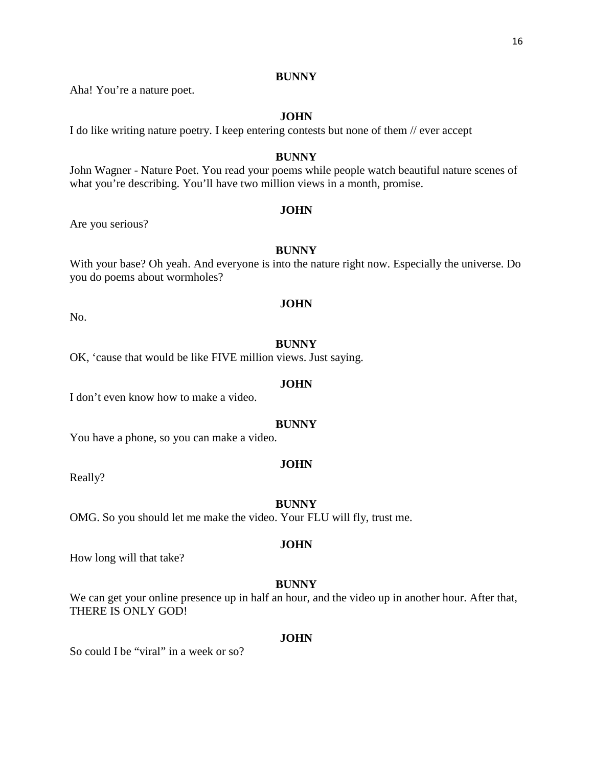**BUNNY**

Aha! You're a nature poet.

**JOHN**

I do like writing nature poetry. I keep entering contests but none of them // ever accept

**BUNNY**

John Wagner - Nature Poet. You read your poems while people watch beautiful nature scenes of what you're describing. You'll have two million views in a month, promise.

**JOHN**

Are you serious?

**BUNNY**

With your base? Oh yeah. And everyone is into the nature right now. Especially the universe. Do you do poems about wormholes?

**JOHN**

No.

**BUNNY**

OK, 'cause that would be like FIVE million views. Just saying.

**JOHN**

I don't even know how to make a video.

**BUNNY**

You have a phone, so you can make a video.

**JOHN**

Really?

**BUNNY**

OMG. So you should let me make the video. Your FLU will fly, trust me.

**JOHN**

How long will that take?

**BUNNY**

We can get your online presence up in half an hour, and the video up in another hour. After that, THERE IS ONLY GOD!

**JOHN**

So could I be "viral" in a week or so?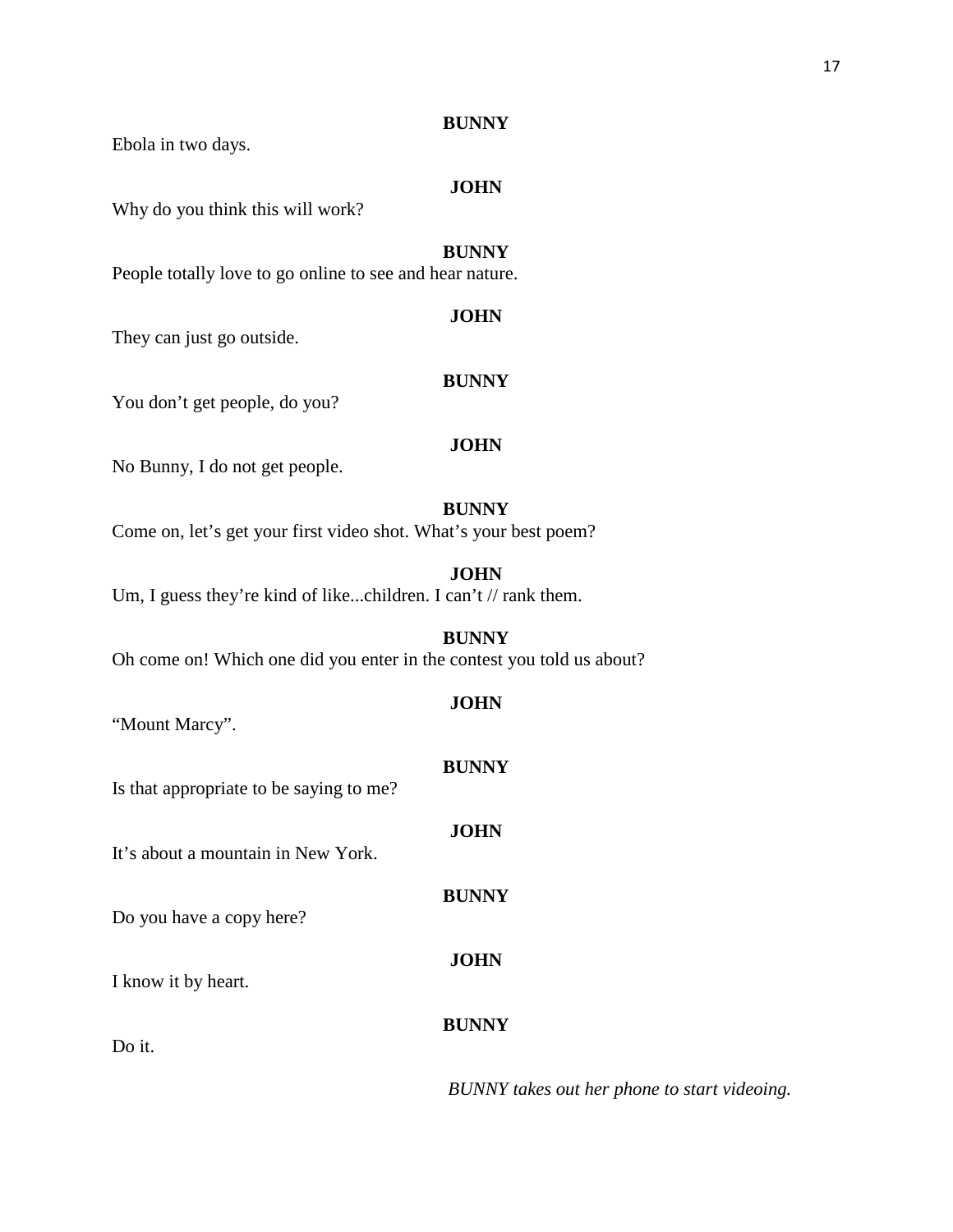**BUNNY**

Ebola in two days.

**JOHN**

Why do you think this will work?

**BUNNY**

People totally love to go online to see and hear nature.

**JOHN**

They can just go outside.

**BUNNY**

You don't get people, do you?

**JOHN**

No Bunny, I do not get people.

**BUNNY**

Come on, let's get your first video shot. What's your best poem?

**JOHN**

Um, I guess they're kind of like...children. I can't // rank them.

**BUNNY**

Oh come on! Which one did you enter in the contest you told us about?

**JOHN**

"Mount Marcy".

**BUNNY**

Is that appropriate to be saying to me?

**JOHN**

It's about a mountain in New York.

**BUNNY**

Do you have a copy here?

**JOHN**

I know it by heart.

**BUNNY**

Do it.

*BUNNY takes out her phone to start videoing.*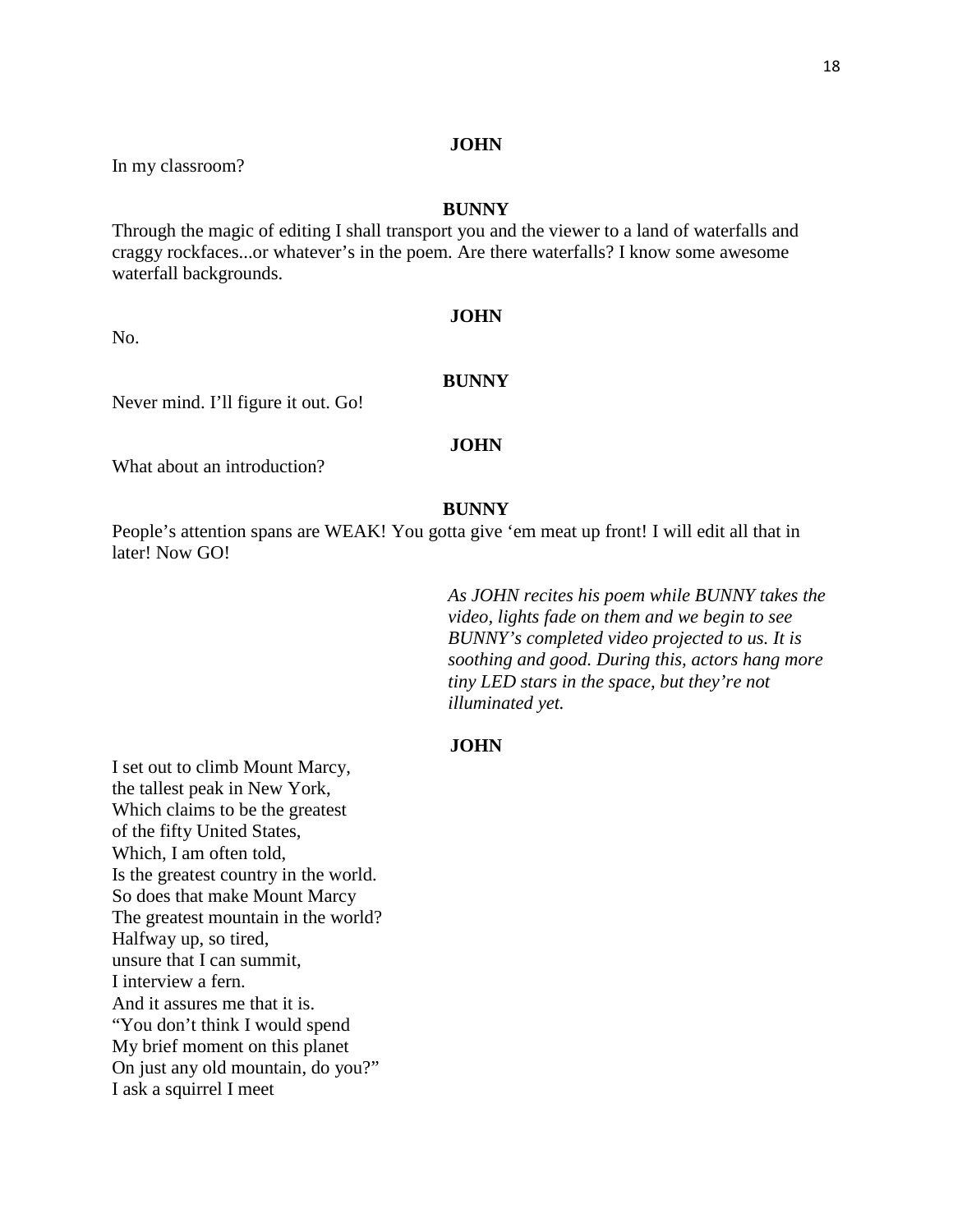**JOHN**

In my classroom?

**BUNNY**

Through the magic of editing I shall transport you and the viewer to a land of waterfalls and craggy rockfaces...or whatever's in the poem. Are there waterfalls? I know some awesome waterfall backgrounds.

**JOHN**

No.

**BUNNY**

Never mind. I'll figure it out. Go!

**JOHN**

What about an introduction?

**BUNNY**

People's attention spans are WEAK! You gotta give 'em meat up front! I will edit all that in later! Now GO!

*As JOHN recites his poem while BUNNY takes the video, lights fade on them and we begin to see BUNNY's completed video projected to us. It is soothing and good. During this, actors hang more tiny LED stars in the space, but they're not illuminated yet.*

**JOHN**

I set out to climb Mount Marcy,  
the tallest peak in New York,  
Which claims to be the greatest  
of the fifty United States,  
Which, I am often told,  
Is the greatest country in the world.  
So does that make Mount Marcy  
The greatest mountain in the world?  
Halfway up, so tired,  
unsure that I can summit,  
I interview a fern.  
And it assures me that it is.  
"You don't think I would spend  
My brief moment on this planet  
On just any old mountain, do you?"  
I ask a squirrel I meet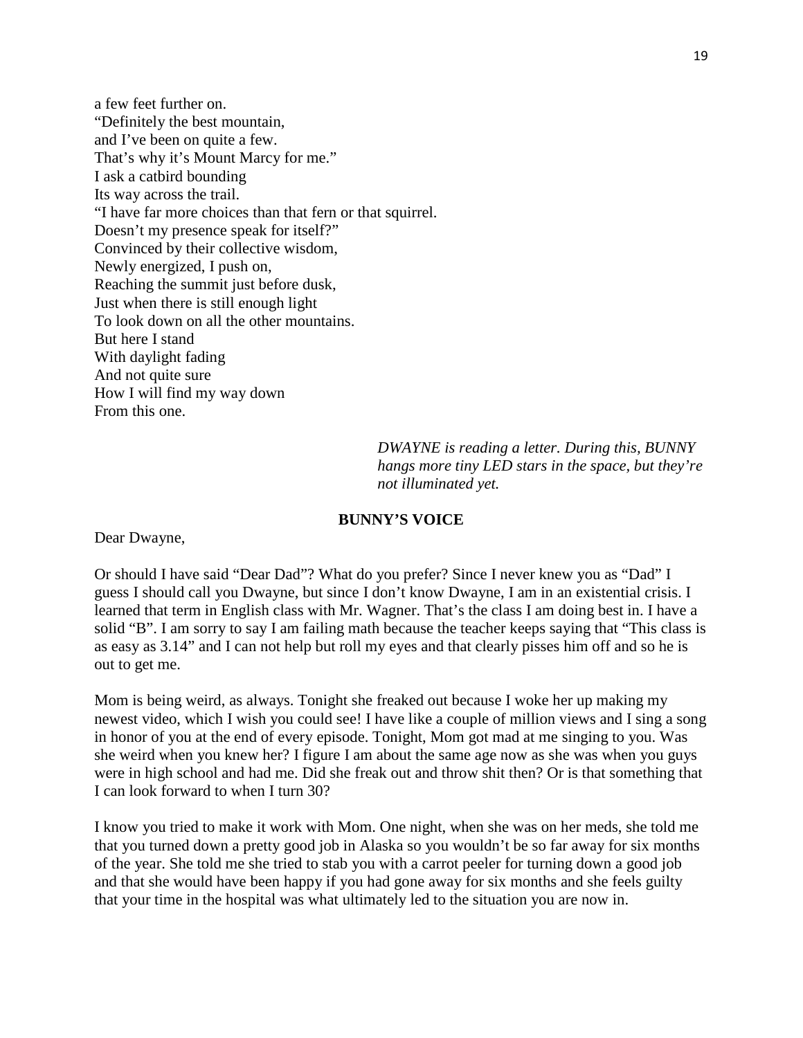a few feet further on.
"Definitely the best mountain,
and I've been on quite a few.
That's why it's Mount Marcy for me."
I ask a catbird bounding
Its way across the trail.
"I have far more choices than that fern or that squirrel.
Doesn't my presence speak for itself?"
Convinced by their collective wisdom,
Newly energized, I push on,
Reaching the summit just before dusk,
Just when there is still enough light
To look down on all the other mountains.
But here I stand
With daylight fading
And not quite sure
How I will find my way down
From this one.

*DWAYNE is reading a letter. During this, BUNNY hangs more tiny LED stars in the space, but they're not illuminated yet.*

**BUNNY'S VOICE**

Dear Dwayne,

Or should I have said "Dear Dad"? What do you prefer? Since I never knew you as "Dad" I guess I should call you Dwayne, but since I don't know Dwayne, I am in an existential crisis. I learned that term in English class with Mr. Wagner. That's the class I am doing best in. I have a solid "B". I am sorry to say I am failing math because the teacher keeps saying that "This class is as easy as 3.14" and I can not help but roll my eyes and that clearly pisses him off and so he is out to get me.

Mom is being weird, as always. Tonight she freaked out because I woke her up making my newest video, which I wish you could see! I have like a couple of million views and I sing a song in honor of you at the end of every episode. Tonight, Mom got mad at me singing to you. Was she weird when you knew her? I figure I am about the same age now as she was when you guys were in high school and had me. Did she freak out and throw shit then? Or is that something that I can look forward to when I turn 30?

I know you tried to make it work with Mom. One night, when she was on her meds, she told me that you turned down a pretty good job in Alaska so you wouldn't be so far away for six months of the year. She told me she tried to stab you with a carrot peeler for turning down a good job and that she would have been happy if you had gone away for six months and she feels guilty that your time in the hospital was what ultimately led to the situation you are now in.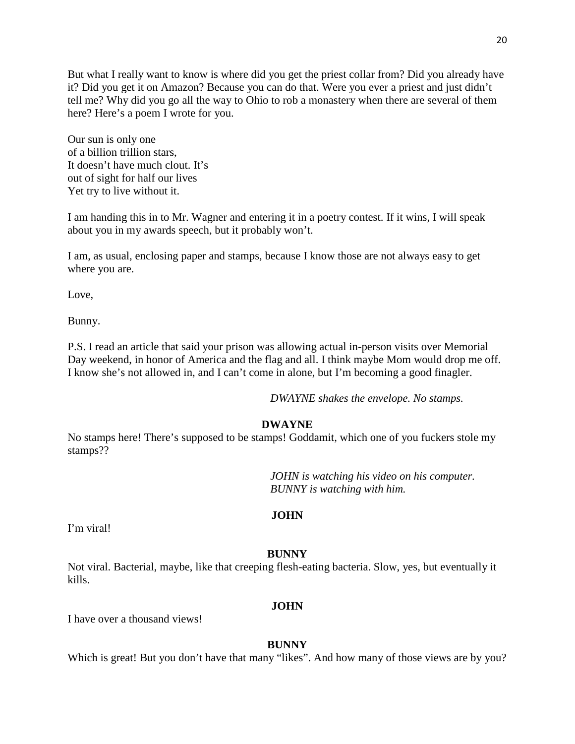But what I really want to know is where did you get the priest collar from? Did you already have it? Did you get it on Amazon? Because you can do that. Were you ever a priest and just didn't tell me? Why did you go all the way to Ohio to rob a monastery when there are several of them here? Here's a poem I wrote for you.

Our sun is only one  
of a billion trillion stars,  
It doesn't have much clout. It's  
out of sight for half our lives  
Yet try to live without it.

I am handing this in to Mr. Wagner and entering it in a poetry contest. If it wins, I will speak about you in my awards speech, but it probably won't.

I am, as usual, enclosing paper and stamps, because I know those are not always easy to get where you are.

Love,

Bunny.

P.S. I read an article that said your prison was allowing actual in-person visits over Memorial Day weekend, in honor of America and the flag and all. I think maybe Mom would drop me off. I know she's not allowed in, and I can't come in alone, but I'm becoming a good finagler.

*DWAYNE shakes the envelope. No stamps.*

**DWAYNE**

No stamps here! There's supposed to be stamps! Goddamit, which one of you fuckers stole my stamps??

*JOHN is watching his video on his computer. BUNNY is watching with him.*

**JOHN**

I'm viral!

**BUNNY**

Not viral. Bacterial, maybe, like that creeping flesh-eating bacteria. Slow, yes, but eventually it kills.

**JOHN**

I have over a thousand views!

**BUNNY**

Which is great! But you don't have that many "likes". And how many of those views are by you?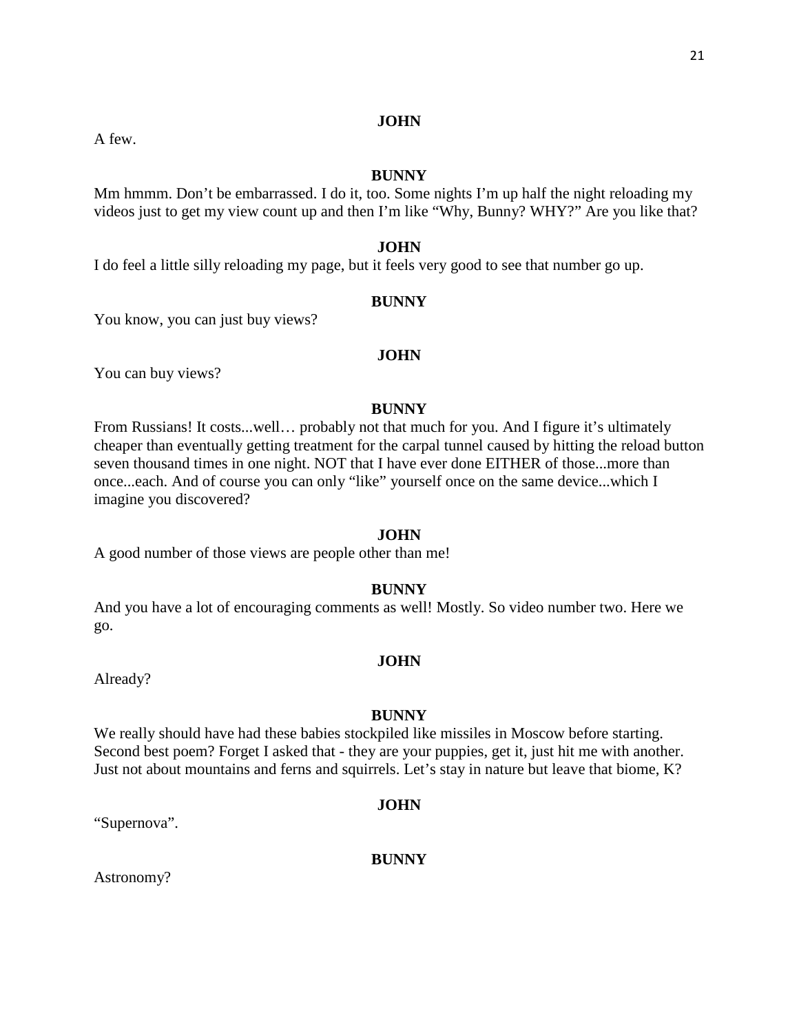**JOHN**

A few.

**BUNNY**

Mm hmmm. Don't be embarrassed. I do it, too. Some nights I'm up half the night reloading my videos just to get my view count up and then I'm like "Why, Bunny? WHY?" Are you like that?

**JOHN**

I do feel a little silly reloading my page, but it feels very good to see that number go up.

**BUNNY**

You know, you can just buy views?

**JOHN**

You can buy views?

**BUNNY**

From Russians! It costs...well… probably not that much for you. And I figure it's ultimately cheaper than eventually getting treatment for the carpal tunnel caused by hitting the reload button seven thousand times in one night. NOT that I have ever done EITHER of those...more than once...each. And of course you can only "like" yourself once on the same device...which I imagine you discovered?

**JOHN**

A good number of those views are people other than me!

**BUNNY**

And you have a lot of encouraging comments as well! Mostly. So video number two. Here we go.

**JOHN**

Already?

**BUNNY**

We really should have had these babies stockpiled like missiles in Moscow before starting. Second best poem? Forget I asked that - they are your puppies, get it, just hit me with another. Just not about mountains and ferns and squirrels. Let's stay in nature but leave that biome, K?

**JOHN**

"Supernova".

**BUNNY**

Astronomy?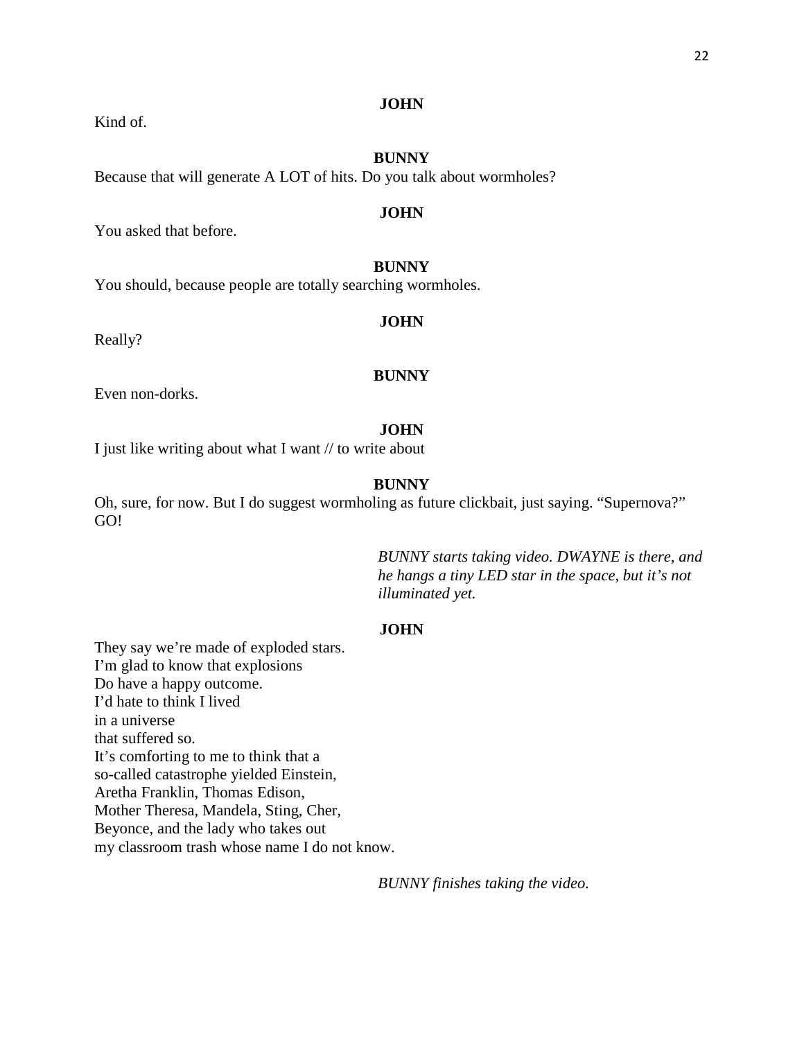**JOHN**

Kind of.

**BUNNY**

Because that will generate A LOT of hits. Do you talk about wormholes?

**JOHN**

You asked that before.

**BUNNY**

You should, because people are totally searching wormholes.

**JOHN**

Really?

**BUNNY**

Even non-dorks.

**JOHN**

I just like writing about what I want // to write about

**BUNNY**

Oh, sure, for now. But I do suggest wormholing as future clickbait, just saying. "Supernova?" GO!

*BUNNY starts taking video. DWAYNE is there, and he hangs a tiny LED star in the space, but it's not illuminated yet.*

**JOHN**

They say we're made of exploded stars.  
I'm glad to know that explosions  
Do have a happy outcome.  
I'd hate to think I lived  
in a universe  
that suffered so.  
It's comforting to me to think that a  
so-called catastrophe yielded Einstein,  
Aretha Franklin, Thomas Edison,  
Mother Theresa, Mandela, Sting, Cher,  
Beyonce, and the lady who takes out  
my classroom trash whose name I do not know.

*BUNNY finishes taking the video.*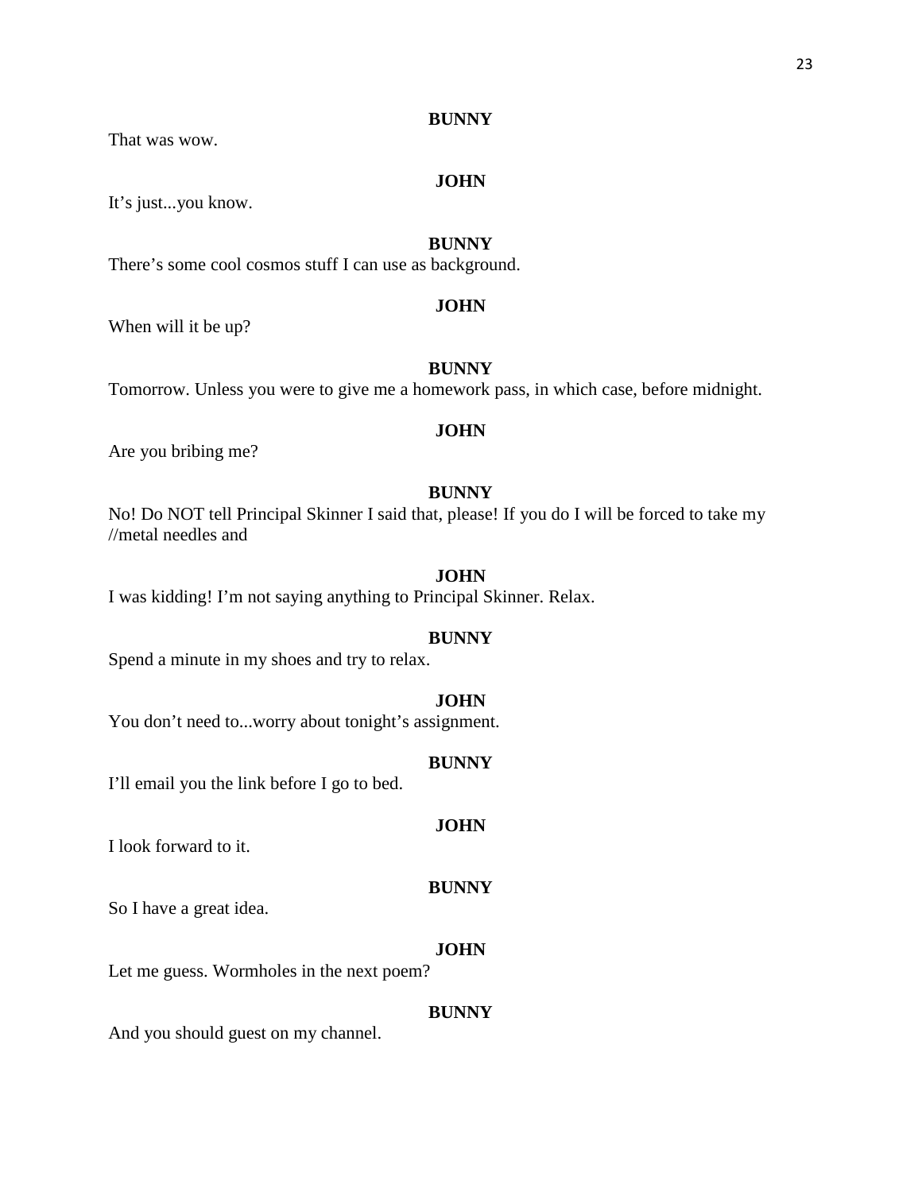**BUNNY**

That was wow.

**JOHN**

It's just...you know.

**BUNNY**

There's some cool cosmos stuff I can use as background.

**JOHN**

When will it be up?

**BUNNY**

Tomorrow. Unless you were to give me a homework pass, in which case, before midnight.

**JOHN**

Are you bribing me?

**BUNNY**

No! Do NOT tell Principal Skinner I said that, please! If you do I will be forced to take my //metal needles and

**JOHN**

I was kidding! I'm not saying anything to Principal Skinner. Relax.

**BUNNY**

Spend a minute in my shoes and try to relax.

**JOHN**

You don't need to...worry about tonight's assignment.

**BUNNY**

I'll email you the link before I go to bed.

**JOHN**

I look forward to it.

**BUNNY**

So I have a great idea.

**JOHN**

Let me guess. Wormholes in the next poem?

**BUNNY**

And you should guest on my channel.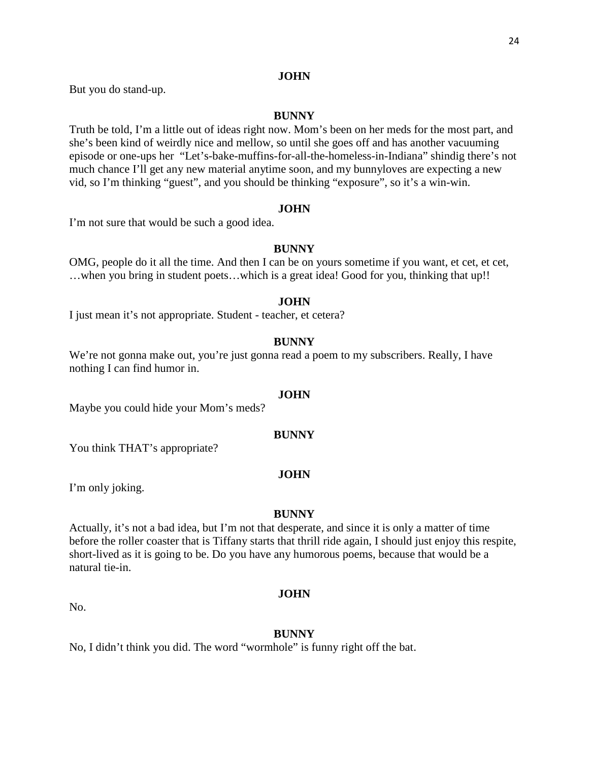**JOHN**

But you do stand-up.

**BUNNY**

Truth be told, I'm a little out of ideas right now. Mom's been on her meds for the most part, and she's been kind of weirdly nice and mellow, so until she goes off and has another vacuuming episode or one-ups her "Let's-bake-muffins-for-all-the-homeless-in-Indiana" shindig there's not much chance I'll get any new material anytime soon, and my bunnyloves are expecting a new vid, so I'm thinking "guest", and you should be thinking "exposure", so it's a win-win.

**JOHN**

I'm not sure that would be such a good idea.

**BUNNY**

OMG, people do it all the time. And then I can be on yours sometime if you want, et cet, et cet, …when you bring in student poets…which is a great idea! Good for you, thinking that up!!

**JOHN**

I just mean it's not appropriate. Student - teacher, et cetera?

**BUNNY**

We're not gonna make out, you're just gonna read a poem to my subscribers. Really, I have nothing I can find humor in.

**JOHN**

Maybe you could hide your Mom's meds?

**BUNNY**

You think THAT's appropriate?

**JOHN**

I'm only joking.

**BUNNY**

Actually, it's not a bad idea, but I'm not that desperate, and since it is only a matter of time before the roller coaster that is Tiffany starts that thrill ride again, I should just enjoy this respite, short-lived as it is going to be. Do you have any humorous poems, because that would be a natural tie-in.

**JOHN**

No.

**BUNNY**

No, I didn't think you did. The word "wormhole" is funny right off the bat.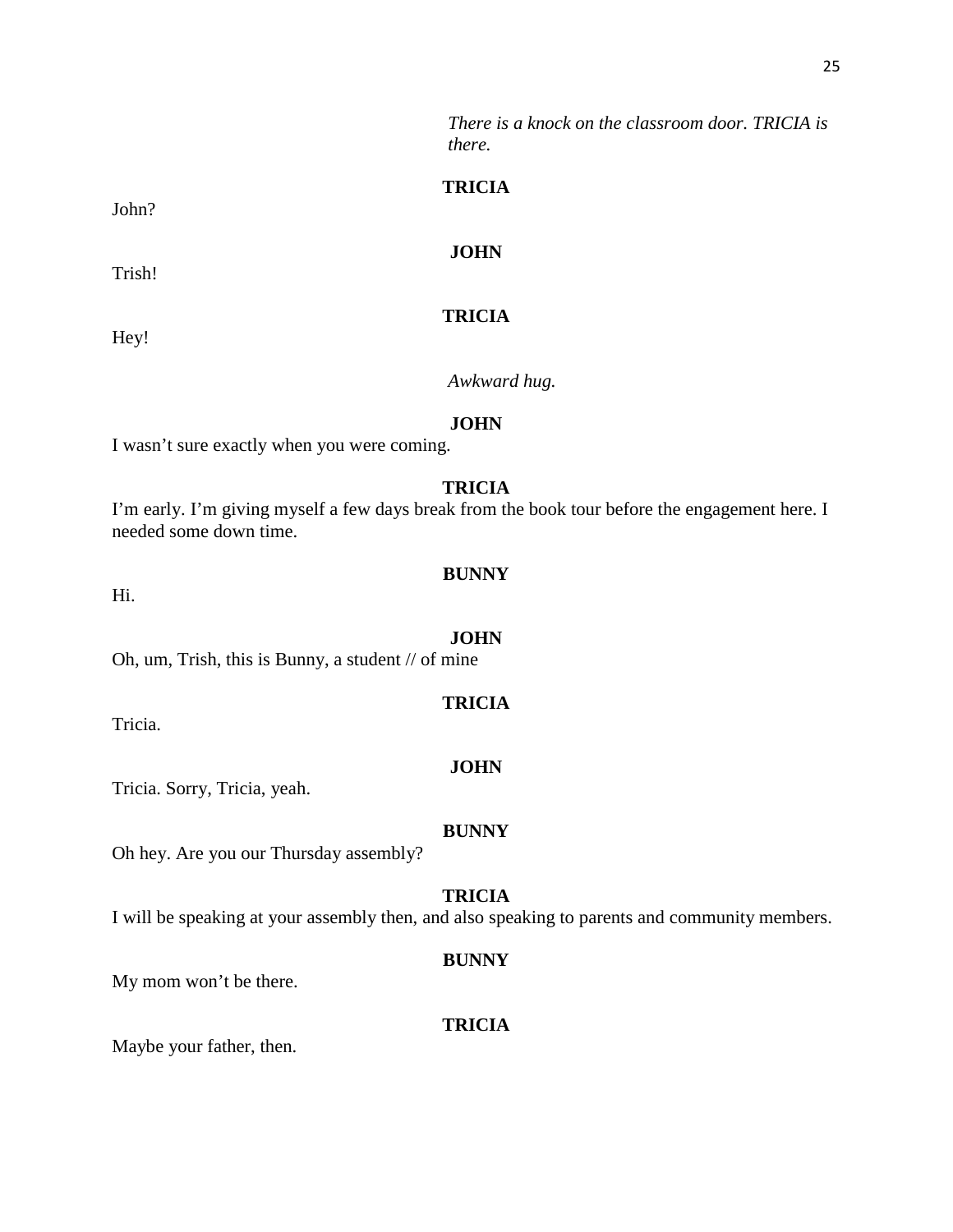*There is a knock on the classroom door. TRICIA is there.*

**TRICIA**

John?

**JOHN**

Trish!

**TRICIA**

Hey!

*Awkward hug.*

**JOHN**

I wasn't sure exactly when you were coming.

**TRICIA**

I'm early. I'm giving myself a few days break from the book tour before the engagement here. I needed some down time.

**BUNNY**

Hi.

**JOHN**

Oh, um, Trish, this is Bunny, a student // of mine

**TRICIA**

Tricia.

**JOHN**

Tricia. Sorry, Tricia, yeah.

**BUNNY**

Oh hey. Are you our Thursday assembly?

**TRICIA**

I will be speaking at your assembly then, and also speaking to parents and community members.

**BUNNY**

My mom won't be there.

**TRICIA**

Maybe your father, then.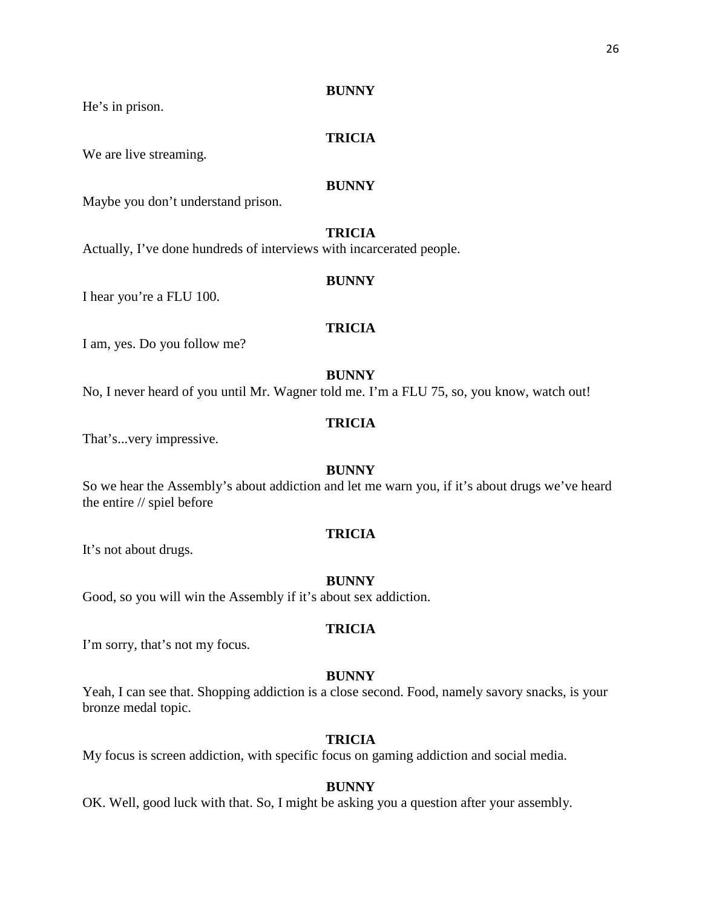**BUNNY**

He's in prison.

**TRICIA**

We are live streaming.

**BUNNY**

Maybe you don't understand prison.

**TRICIA**

Actually, I've done hundreds of interviews with incarcerated people.

**BUNNY**

I hear you're a FLU 100.

**TRICIA**

I am, yes. Do you follow me?

**BUNNY**

No, I never heard of you until Mr. Wagner told me. I'm a FLU 75, so, you know, watch out!

**TRICIA**

That's...very impressive.

**BUNNY**

So we hear the Assembly's about addiction and let me warn you, if it's about drugs we've heard the entire // spiel before

**TRICIA**

It's not about drugs.

**BUNNY**

Good, so you will win the Assembly if it's about sex addiction.

**TRICIA**

I'm sorry, that's not my focus.

**BUNNY**

Yeah, I can see that. Shopping addiction is a close second. Food, namely savory snacks, is your bronze medal topic.

**TRICIA**

My focus is screen addiction, with specific focus on gaming addiction and social media.

**BUNNY**

OK. Well, good luck with that. So, I might be asking you a question after your assembly.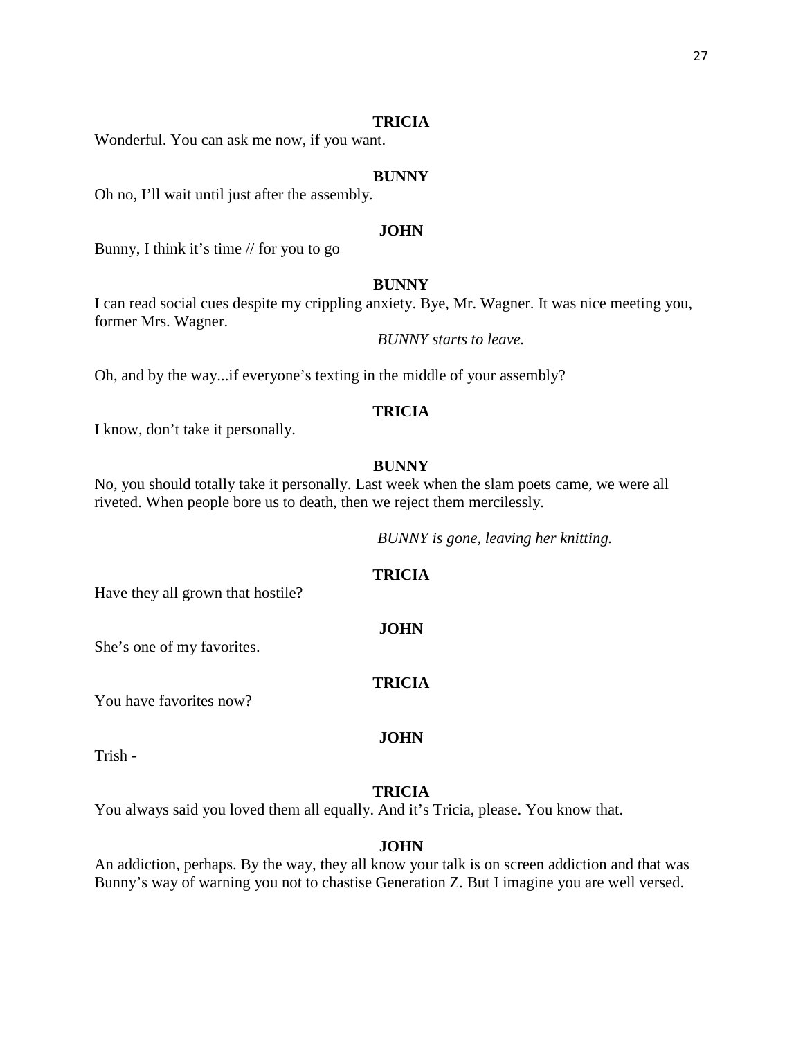**TRICIA**

Wonderful. You can ask me now, if you want.

**BUNNY**

Oh no, I'll wait until just after the assembly.

**JOHN**

Bunny, I think it's time // for you to go

**BUNNY**

I can read social cues despite my crippling anxiety. Bye, Mr. Wagner. It was nice meeting you, former Mrs. Wagner.

*BUNNY starts to leave.*

Oh, and by the way...if everyone's texting in the middle of your assembly?

**TRICIA**

I know, don't take it personally.

**BUNNY**

No, you should totally take it personally. Last week when the slam poets came, we were all riveted. When people bore us to death, then we reject them mercilessly.

*BUNNY is gone, leaving her knitting.*

**TRICIA**

Have they all grown that hostile?

**JOHN**

She's one of my favorites.

**TRICIA**

You have favorites now?

**JOHN**

Trish -

**TRICIA**

You always said you loved them all equally. And it's Tricia, please. You know that.

**JOHN**

An addiction, perhaps. By the way, they all know your talk is on screen addiction and that was Bunny's way of warning you not to chastise Generation Z. But I imagine you are well versed.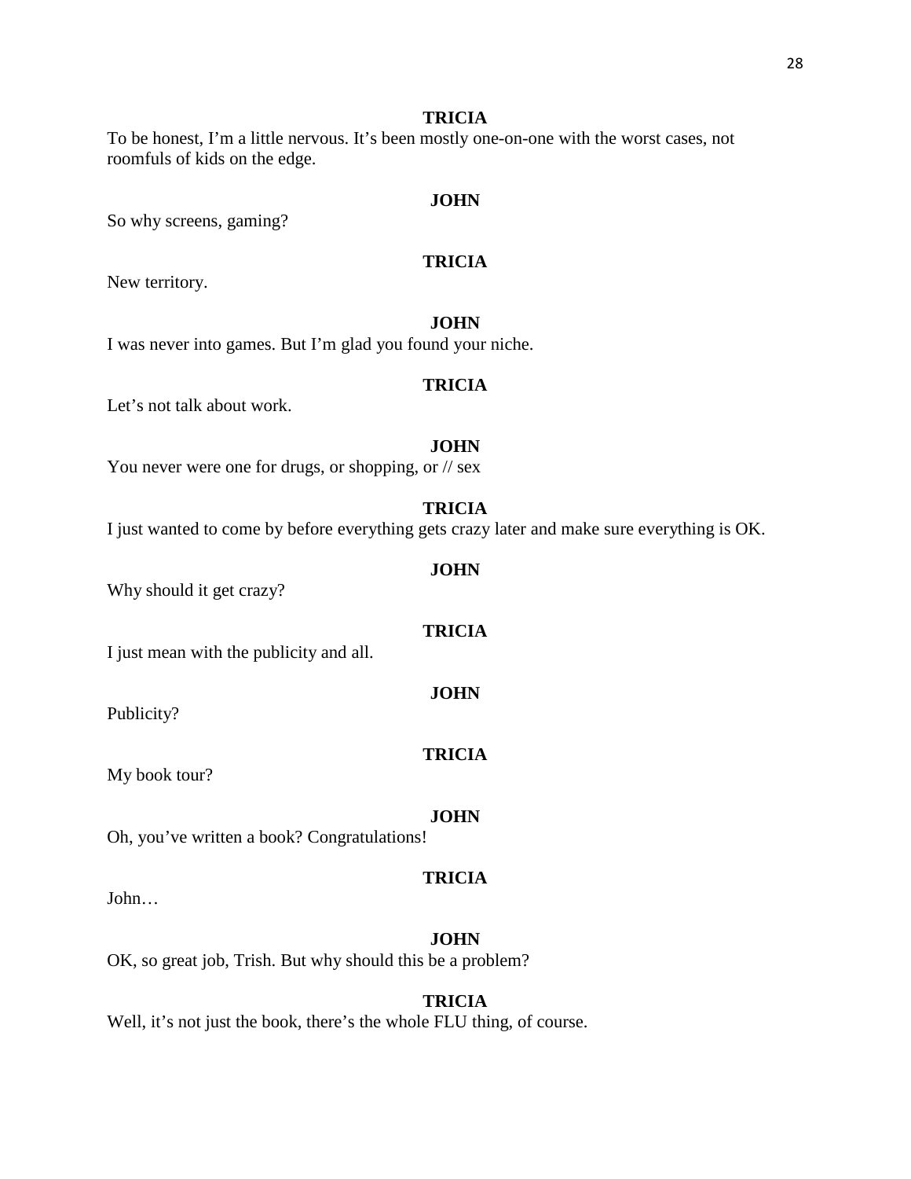**TRICIA**

To be honest, I'm a little nervous. It's been mostly one-on-one with the worst cases, not roomfuls of kids on the edge.

**JOHN**

So why screens, gaming?

**TRICIA**

New territory.

**JOHN**

I was never into games. But I'm glad you found your niche.

**TRICIA**

Let's not talk about work.

**JOHN**

You never were one for drugs, or shopping, or // sex

**TRICIA**

I just wanted to come by before everything gets crazy later and make sure everything is OK.

**JOHN**

Why should it get crazy?

**TRICIA**

I just mean with the publicity and all.

**JOHN**

Publicity?

**TRICIA**

My book tour?

**JOHN**

Oh, you've written a book? Congratulations!

**TRICIA**

John…

**JOHN**

OK, so great job, Trish. But why should this be a problem?

**TRICIA**

Well, it's not just the book, there's the whole FLU thing, of course.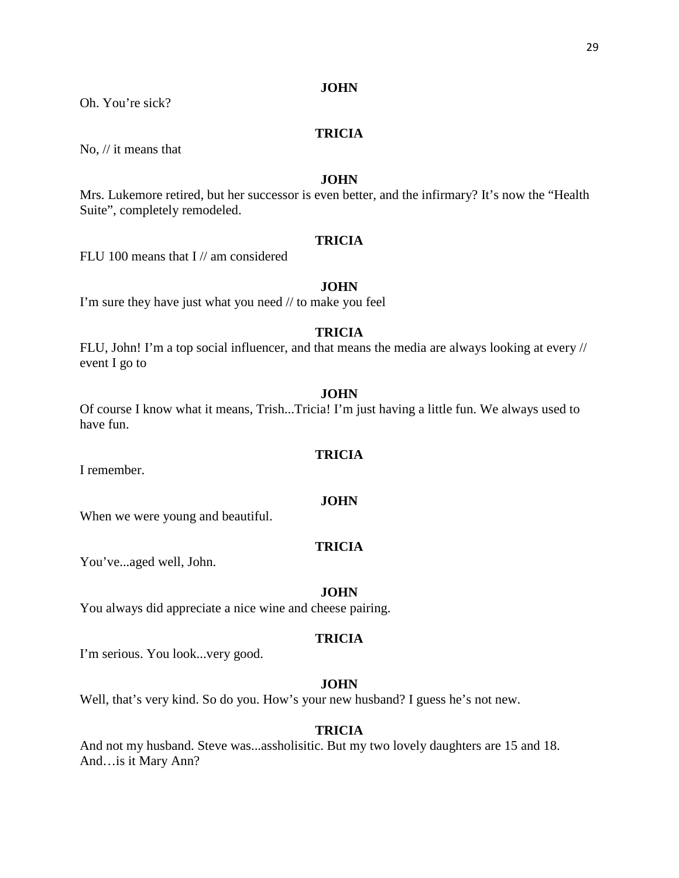**JOHN**

Oh. You're sick?

**TRICIA**

No, // it means that

**JOHN**

Mrs. Lukemore retired, but her successor is even better, and the infirmary? It's now the "Health Suite", completely remodeled.

**TRICIA**

FLU 100 means that I // am considered

**JOHN**

I'm sure they have just what you need // to make you feel

**TRICIA**

FLU, John! I'm a top social influencer, and that means the media are always looking at every // event I go to

**JOHN**

Of course I know what it means, Trish...Tricia! I'm just having a little fun. We always used to have fun.

**TRICIA**

I remember.

**JOHN**

When we were young and beautiful.

**TRICIA**

You've...aged well, John.

**JOHN**

You always did appreciate a nice wine and cheese pairing.

**TRICIA**

I'm serious. You look...very good.

**JOHN**

Well, that's very kind. So do you. How's your new husband? I guess he's not new.

**TRICIA**

And not my husband. Steve was...assholisitic. But my two lovely daughters are 15 and 18. And…is it Mary Ann?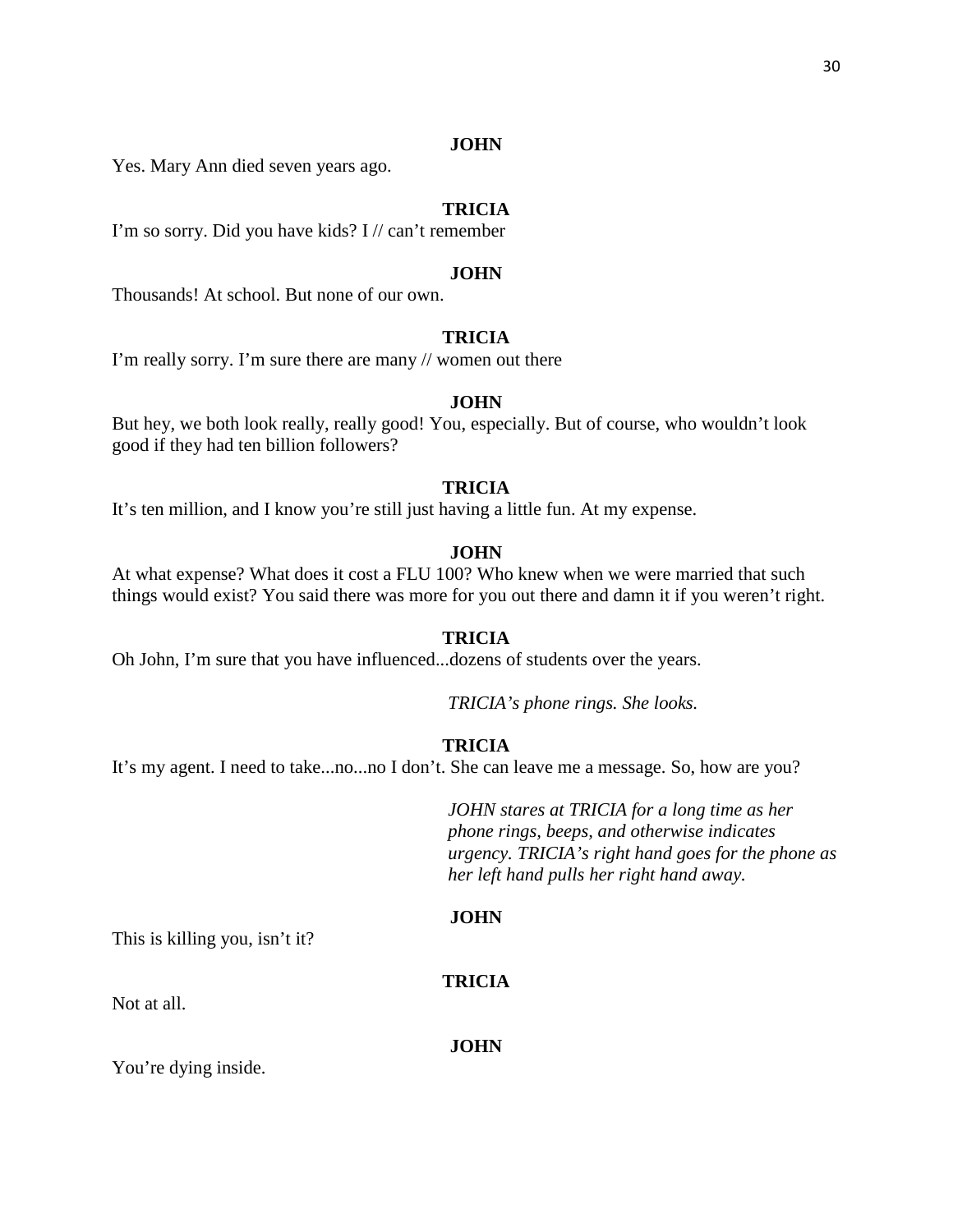**JOHN**

Yes. Mary Ann died seven years ago.

**TRICIA**

I'm so sorry. Did you have kids? I // can't remember

**JOHN**

Thousands! At school. But none of our own.

**TRICIA**

I'm really sorry. I'm sure there are many // women out there

**JOHN**

But hey, we both look really, really good! You, especially. But of course, who wouldn't look good if they had ten billion followers?

**TRICIA**

It's ten million, and I know you're still just having a little fun. At my expense.

**JOHN**

At what expense? What does it cost a FLU 100? Who knew when we were married that such things would exist? You said there was more for you out there and damn it if you weren't right.

**TRICIA**

Oh John, I'm sure that you have influenced...dozens of students over the years.

*TRICIA's phone rings. She looks.*

**TRICIA**

It's my agent. I need to take...no...no I don't. She can leave me a message. So, how are you?

*JOHN stares at TRICIA for a long time as her phone rings, beeps, and otherwise indicates urgency. TRICIA's right hand goes for the phone as her left hand pulls her right hand away.*

**JOHN**

This is killing you, isn't it?

**TRICIA**

Not at all.

**JOHN**

You're dying inside.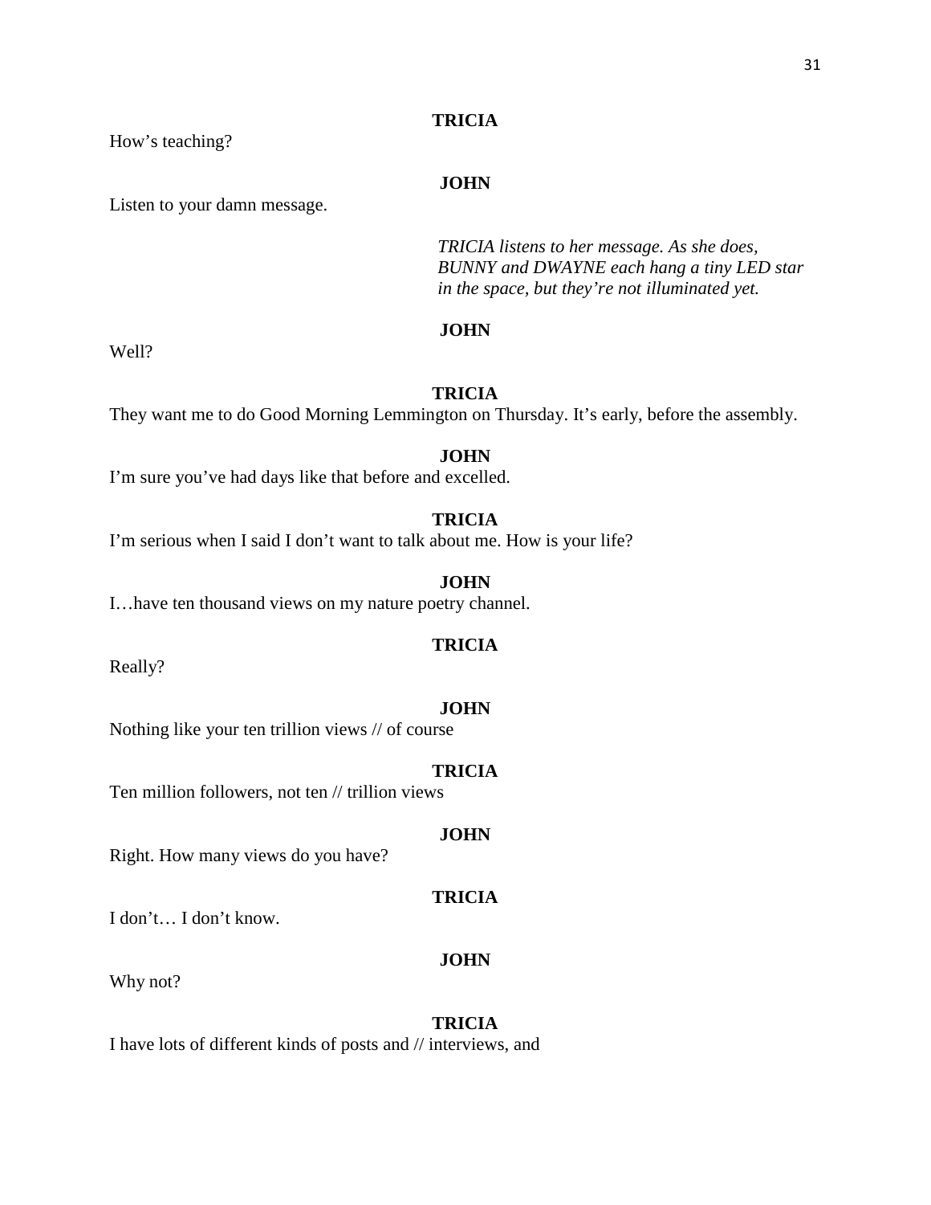**TRICIA**

How's teaching?

**JOHN**

Listen to your damn message.

*TRICIA listens to her message. As she does, BUNNY and DWAYNE each hang a tiny LED star in the space, but they're not illuminated yet.*

**JOHN**

Well?

**TRICIA**

They want me to do Good Morning Lemmington on Thursday. It's early, before the assembly.

**JOHN**

I'm sure you've had days like that before and excelled.

**TRICIA**

I'm serious when I said I don't want to talk about me. How is your life?

**JOHN**

I…have ten thousand views on my nature poetry channel.

**TRICIA**

Really?

**JOHN**

Nothing like your ten trillion views // of course

**TRICIA**

Ten million followers, not ten // trillion views

**JOHN**

Right. How many views do you have?

**TRICIA**

I don't… I don't know.

**JOHN**

Why not?

**TRICIA**

I have lots of different kinds of posts and // interviews, and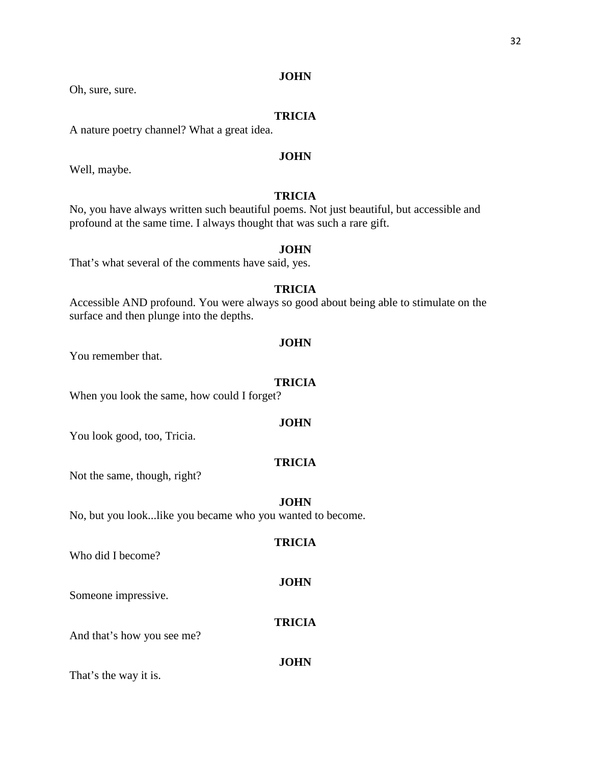**JOHN**

Oh, sure, sure.

**TRICIA**

A nature poetry channel? What a great idea.

**JOHN**

Well, maybe.

**TRICIA**

No, you have always written such beautiful poems. Not just beautiful, but accessible and profound at the same time. I always thought that was such a rare gift.

**JOHN**

That's what several of the comments have said, yes.

**TRICIA**

Accessible AND profound. You were always so good about being able to stimulate on the surface and then plunge into the depths.

**JOHN**

You remember that.

**TRICIA**

When you look the same, how could I forget?

**JOHN**

You look good, too, Tricia.

**TRICIA**

Not the same, though, right?

**JOHN**

No, but you look...like you became who you wanted to become.

**TRICIA**

Who did I become?

**JOHN**

Someone impressive.

**TRICIA**

And that's how you see me?

**JOHN**

That's the way it is.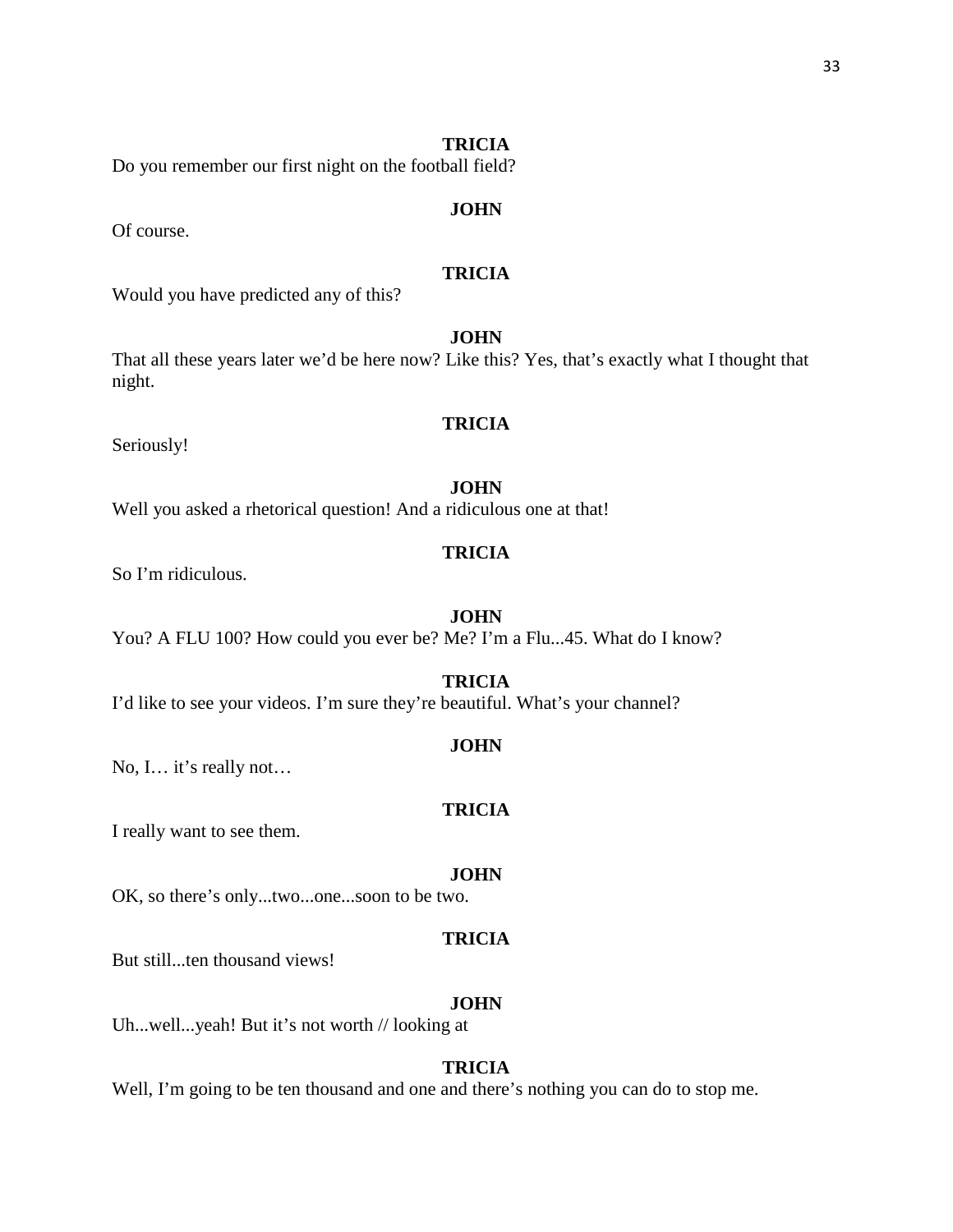**TRICIA**

Do you remember our first night on the football field?

**JOHN**

Of course.

**TRICIA**

Would you have predicted any of this?

**JOHN**

That all these years later we'd be here now? Like this? Yes, that's exactly what I thought that night.

**TRICIA**

Seriously!

**JOHN**

Well you asked a rhetorical question! And a ridiculous one at that!

**TRICIA**

So I'm ridiculous.

**JOHN**

You? A FLU 100? How could you ever be? Me? I'm a Flu...45. What do I know?

**TRICIA**

I'd like to see your videos. I'm sure they're beautiful. What's your channel?

**JOHN**

No, I… it's really not…

**TRICIA**

I really want to see them.

**JOHN**

OK, so there's only...two...one...soon to be two.

**TRICIA**

But still...ten thousand views!

**JOHN**

Uh...well...yeah! But it's not worth // looking at

**TRICIA**

Well, I'm going to be ten thousand and one and there's nothing you can do to stop me.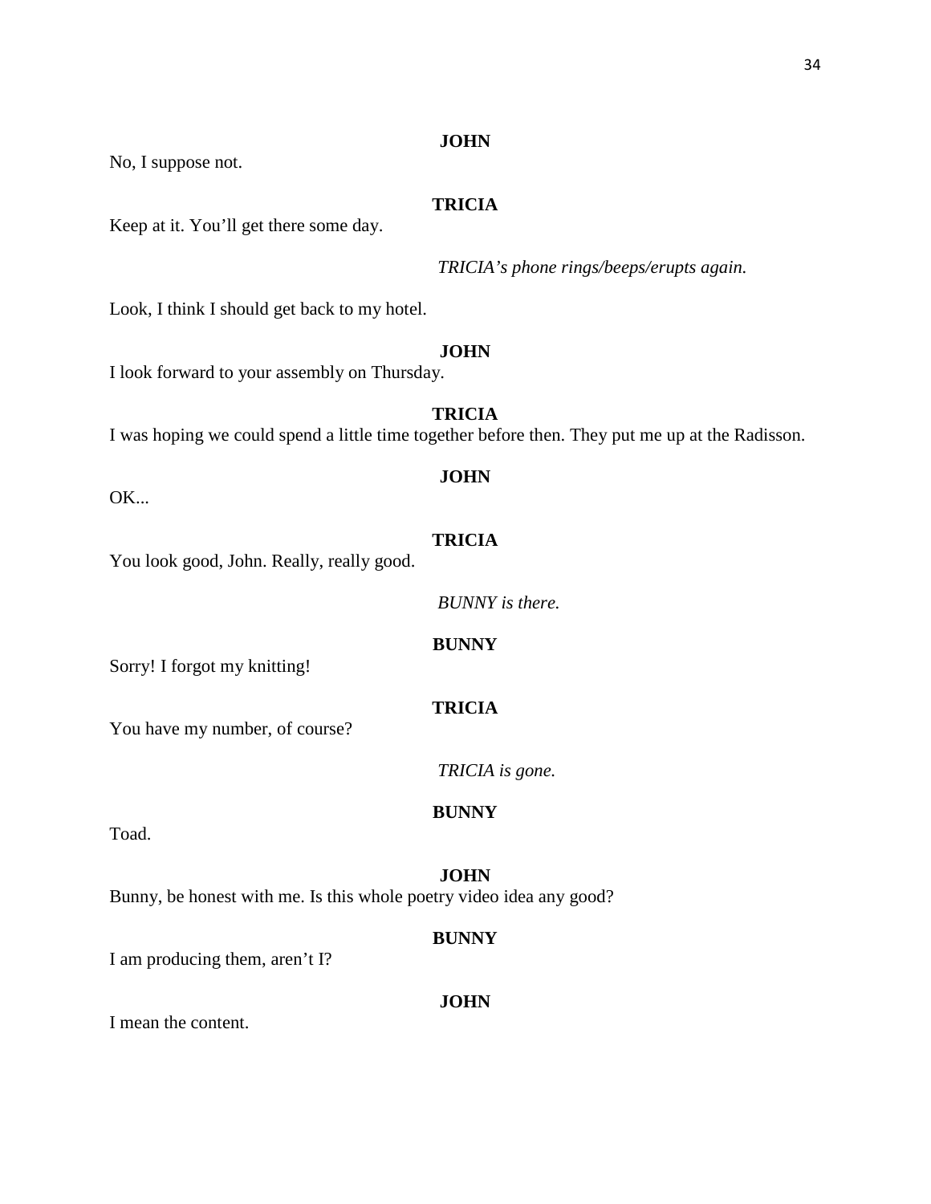**JOHN**

No, I suppose not.

**TRICIA**

Keep at it. You'll get there some day.

*TRICIA's phone rings/beeps/erupts again.*

Look, I think I should get back to my hotel.

**JOHN**

I look forward to your assembly on Thursday.

**TRICIA**

I was hoping we could spend a little time together before then. They put me up at the Radisson.

**JOHN**

OK...

**TRICIA**

You look good, John. Really, really good.

*BUNNY is there.*

**BUNNY**

Sorry! I forgot my knitting!

**TRICIA**

You have my number, of course?

*TRICIA is gone.*

**BUNNY**

Toad.

**JOHN**

Bunny, be honest with me. Is this whole poetry video idea any good?

**BUNNY**

I am producing them, aren't I?

**JOHN**

I mean the content.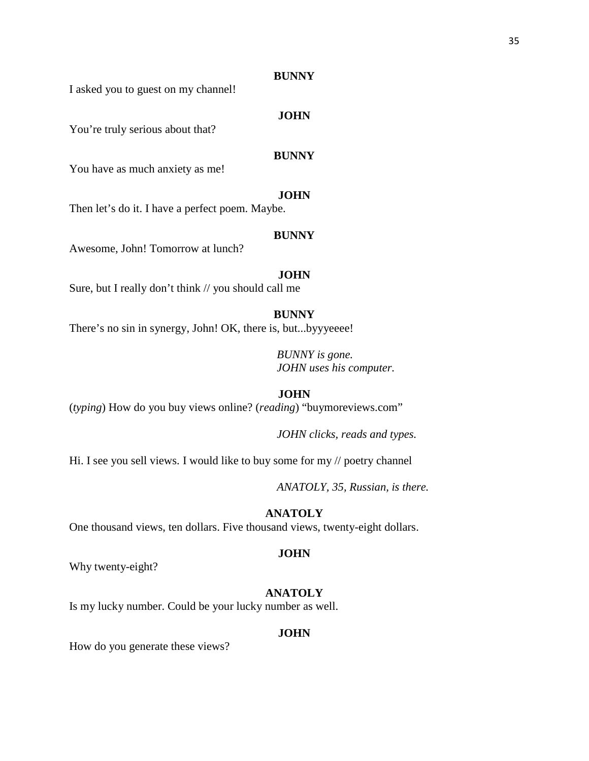**BUNNY**

I asked you to guest on my channel!

**JOHN**

You're truly serious about that?

**BUNNY**

You have as much anxiety as me!

**JOHN**

Then let's do it. I have a perfect poem. Maybe.

**BUNNY**

Awesome, John! Tomorrow at lunch?

**JOHN**

Sure, but I really don't think // you should call me

**BUNNY**

There's no sin in synergy, John! OK, there is, but...byyyeeee!

*BUNNY is gone.*
*JOHN uses his computer.*

**JOHN**

(*typing*) How do you buy views online? (*reading*) "buymoreviews.com"

*JOHN clicks, reads and types.*

Hi. I see you sell views. I would like to buy some for my // poetry channel

*ANATOLY, 35, Russian, is there.*

**ANATOLY**

One thousand views, ten dollars. Five thousand views, twenty-eight dollars.

**JOHN**

Why twenty-eight?

**ANATOLY**

Is my lucky number. Could be your lucky number as well.

**JOHN**

How do you generate these views?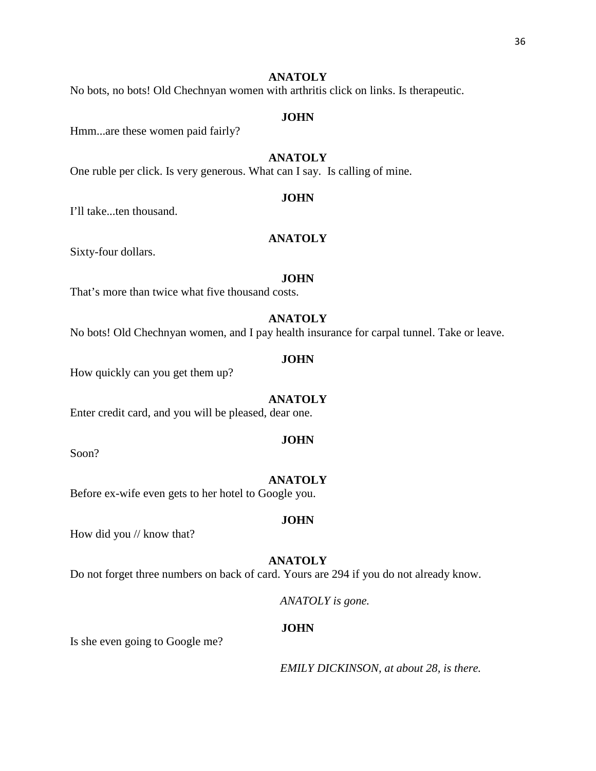**ANATOLY**

No bots, no bots! Old Chechnyan women with arthritis click on links. Is therapeutic.

**JOHN**

Hmm...are these women paid fairly?

**ANATOLY**

One ruble per click. Is very generous. What can I say.  Is calling of mine.

**JOHN**

I'll take...ten thousand.

**ANATOLY**

Sixty-four dollars.

**JOHN**

That's more than twice what five thousand costs.

**ANATOLY**

No bots! Old Chechnyan women, and I pay health insurance for carpal tunnel. Take or leave.

**JOHN**

How quickly can you get them up?

**ANATOLY**

Enter credit card, and you will be pleased, dear one.

**JOHN**

Soon?

**ANATOLY**

Before ex-wife even gets to her hotel to Google you.

**JOHN**

How did you // know that?

**ANATOLY**

Do not forget three numbers on back of card. Yours are 294 if you do not already know.

*ANATOLY is gone.*

**JOHN**

Is she even going to Google me?

*EMILY DICKINSON, at about 28, is there.*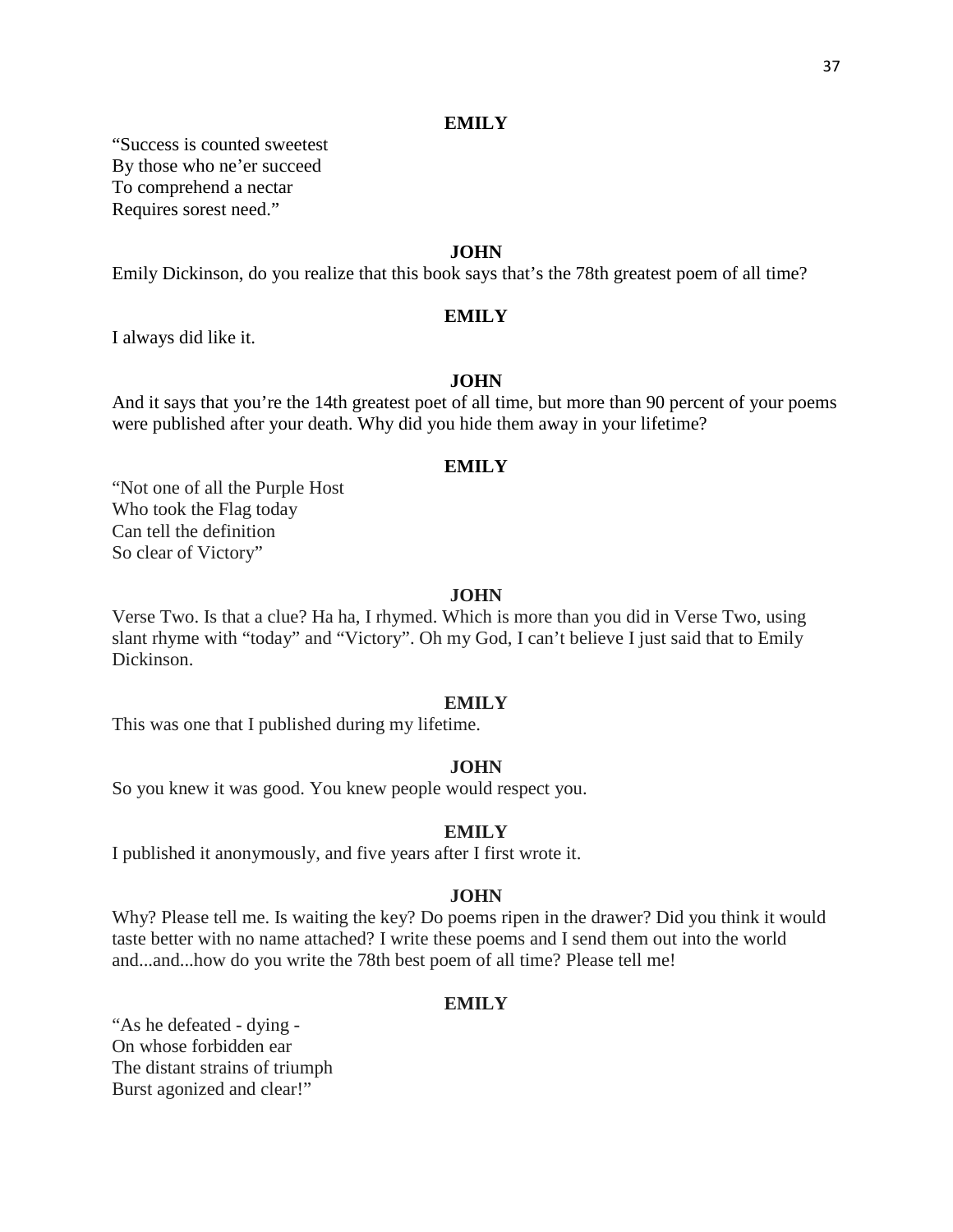**EMILY**

“Success is counted sweetest
By those who ne’er succeed
To comprehend a nectar
Requires sorest need.”

**JOHN**

Emily Dickinson, do you realize that this book says that’s the 78th greatest poem of all time?

**EMILY**

I always did like it.

**JOHN**

And it says that you’re the 14th greatest poet of all time, but more than 90 percent of your poems were published after your death. Why did you hide them away in your lifetime?

**EMILY**

“Not one of all the Purple Host
Who took the Flag today
Can tell the definition
So clear of Victory”

**JOHN**

Verse Two. Is that a clue? Ha ha, I rhymed. Which is more than you did in Verse Two, using slant rhyme with “today” and “Victory”. Oh my God, I can’t believe I just said that to Emily Dickinson.

**EMILY**

This was one that I published during my lifetime.

**JOHN**

So you knew it was good. You knew people would respect you.

**EMILY**

I published it anonymously, and five years after I first wrote it.

**JOHN**

Why? Please tell me. Is waiting the key? Do poems ripen in the drawer? Did you think it would taste better with no name attached? I write these poems and I send them out into the world and...and...how do you write the 78th best poem of all time? Please tell me!

**EMILY**

“As he defeated - dying -
On whose forbidden ear
The distant strains of triumph
Burst agonized and clear!”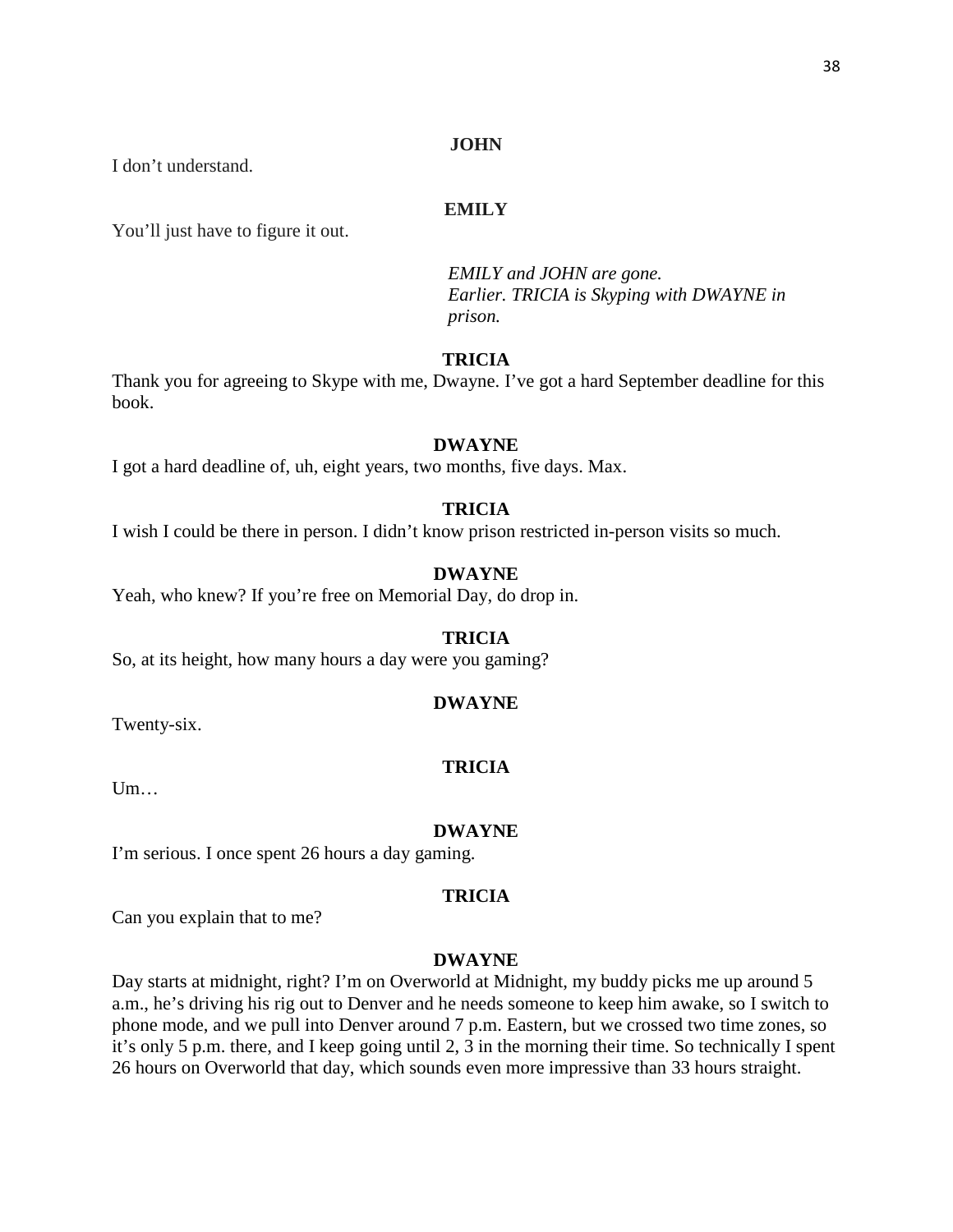**JOHN**

I don't understand.

**EMILY**

You'll just have to figure it out.

*EMILY and JOHN are gone.*
*Earlier. TRICIA is Skyping with DWAYNE in prison.*

**TRICIA**

Thank you for agreeing to Skype with me, Dwayne. I've got a hard September deadline for this book.

**DWAYNE**

I got a hard deadline of, uh, eight years, two months, five days. Max.

**TRICIA**

I wish I could be there in person. I didn't know prison restricted in-person visits so much.

**DWAYNE**

Yeah, who knew? If you're free on Memorial Day, do drop in.

**TRICIA**

So, at its height, how many hours a day were you gaming?

**DWAYNE**

Twenty-six.

**TRICIA**

Um…

**DWAYNE**

I'm serious. I once spent 26 hours a day gaming.

**TRICIA**

Can you explain that to me?

**DWAYNE**

Day starts at midnight, right? I'm on Overworld at Midnight, my buddy picks me up around 5 a.m., he's driving his rig out to Denver and he needs someone to keep him awake, so I switch to phone mode, and we pull into Denver around 7 p.m. Eastern, but we crossed two time zones, so it's only 5 p.m. there, and I keep going until 2, 3 in the morning their time. So technically I spent 26 hours on Overworld that day, which sounds even more impressive than 33 hours straight.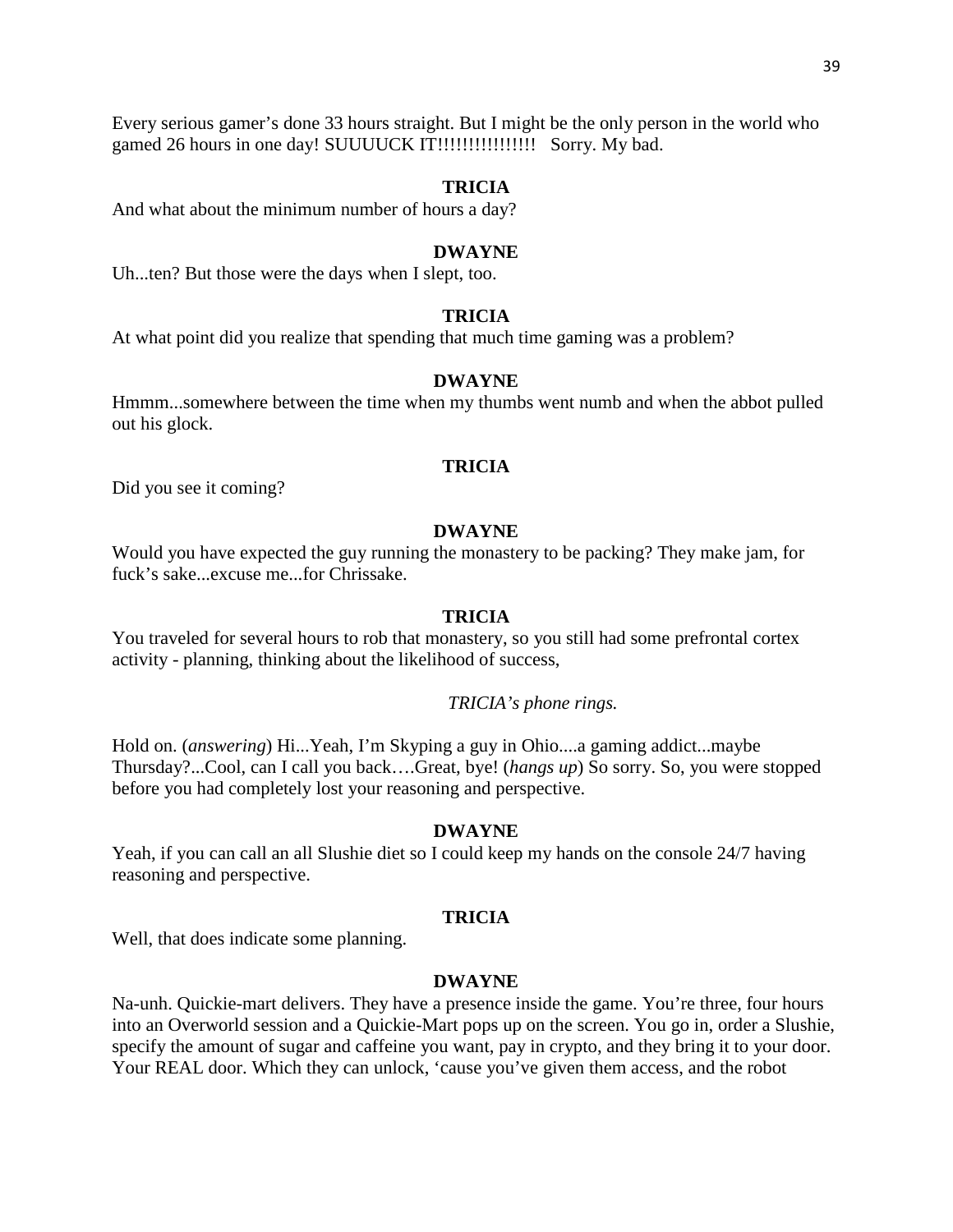Every serious gamer's done 33 hours straight. But I might be the only person in the world who gamed 26 hours in one day! SUUUUCK IT!!!!!!!!!!!!!!!!   Sorry. My bad.

**TRICIA**

And what about the minimum number of hours a day?

**DWAYNE**

Uh...ten? But those were the days when I slept, too.

**TRICIA**

At what point did you realize that spending that much time gaming was a problem?

**DWAYNE**

Hmmm...somewhere between the time when my thumbs went numb and when the abbot pulled out his glock.

**TRICIA**

Did you see it coming?

**DWAYNE**

Would you have expected the guy running the monastery to be packing? They make jam, for fuck's sake...excuse me...for Chrissake.

**TRICIA**

You traveled for several hours to rob that monastery, so you still had some prefrontal cortex activity - planning, thinking about the likelihood of success,

*TRICIA's phone rings.*

Hold on. (*answering*) Hi...Yeah, I'm Skyping a guy in Ohio....a gaming addict...maybe Thursday?...Cool, can I call you back….Great, bye! (*hangs up*) So sorry. So, you were stopped before you had completely lost your reasoning and perspective.

**DWAYNE**

Yeah, if you can call an all Slushie diet so I could keep my hands on the console 24/7 having reasoning and perspective.

**TRICIA**

Well, that does indicate some planning.

**DWAYNE**

Na-unh. Quickie-mart delivers. They have a presence inside the game. You're three, four hours into an Overworld session and a Quickie-Mart pops up on the screen. You go in, order a Slushie, specify the amount of sugar and caffeine you want, pay in crypto, and they bring it to your door. Your REAL door. Which they can unlock, 'cause you've given them access, and the robot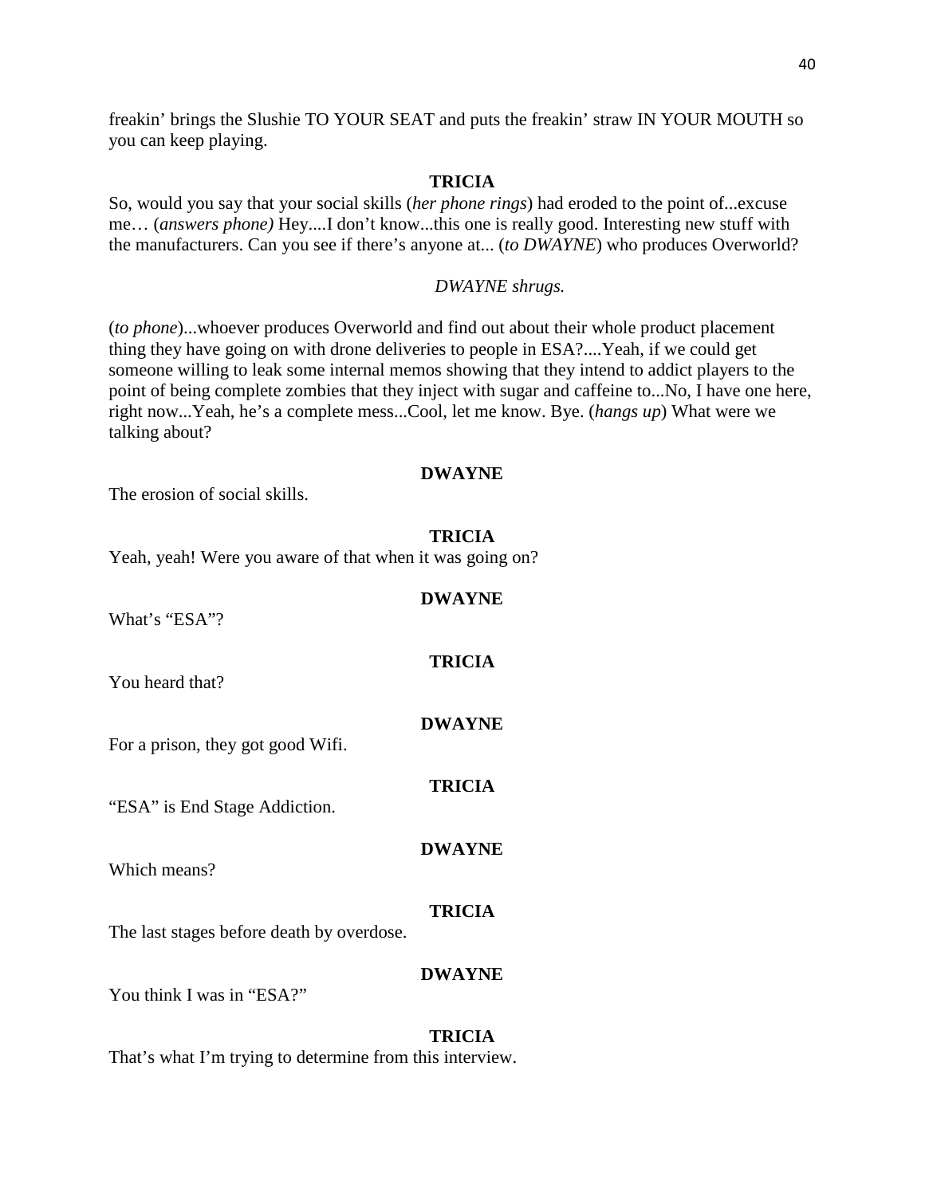freakin' brings the Slushie TO YOUR SEAT and puts the freakin' straw IN YOUR MOUTH so you can keep playing.

**TRICIA**

So, would you say that your social skills (*her phone rings*) had eroded to the point of...excuse me… (*answers phone)* Hey....I don't know...this one is really good. Interesting new stuff with the manufacturers. Can you see if there's anyone at... (*to DWAYNE*) who produces Overworld?

*DWAYNE shrugs.*

(*to phone*)...whoever produces Overworld and find out about their whole product placement thing they have going on with drone deliveries to people in ESA?....Yeah, if we could get someone willing to leak some internal memos showing that they intend to addict players to the point of being complete zombies that they inject with sugar and caffeine to...No, I have one here, right now...Yeah, he's a complete mess...Cool, let me know. Bye. (*hangs up*) What were we talking about?

**DWAYNE**

The erosion of social skills.

**TRICIA**

Yeah, yeah! Were you aware of that when it was going on?

**DWAYNE**

What's "ESA"?

**TRICIA**

You heard that?

**DWAYNE**

For a prison, they got good Wifi.

**TRICIA**

"ESA" is End Stage Addiction.

**DWAYNE**

Which means?

**TRICIA**

The last stages before death by overdose.

**DWAYNE**

You think I was in "ESA?"

**TRICIA**

That's what I'm trying to determine from this interview.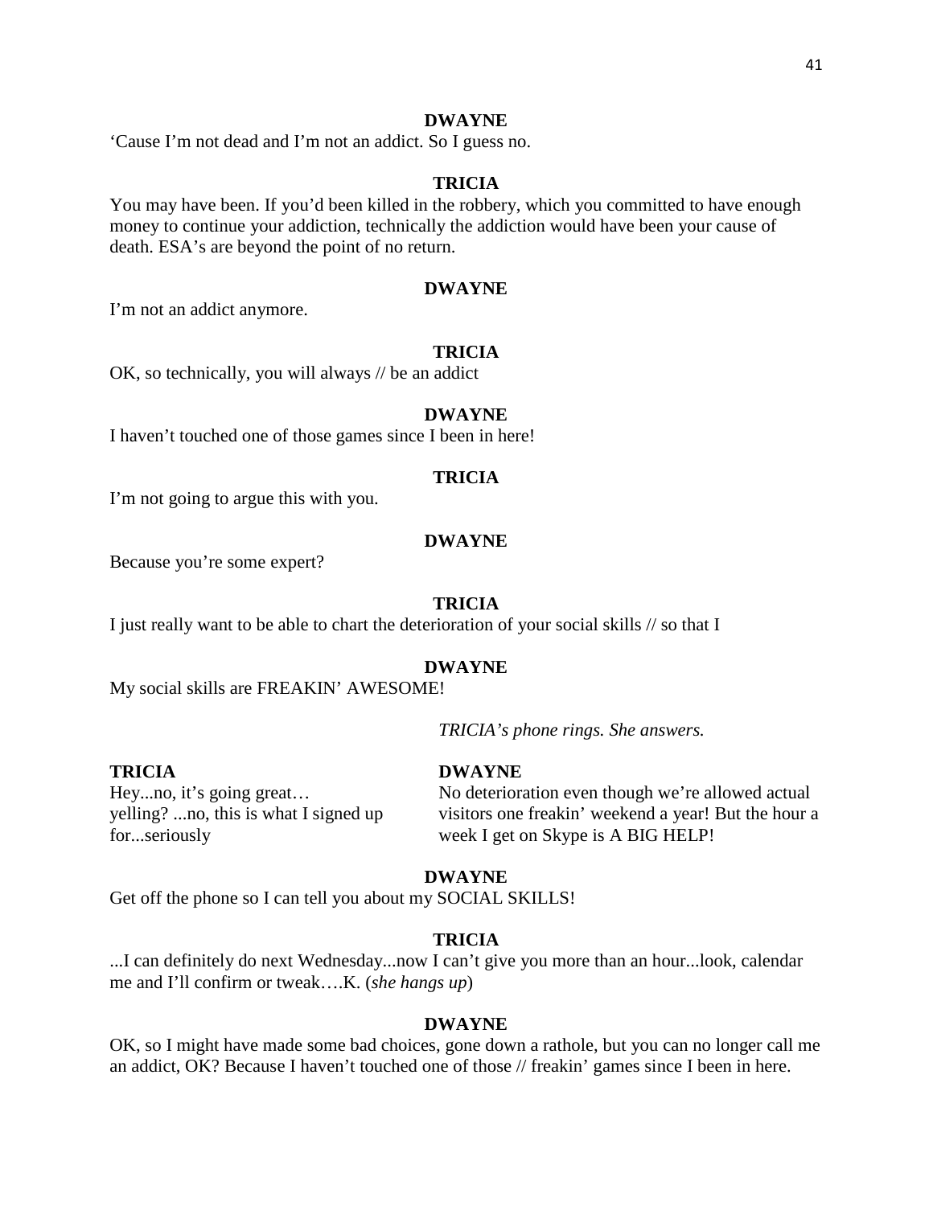**DWAYNE**

'Cause I'm not dead and I'm not an addict. So I guess no.

**TRICIA**

You may have been. If you'd been killed in the robbery, which you committed to have enough money to continue your addiction, technically the addiction would have been your cause of death. ESA's are beyond the point of no return.

**DWAYNE**

I'm not an addict anymore.

**TRICIA**

OK, so technically, you will always // be an addict

**DWAYNE**

I haven't touched one of those games since I been in here!

**TRICIA**

I'm not going to argue this with you.

**DWAYNE**

Because you're some expert?

**TRICIA**

I just really want to be able to chart the deterioration of your social skills // so that I

**DWAYNE**

My social skills are FREAKIN' AWESOME!

*TRICIA's phone rings. She answers.*

**TRICIA**

Hey...no, it's going great… yelling? ...no, this is what I signed up for...seriously

**DWAYNE**

No deterioration even though we're allowed actual visitors one freakin' weekend a year! But the hour a week I get on Skype is A BIG HELP!

**DWAYNE**

Get off the phone so I can tell you about my SOCIAL SKILLS!

**TRICIA**

...I can definitely do next Wednesday...now I can't give you more than an hour...look, calendar me and I'll confirm or tweak….K. (*she hangs up*)

**DWAYNE**

OK, so I might have made some bad choices, gone down a rathole, but you can no longer call me an addict, OK? Because I haven't touched one of those // freakin' games since I been in here.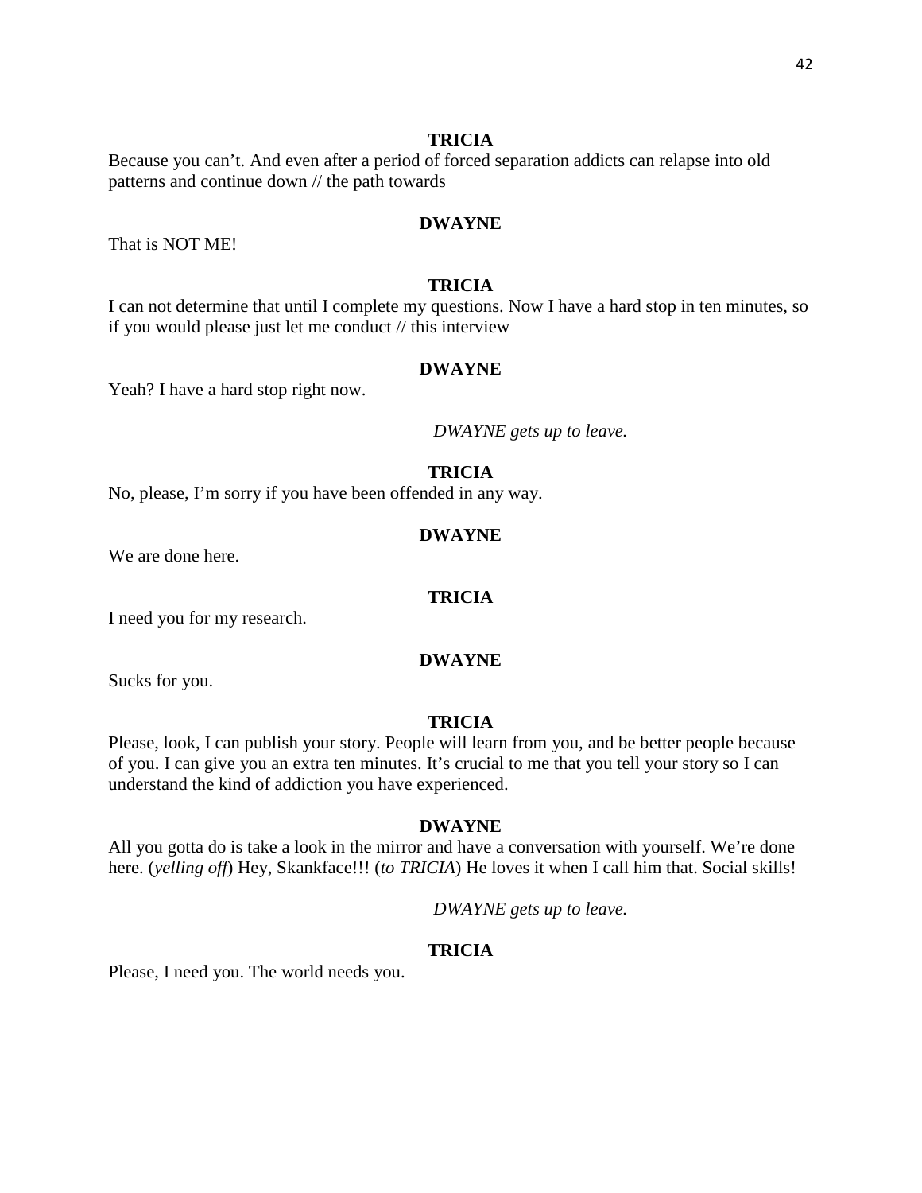**TRICIA**

Because you can't. And even after a period of forced separation addicts can relapse into old patterns and continue down // the path towards

**DWAYNE**

That is NOT ME!

**TRICIA**

I can not determine that until I complete my questions. Now I have a hard stop in ten minutes, so if you would please just let me conduct // this interview

**DWAYNE**

Yeah? I have a hard stop right now.

*DWAYNE gets up to leave.*

**TRICIA**

No, please, I'm sorry if you have been offended in any way.

**DWAYNE**

We are done here.

**TRICIA**

I need you for my research.

**DWAYNE**

Sucks for you.

**TRICIA**

Please, look, I can publish your story. People will learn from you, and be better people because of you. I can give you an extra ten minutes. It's crucial to me that you tell your story so I can understand the kind of addiction you have experienced.

**DWAYNE**

All you gotta do is take a look in the mirror and have a conversation with yourself. We're done here. (*yelling off*) Hey, Skankface!!! (*to TRICIA*) He loves it when I call him that. Social skills!

*DWAYNE gets up to leave.*

**TRICIA**

Please, I need you. The world needs you.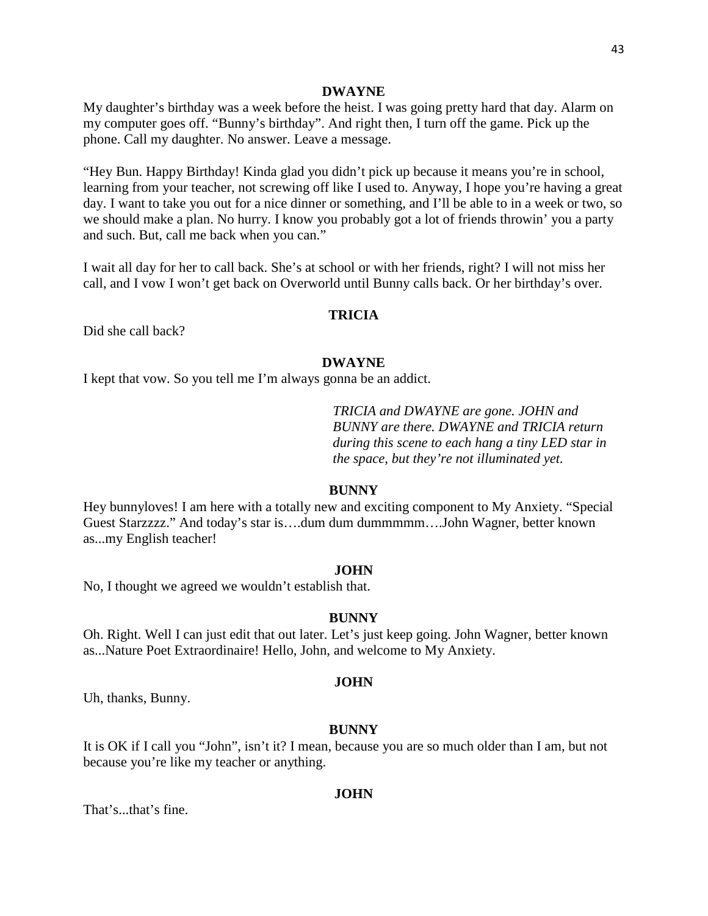**DWAYNE**

My daughter's birthday was a week before the heist. I was going pretty hard that day. Alarm on my computer goes off. "Bunny's birthday". And right then, I turn off the game. Pick up the phone. Call my daughter. No answer. Leave a message.

"Hey Bun. Happy Birthday! Kinda glad you didn't pick up because it means you're in school, learning from your teacher, not screwing off like I used to. Anyway, I hope you're having a great day. I want to take you out for a nice dinner or something, and I'll be able to in a week or two, so we should make a plan. No hurry. I know you probably got a lot of friends throwin' you a party and such. But, call me back when you can."

I wait all day for her to call back. She's at school or with her friends, right? I will not miss her call, and I vow I won't get back on Overworld until Bunny calls back. Or her birthday's over.

**TRICIA**

Did she call back?

**DWAYNE**

I kept that vow. So you tell me I'm always gonna be an addict.

*TRICIA and DWAYNE are gone. JOHN and BUNNY are there. DWAYNE and TRICIA return during this scene to each hang a tiny LED star in the space, but they're not illuminated yet.*

**BUNNY**

Hey bunnyloves! I am here with a totally new and exciting component to My Anxiety. "Special Guest Starzzzz." And today's star is….dum dum dummmmm….John Wagner, better known as...my English teacher!

**JOHN**

No, I thought we agreed we wouldn't establish that.

**BUNNY**

Oh. Right. Well I can just edit that out later. Let's just keep going. John Wagner, better known as...Nature Poet Extraordinaire! Hello, John, and welcome to My Anxiety.

**JOHN**

Uh, thanks, Bunny.

**BUNNY**

It is OK if I call you "John", isn't it? I mean, because you are so much older than I am, but not because you're like my teacher or anything.

**JOHN**

That's...that's fine.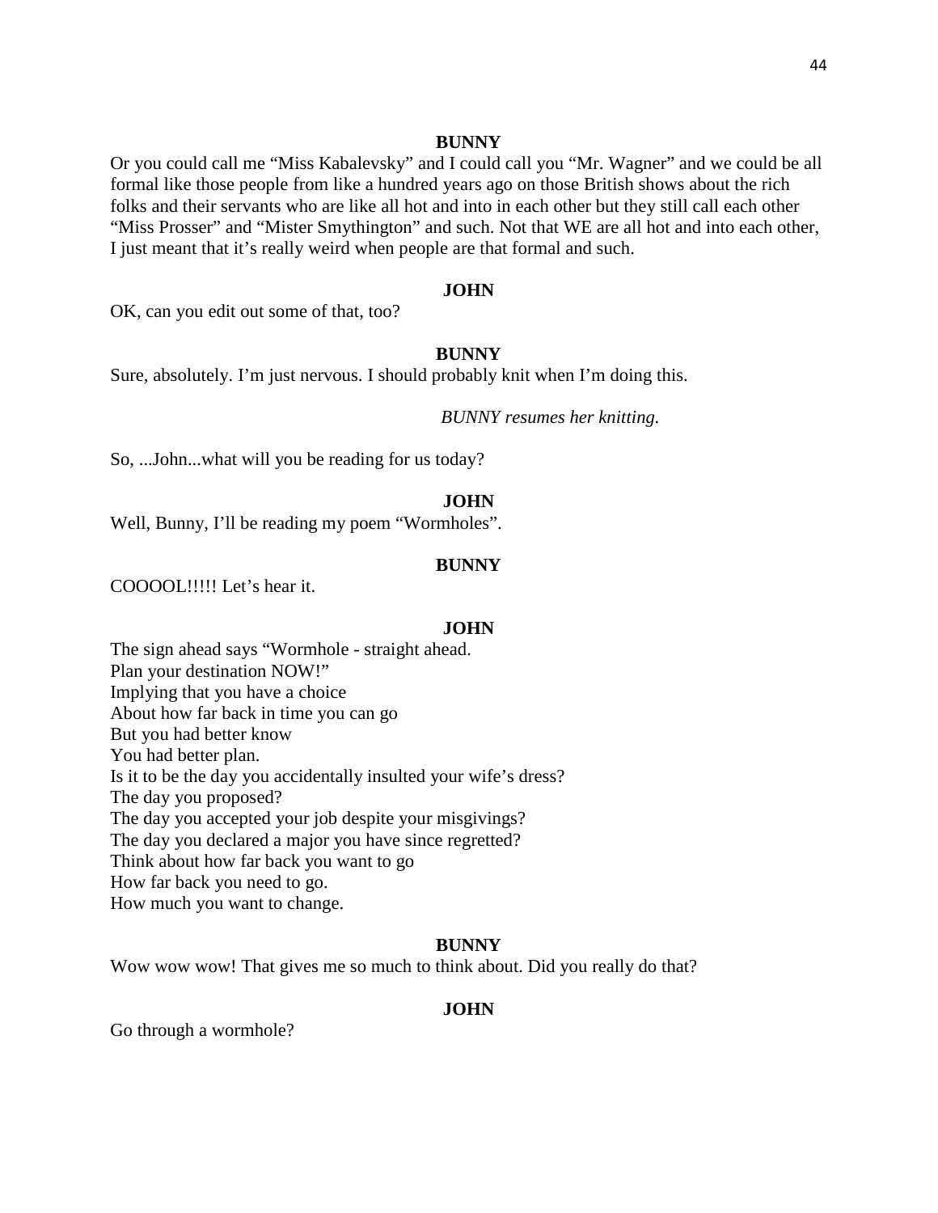**BUNNY**

Or you could call me "Miss Kabalevsky" and I could call you "Mr. Wagner" and we could be all formal like those people from like a hundred years ago on those British shows about the rich folks and their servants who are like all hot and into in each other but they still call each other "Miss Prosser" and "Mister Smythington" and such. Not that WE are all hot and into each other, I just meant that it's really weird when people are that formal and such.

**JOHN**

OK, can you edit out some of that, too?

**BUNNY**

Sure, absolutely. I'm just nervous. I should probably knit when I'm doing this.

*BUNNY resumes her knitting.*

So, ...John...what will you be reading for us today?

**JOHN**

Well, Bunny, I'll be reading my poem "Wormholes".

**BUNNY**

COOOOL!!!!! Let's hear it.

**JOHN**

The sign ahead says "Wormhole - straight ahead.
Plan your destination NOW!"
Implying that you have a choice
About how far back in time you can go
But you had better know
You had better plan.
Is it to be the day you accidentally insulted your wife's dress?
The day you proposed?
The day you accepted your job despite your misgivings?
The day you declared a major you have since regretted?
Think about how far back you want to go
How far back you need to go.
How much you want to change.

**BUNNY**

Wow wow wow! That gives me so much to think about. Did you really do that?

**JOHN**

Go through a wormhole?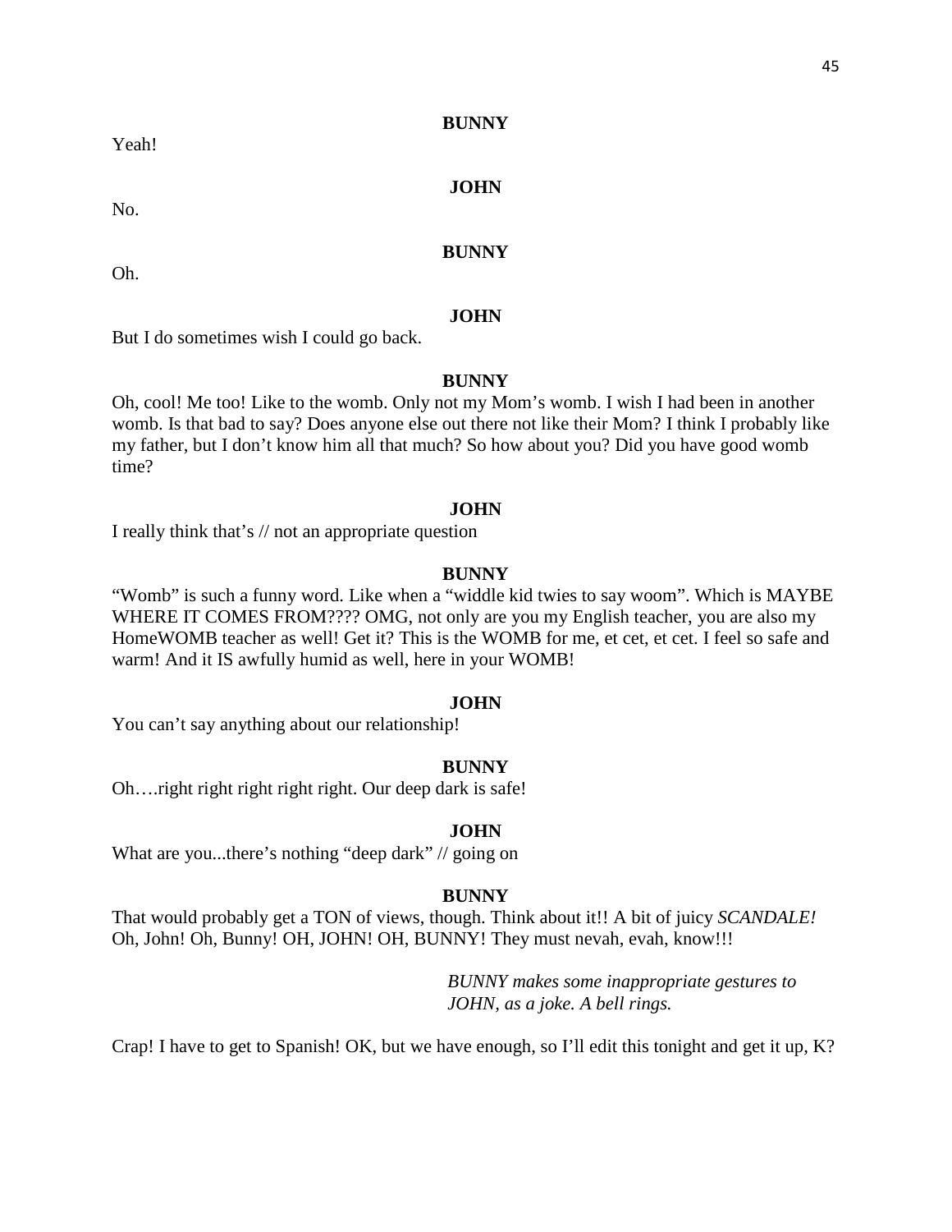**BUNNY**

Yeah!

**JOHN**

No.

**BUNNY**

Oh.

**JOHN**

But I do sometimes wish I could go back.

**BUNNY**

Oh, cool! Me too! Like to the womb. Only not my Mom's womb. I wish I had been in another womb. Is that bad to say? Does anyone else out there not like their Mom? I think I probably like my father, but I don't know him all that much? So how about you? Did you have good womb time?

**JOHN**

I really think that's // not an appropriate question

**BUNNY**

"Womb" is such a funny word. Like when a "widdle kid twies to say woom". Which is MAYBE WHERE IT COMES FROM???? OMG, not only are you my English teacher, you are also my HomeWOMB teacher as well! Get it? This is the WOMB for me, et cet, et cet. I feel so safe and warm! And it IS awfully humid as well, here in your WOMB!

**JOHN**

You can't say anything about our relationship!

**BUNNY**

Oh….right right right right right. Our deep dark is safe!

**JOHN**

What are you...there's nothing "deep dark" // going on

**BUNNY**

That would probably get a TON of views, though. Think about it!! A bit of juicy *SCANDALE!* Oh, John! Oh, Bunny! OH, JOHN! OH, BUNNY! They must nevah, evah, know!!!

*BUNNY makes some inappropriate gestures to JOHN, as a joke. A bell rings.*

Crap! I have to get to Spanish! OK, but we have enough, so I'll edit this tonight and get it up, K?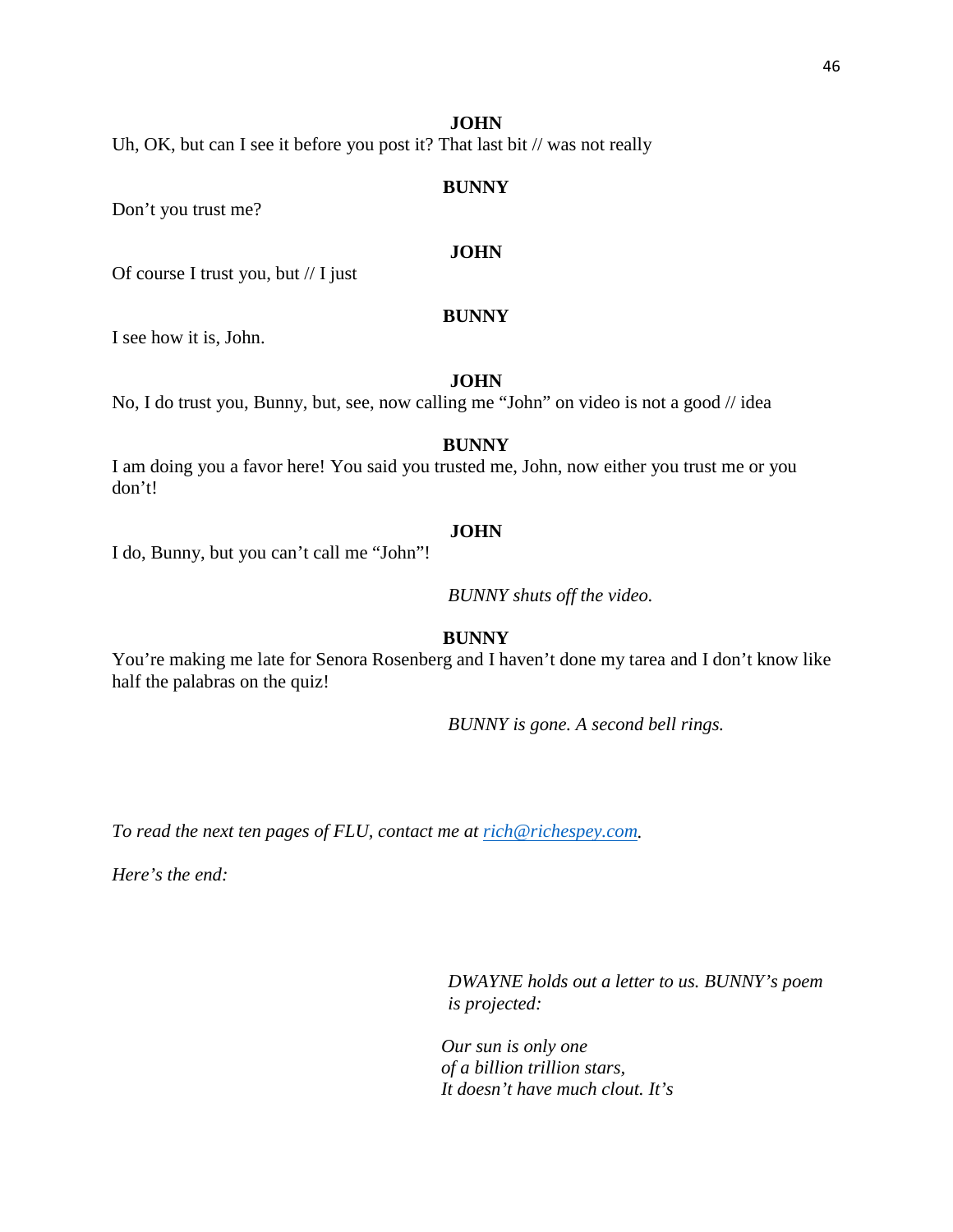**JOHN**

Uh, OK, but can I see it before you post it? That last bit // was not really

**BUNNY**

Don't you trust me?

**JOHN**

Of course I trust you, but // I just

**BUNNY**

I see how it is, John.

**JOHN**

No, I do trust you, Bunny, but, see, now calling me "John" on video is not a good // idea

**BUNNY**

I am doing you a favor here! You said you trusted me, John, now either you trust me or you don't!

**JOHN**

I do, Bunny, but you can't call me "John"!

*BUNNY shuts off the video.*

**BUNNY**

You're making me late for Senora Rosenberg and I haven't done my tarea and I don't know like half the palabras on the quiz!

*BUNNY is gone. A second bell rings.*

*To read the next ten pages of FLU, contact me at [rich@richespey.com](mailto:rich@richespey.com).*

*Here's the end:*

*DWAYNE holds out a letter to us. BUNNY's poem is projected:*

*Our sun is only one*
*of a billion trillion stars,*
*It doesn't have much clout. It's*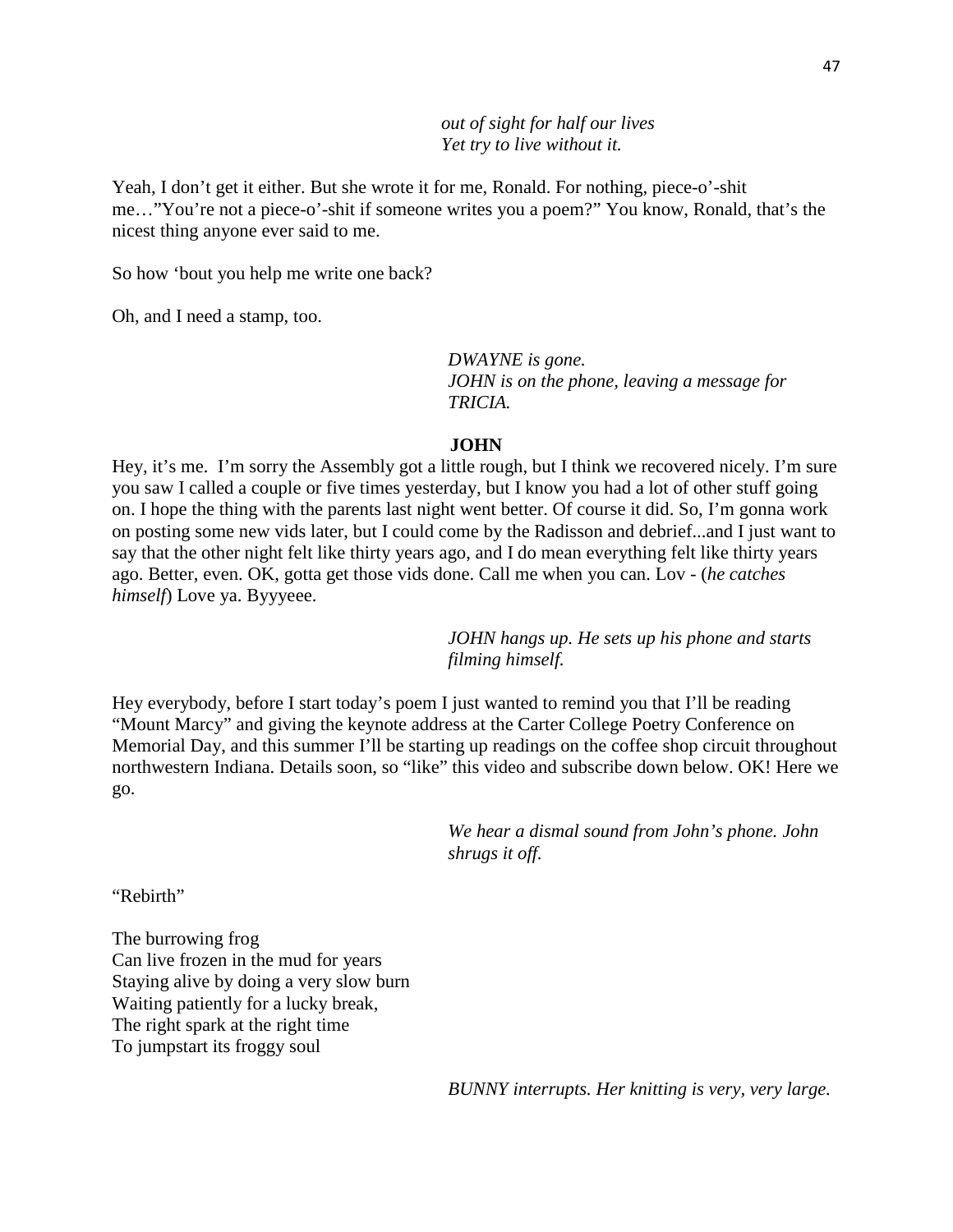*out of sight for half our lives*
*Yet try to live without it.*

Yeah, I don't get it either. But she wrote it for me, Ronald. For nothing, piece-o'-shit me…"You're not a piece-o'-shit if someone writes you a poem?" You know, Ronald, that's the nicest thing anyone ever said to me.

So how 'bout you help me write one back?

Oh, and I need a stamp, too.

*DWAYNE is gone.*
*JOHN is on the phone, leaving a message for TRICIA.*

**JOHN**

Hey, it's me. I'm sorry the Assembly got a little rough, but I think we recovered nicely. I'm sure you saw I called a couple or five times yesterday, but I know you had a lot of other stuff going on. I hope the thing with the parents last night went better. Of course it did. So, I'm gonna work on posting some new vids later, but I could come by the Radisson and debrief...and I just want to say that the other night felt like thirty years ago, and I do mean everything felt like thirty years ago. Better, even. OK, gotta get those vids done. Call me when you can. Lov - (*he catches himself*) Love ya. Byyyeee.

*JOHN hangs up. He sets up his phone and starts filming himself.*

Hey everybody, before I start today's poem I just wanted to remind you that I'll be reading "Mount Marcy" and giving the keynote address at the Carter College Poetry Conference on Memorial Day, and this summer I'll be starting up readings on the coffee shop circuit throughout northwestern Indiana. Details soon, so "like" this video and subscribe down below. OK! Here we go.

*We hear a dismal sound from John's phone. John shrugs it off.*

"Rebirth"

The burrowing frog
Can live frozen in the mud for years
Staying alive by doing a very slow burn
Waiting patiently for a lucky break,
The right spark at the right time
To jumpstart its froggy soul

*BUNNY interrupts. Her knitting is very, very large.*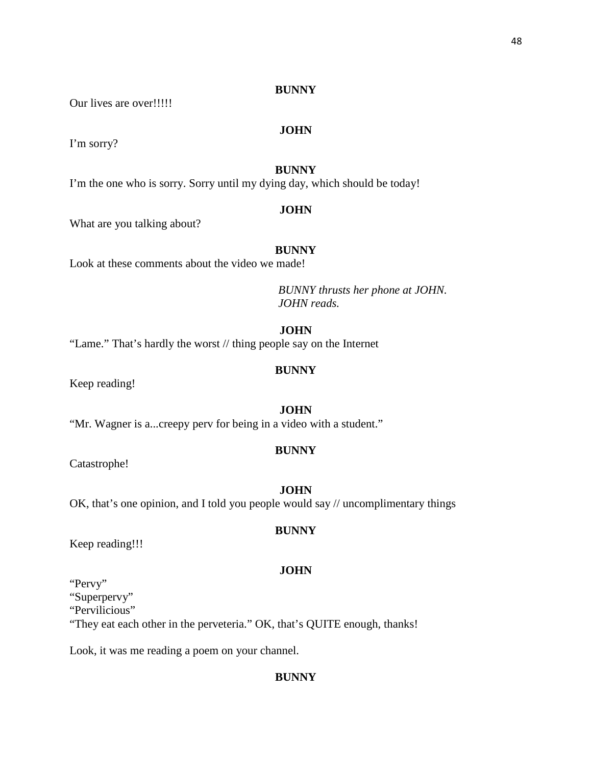**BUNNY**

Our lives are over!!!!!

**JOHN**

I'm sorry?

**BUNNY**

I'm the one who is sorry. Sorry until my dying day, which should be today!

**JOHN**

What are you talking about?

**BUNNY**

Look at these comments about the video we made!

*BUNNY thrusts her phone at JOHN.*
*JOHN reads.*

**JOHN**

"Lame." That's hardly the worst // thing people say on the Internet

**BUNNY**

Keep reading!

**JOHN**

"Mr. Wagner is a...creepy perv for being in a video with a student."

**BUNNY**

Catastrophe!

**JOHN**

OK, that's one opinion, and I told you people would say // uncomplimentary things

**BUNNY**

Keep reading!!!

**JOHN**

"Pervy"
"Superpervy"
"Pervilicious"
"They eat each other in the perveteria." OK, that's QUITE enough, thanks!

Look, it was me reading a poem on your channel.

**BUNNY**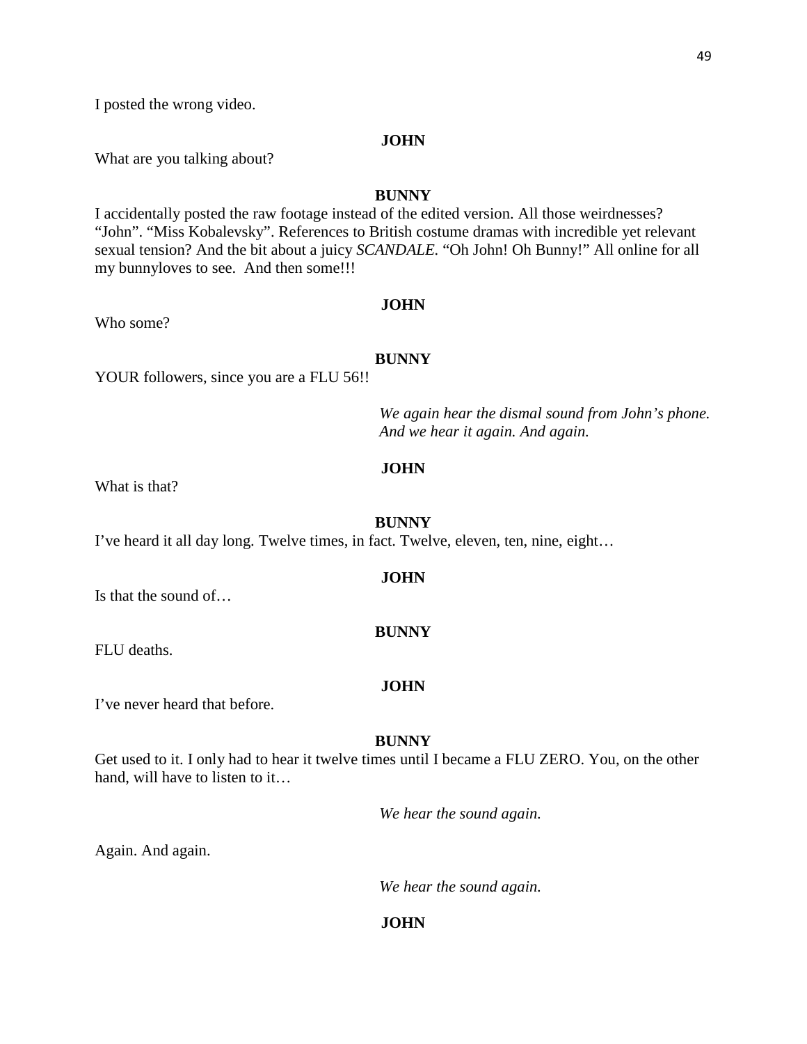I posted the wrong video.

**JOHN**

What are you talking about?

**BUNNY**

I accidentally posted the raw footage instead of the edited version. All those weirdnesses? "John". "Miss Kobalevsky". References to British costume dramas with incredible yet relevant sexual tension? And the bit about a juicy *SCANDALE*. "Oh John! Oh Bunny!" All online for all my bunnyloves to see. And then some!!!

**JOHN**

Who some?

**BUNNY**

YOUR followers, since you are a FLU 56!!

*We again hear the dismal sound from John's phone. And we hear it again. And again.*

**JOHN**

What is that?

**BUNNY**

I've heard it all day long. Twelve times, in fact. Twelve, eleven, ten, nine, eight…

**JOHN**

Is that the sound of…

**BUNNY**

FLU deaths.

**JOHN**

I've never heard that before.

**BUNNY**

Get used to it. I only had to hear it twelve times until I became a FLU ZERO. You, on the other hand, will have to listen to it…

*We hear the sound again.*

Again. And again.

*We hear the sound again.*

**JOHN**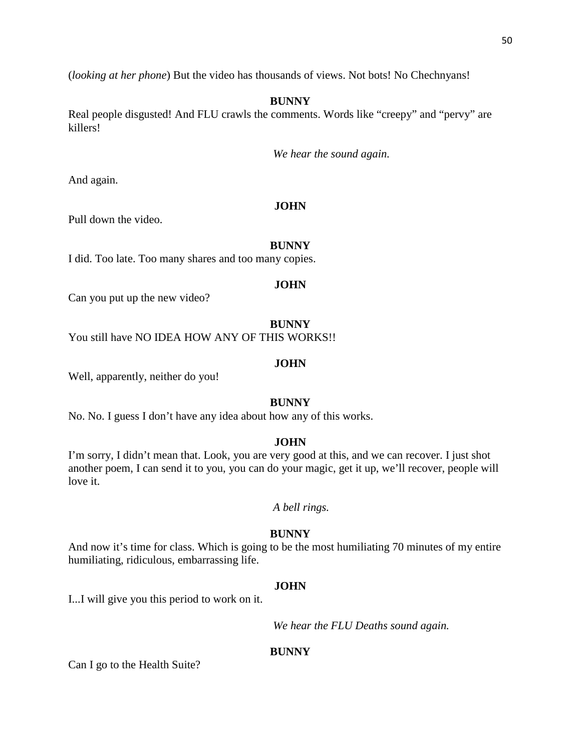(*looking at her phone*) But the video has thousands of views. Not bots! No Chechnyans!

**BUNNY**

Real people disgusted! And FLU crawls the comments. Words like "creepy" and "pervy" are killers!

*We hear the sound again.*

And again.

**JOHN**

Pull down the video.

**BUNNY**

I did. Too late. Too many shares and too many copies.

**JOHN**

Can you put up the new video?

**BUNNY**

You still have NO IDEA HOW ANY OF THIS WORKS!!

**JOHN**

Well, apparently, neither do you!

**BUNNY**

No. No. I guess I don't have any idea about how any of this works.

**JOHN**

I'm sorry, I didn't mean that. Look, you are very good at this, and we can recover. I just shot another poem, I can send it to you, you can do your magic, get it up, we'll recover, people will love it.

*A bell rings.*

**BUNNY**

And now it's time for class. Which is going to be the most humiliating 70 minutes of my entire humiliating, ridiculous, embarrassing life.

**JOHN**

I...I will give you this period to work on it.

*We hear the FLU Deaths sound again.*

**BUNNY**

Can I go to the Health Suite?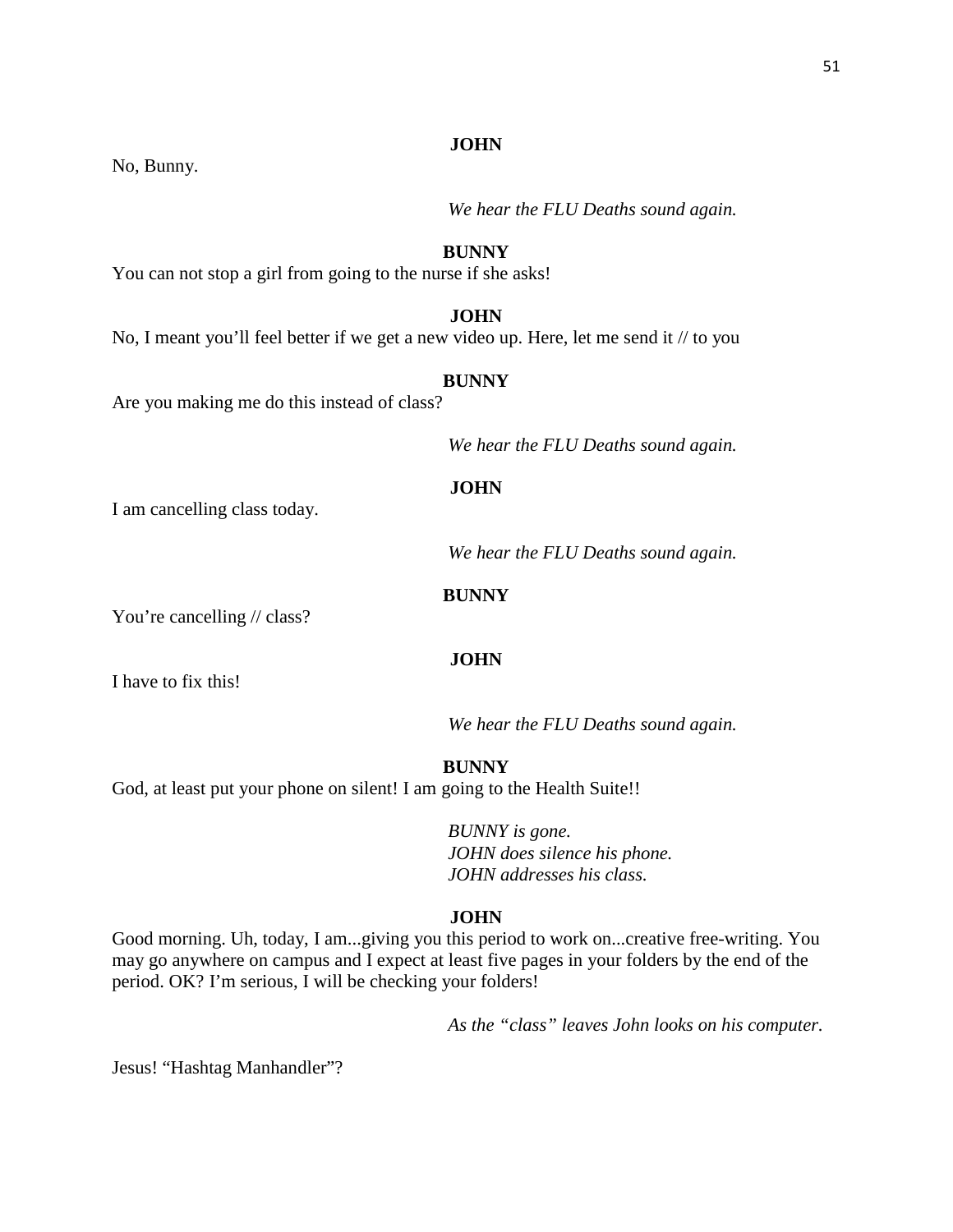**JOHN**

No, Bunny.

*We hear the FLU Deaths sound again.*

**BUNNY**

You can not stop a girl from going to the nurse if she asks!

**JOHN**

No, I meant you'll feel better if we get a new video up. Here, let me send it // to you

**BUNNY**

Are you making me do this instead of class?

*We hear the FLU Deaths sound again.*

**JOHN**

I am cancelling class today.

*We hear the FLU Deaths sound again.*

**BUNNY**

You're cancelling // class?

**JOHN**

I have to fix this!

*We hear the FLU Deaths sound again.*

**BUNNY**

God, at least put your phone on silent! I am going to the Health Suite!!

*BUNNY is gone.*
*JOHN does silence his phone.*
*JOHN addresses his class.*

**JOHN**

Good morning. Uh, today, I am...giving you this period to work on...creative free-writing. You may go anywhere on campus and I expect at least five pages in your folders by the end of the period. OK? I'm serious, I will be checking your folders!

*As the "class" leaves John looks on his computer.*

Jesus! "Hashtag Manhandler"?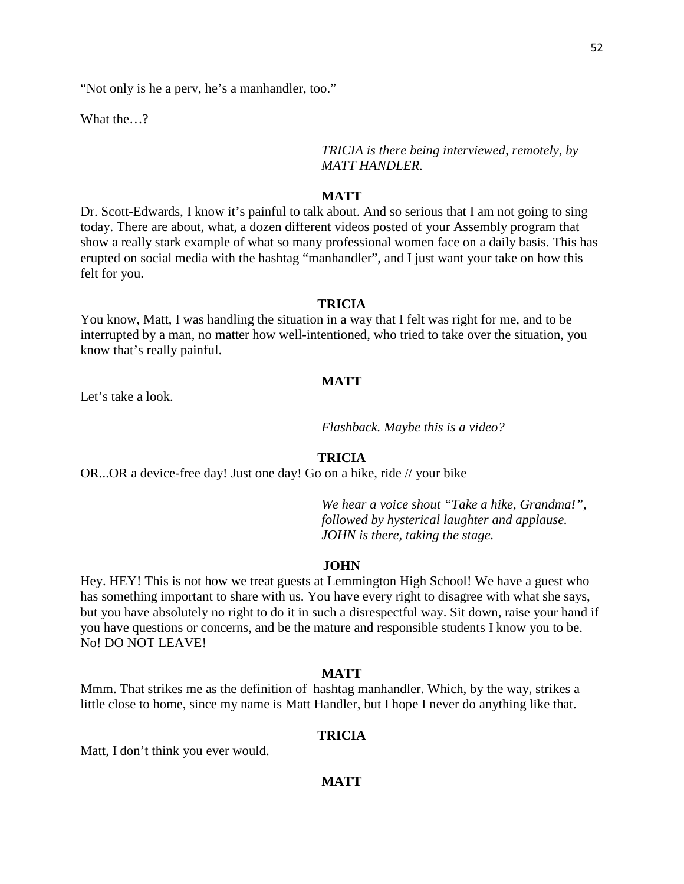"Not only is he a perv, he's a manhandler, too."

What the…?

*TRICIA is there being interviewed, remotely, by MATT HANDLER.*

**MATT**

Dr. Scott-Edwards, I know it's painful to talk about. And so serious that I am not going to sing today. There are about, what, a dozen different videos posted of your Assembly program that show a really stark example of what so many professional women face on a daily basis. This has erupted on social media with the hashtag "manhandler", and I just want your take on how this felt for you.

**TRICIA**

You know, Matt, I was handling the situation in a way that I felt was right for me, and to be interrupted by a man, no matter how well-intentioned, who tried to take over the situation, you know that's really painful.

**MATT**

Let's take a look.

*Flashback. Maybe this is a video?*

**TRICIA**

OR...OR a device-free day! Just one day! Go on a hike, ride // your bike

*We hear a voice shout "Take a hike, Grandma!", followed by hysterical laughter and applause. JOHN is there, taking the stage.*

**JOHN**

Hey. HEY! This is not how we treat guests at Lemmington High School! We have a guest who has something important to share with us. You have every right to disagree with what she says, but you have absolutely no right to do it in such a disrespectful way. Sit down, raise your hand if you have questions or concerns, and be the mature and responsible students I know you to be. No! DO NOT LEAVE!

**MATT**

Mmm. That strikes me as the definition of hashtag manhandler. Which, by the way, strikes a little close to home, since my name is Matt Handler, but I hope I never do anything like that.

**TRICIA**

Matt, I don't think you ever would.

**MATT**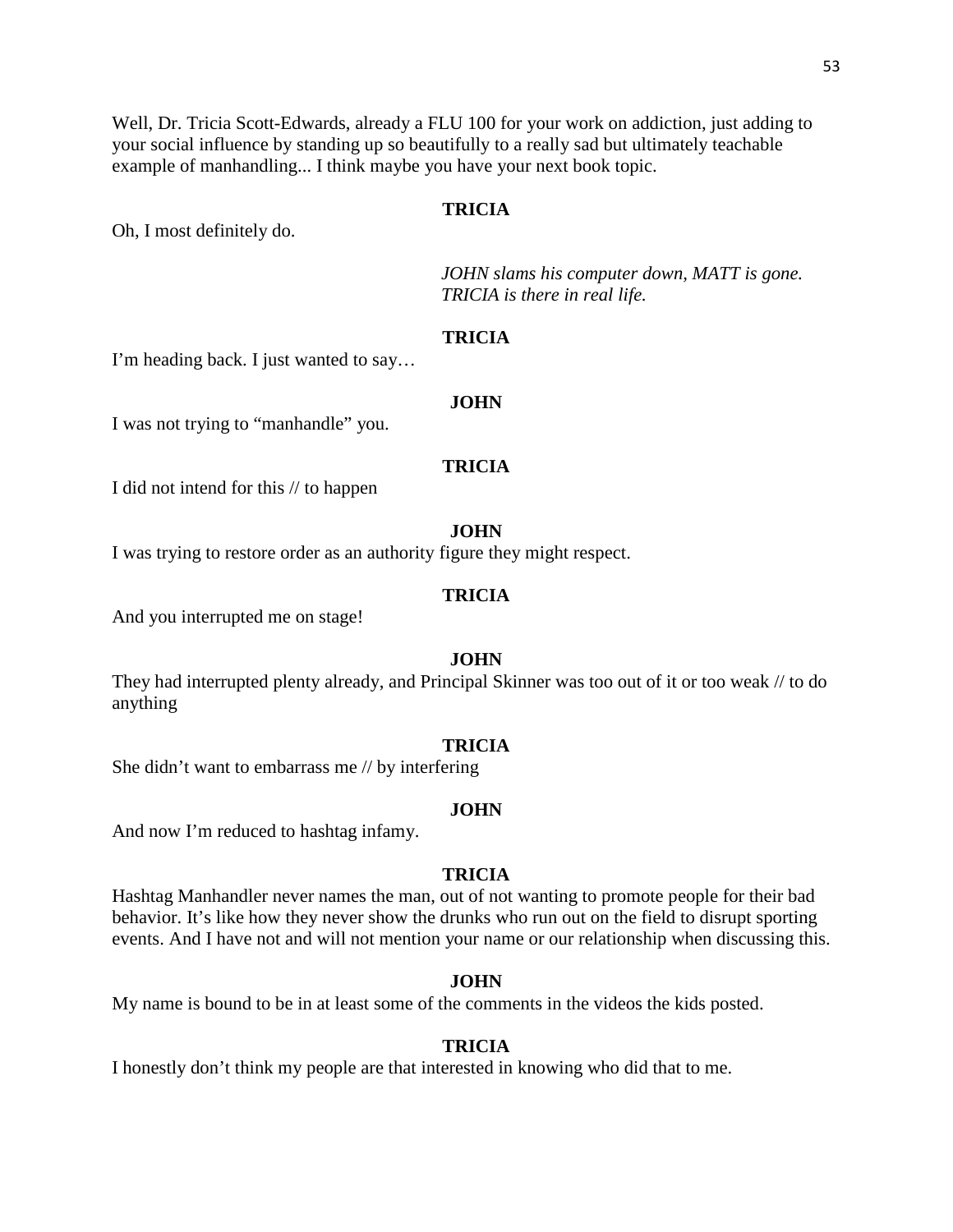Well, Dr. Tricia Scott-Edwards, already a FLU 100 for your work on addiction, just adding to your social influence by standing up so beautifully to a really sad but ultimately teachable example of manhandling... I think maybe you have your next book topic.

**TRICIA**

Oh, I most definitely do.

*JOHN slams his computer down, MATT is gone. TRICIA is there in real life.*

**TRICIA**

I'm heading back. I just wanted to say…

**JOHN**

I was not trying to "manhandle" you.

**TRICIA**

I did not intend for this // to happen

**JOHN**

I was trying to restore order as an authority figure they might respect.

**TRICIA**

And you interrupted me on stage!

**JOHN**

They had interrupted plenty already, and Principal Skinner was too out of it or too weak // to do anything

**TRICIA**

She didn't want to embarrass me // by interfering

**JOHN**

And now I'm reduced to hashtag infamy.

**TRICIA**

Hashtag Manhandler never names the man, out of not wanting to promote people for their bad behavior. It's like how they never show the drunks who run out on the field to disrupt sporting events. And I have not and will not mention your name or our relationship when discussing this.

**JOHN**

My name is bound to be in at least some of the comments in the videos the kids posted.

**TRICIA**

I honestly don't think my people are that interested in knowing who did that to me.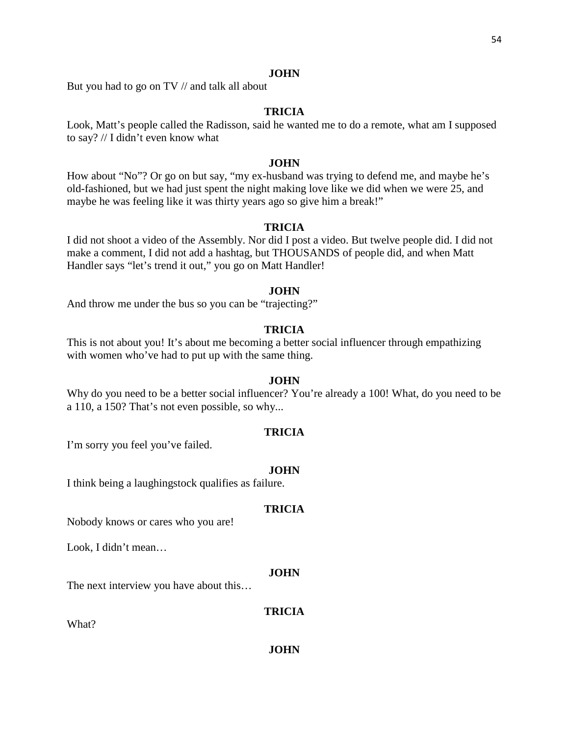**JOHN**

But you had to go on TV // and talk all about

**TRICIA**

Look, Matt's people called the Radisson, said he wanted me to do a remote, what am I supposed to say? // I didn't even know what

**JOHN**

How about "No"? Or go on but say, "my ex-husband was trying to defend me, and maybe he's old-fashioned, but we had just spent the night making love like we did when we were 25, and maybe he was feeling like it was thirty years ago so give him a break!"

**TRICIA**

I did not shoot a video of the Assembly. Nor did I post a video. But twelve people did. I did not make a comment, I did not add a hashtag, but THOUSANDS of people did, and when Matt Handler says "let's trend it out," you go on Matt Handler!

**JOHN**

And throw me under the bus so you can be "trajecting?"

**TRICIA**

This is not about you! It's about me becoming a better social influencer through empathizing with women who've had to put up with the same thing.

**JOHN**

Why do you need to be a better social influencer? You're already a 100! What, do you need to be a 110, a 150? That's not even possible, so why...

**TRICIA**

I'm sorry you feel you've failed.

**JOHN**

I think being a laughingstock qualifies as failure.

**TRICIA**

Nobody knows or cares who you are!

Look, I didn't mean…

**JOHN**

The next interview you have about this…

**TRICIA**

What?

**JOHN**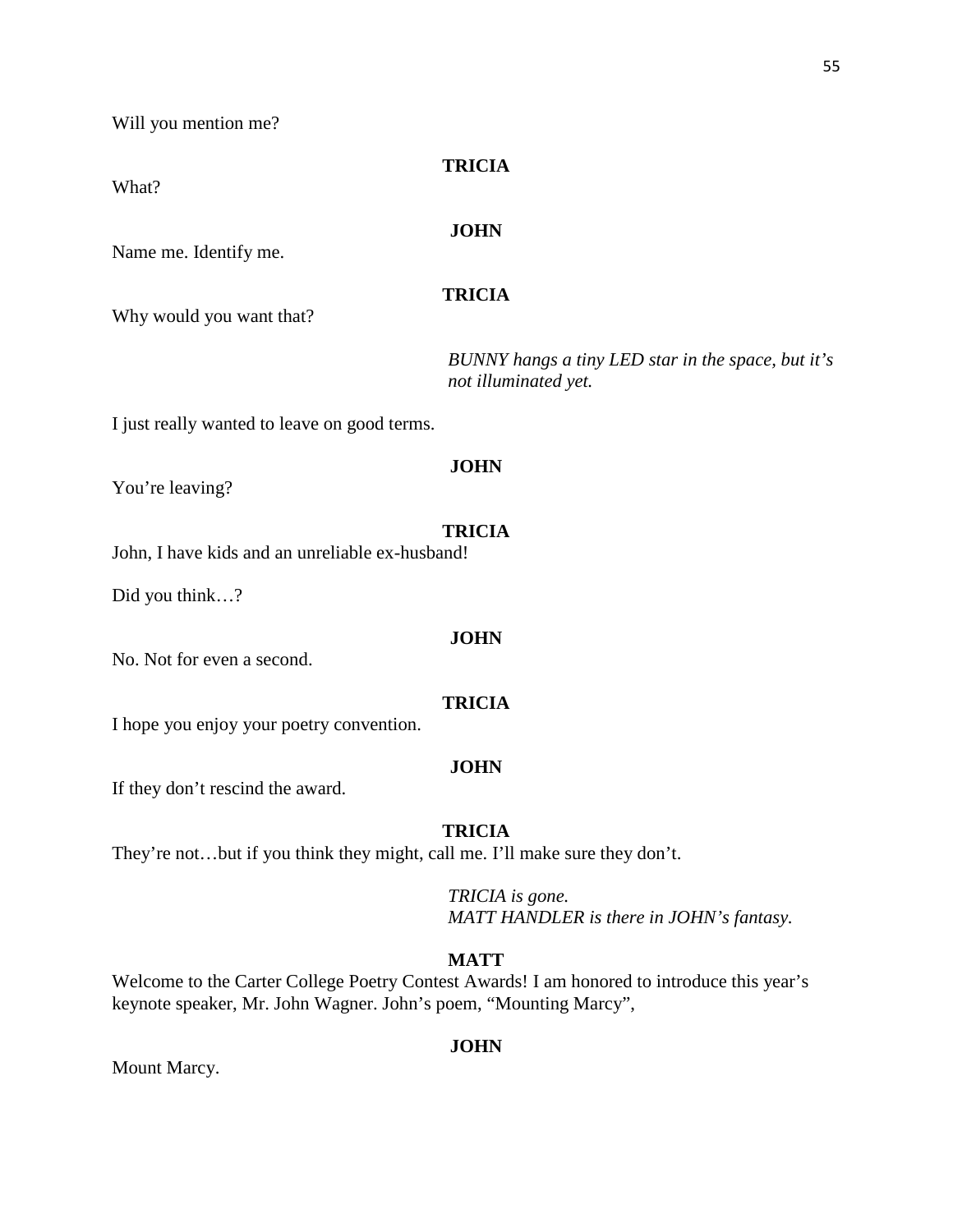Will you mention me?

**TRICIA**

What?

**JOHN**

Name me. Identify me.

**TRICIA**

Why would you want that?

*BUNNY hangs a tiny LED star in the space, but it's not illuminated yet.*

I just really wanted to leave on good terms.

**JOHN**

You're leaving?

**TRICIA**

John, I have kids and an unreliable ex-husband!

Did you think…?

**JOHN**

No. Not for even a second.

**TRICIA**

I hope you enjoy your poetry convention.

**JOHN**

If they don't rescind the award.

**TRICIA**

They're not…but if you think they might, call me. I'll make sure they don't.

*TRICIA is gone.*
*MATT HANDLER is there in JOHN's fantasy.*

**MATT**

Welcome to the Carter College Poetry Contest Awards! I am honored to introduce this year's keynote speaker, Mr. John Wagner. John's poem, "Mounting Marcy",

**JOHN**

Mount Marcy.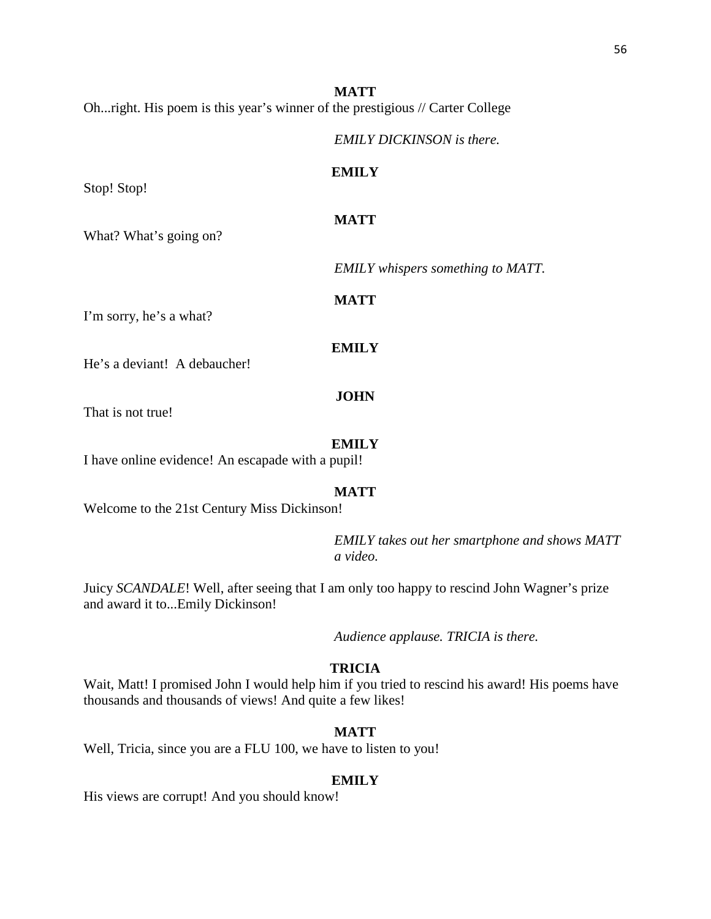**MATT**

Oh...right. His poem is this year's winner of the prestigious // Carter College

*EMILY DICKINSON is there.*

**EMILY**

Stop! Stop!

**MATT**

What? What's going on?

*EMILY whispers something to MATT.*

**MATT**

I'm sorry, he's a what?

**EMILY**

He's a deviant!  A debaucher!

**JOHN**

That is not true!

**EMILY**

I have online evidence! An escapade with a pupil!

**MATT**

Welcome to the 21st Century Miss Dickinson!

*EMILY takes out her smartphone and shows MATT a video.*

Juicy *SCANDALE*! Well, after seeing that I am only too happy to rescind John Wagner's prize and award it to...Emily Dickinson!

*Audience applause. TRICIA is there.*

**TRICIA**

Wait, Matt! I promised John I would help him if you tried to rescind his award! His poems have thousands and thousands of views! And quite a few likes!

**MATT**

Well, Tricia, since you are a FLU 100, we have to listen to you!

**EMILY**

His views are corrupt! And you should know!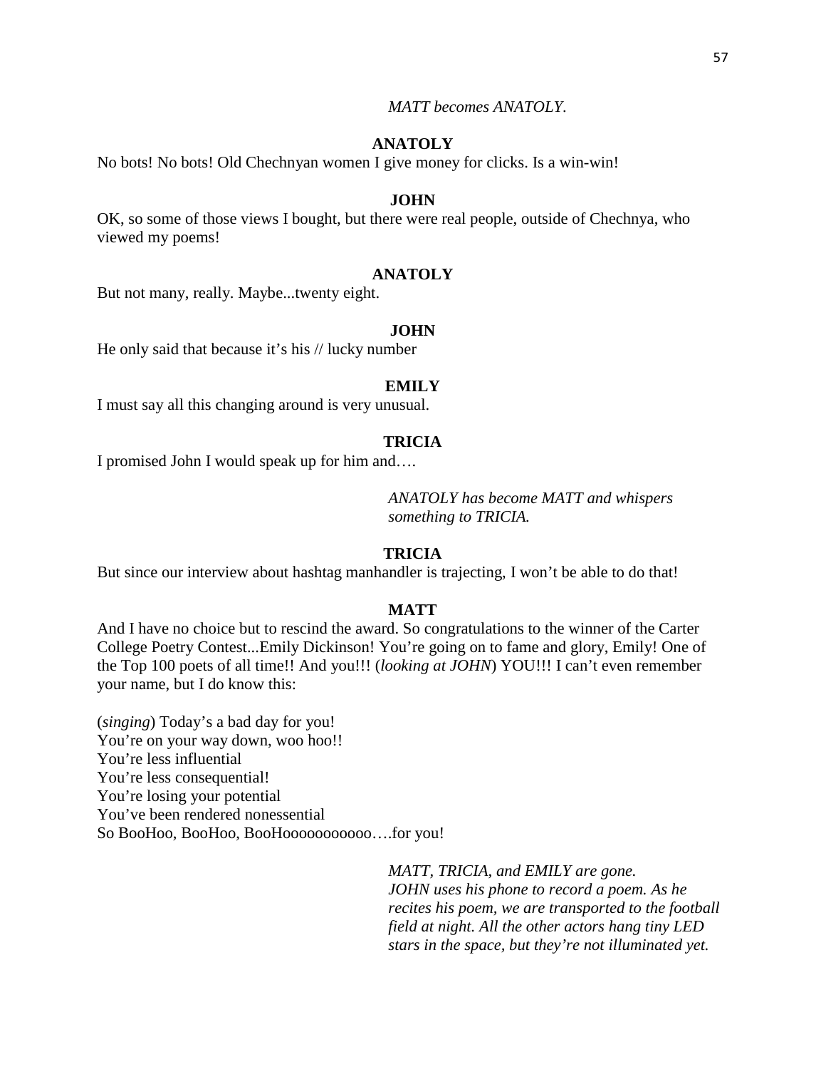*MATT becomes ANATOLY.*

**ANATOLY**

No bots! No bots! Old Chechnyan women I give money for clicks. Is a win-win!

**JOHN**

OK, so some of those views I bought, but there were real people, outside of Chechnya, who viewed my poems!

**ANATOLY**

But not many, really. Maybe...twenty eight.

**JOHN**

He only said that because it's his // lucky number

**EMILY**

I must say all this changing around is very unusual.

**TRICIA**

I promised John I would speak up for him and….

*ANATOLY has become MATT and whispers something to TRICIA.*

**TRICIA**

But since our interview about hashtag manhandler is trajecting, I won't be able to do that!

**MATT**

And I have no choice but to rescind the award. So congratulations to the winner of the Carter College Poetry Contest...Emily Dickinson! You're going on to fame and glory, Emily! One of the Top 100 poets of all time!! And you!!! (*looking at JOHN*) YOU!!! I can't even remember your name, but I do know this:

(*singing*) Today's a bad day for you!
You're on your way down, woo hoo!!
You're less influential
You're less consequential!
You're losing your potential
You've been rendered nonessential
So BooHoo, BooHoo, BooHoooooooooooo….for you!

*MATT, TRICIA, and EMILY are gone. JOHN uses his phone to record a poem. As he recites his poem, we are transported to the football field at night. All the other actors hang tiny LED stars in the space, but they're not illuminated yet.*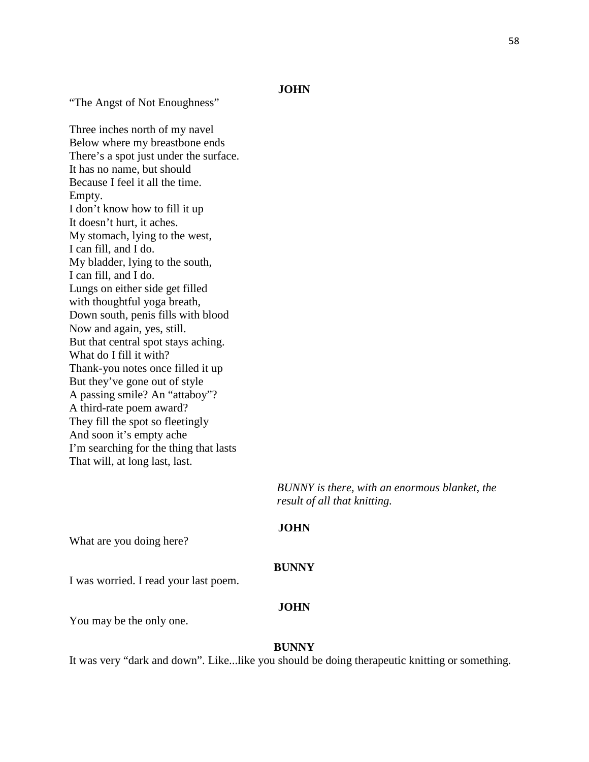**JOHN**

"The Angst of Not Enoughness"

Three inches north of my navel
Below where my breastbone ends
There's a spot just under the surface.
It has no name, but should
Because I feel it all the time.
Empty.
I don't know how to fill it up
It doesn't hurt, it aches.
My stomach, lying to the west,
I can fill, and I do.
My bladder, lying to the south,
I can fill, and I do.
Lungs on either side get filled
with thoughtful yoga breath,
Down south, penis fills with blood
Now and again, yes, still.
But that central spot stays aching.
What do I fill it with?
Thank-you notes once filled it up
But they've gone out of style
A passing smile? An "attaboy"?
A third-rate poem award?
They fill the spot so fleetingly
And soon it's empty ache
I'm searching for the thing that lasts
That will, at long last, last.

*BUNNY is there, with an enormous blanket, the result of all that knitting.*

**JOHN**

What are you doing here?

**BUNNY**

I was worried. I read your last poem.

**JOHN**

You may be the only one.

**BUNNY**

It was very "dark and down". Like...like you should be doing therapeutic knitting or something.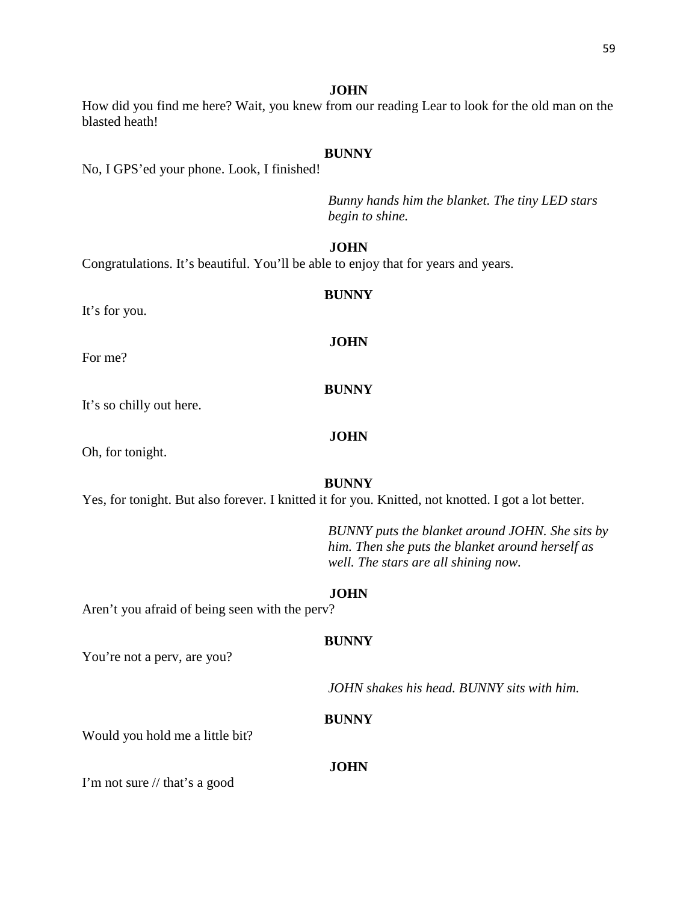**JOHN**

How did you find me here? Wait, you knew from our reading Lear to look for the old man on the blasted heath!

**BUNNY**

No, I GPS'ed your phone. Look, I finished!

*Bunny hands him the blanket. The tiny LED stars begin to shine.*

**JOHN**

Congratulations. It's beautiful. You'll be able to enjoy that for years and years.

**BUNNY**

It's for you.

**JOHN**

For me?

**BUNNY**

It's so chilly out here.

**JOHN**

Oh, for tonight.

**BUNNY**

Yes, for tonight. But also forever. I knitted it for you. Knitted, not knotted. I got a lot better.

*BUNNY puts the blanket around JOHN. She sits by him. Then she puts the blanket around herself as well. The stars are all shining now.*

**JOHN**

Aren't you afraid of being seen with the perv?

**BUNNY**

You're not a perv, are you?

*JOHN shakes his head. BUNNY sits with him.*

**BUNNY**

Would you hold me a little bit?

**JOHN**

I'm not sure // that's a good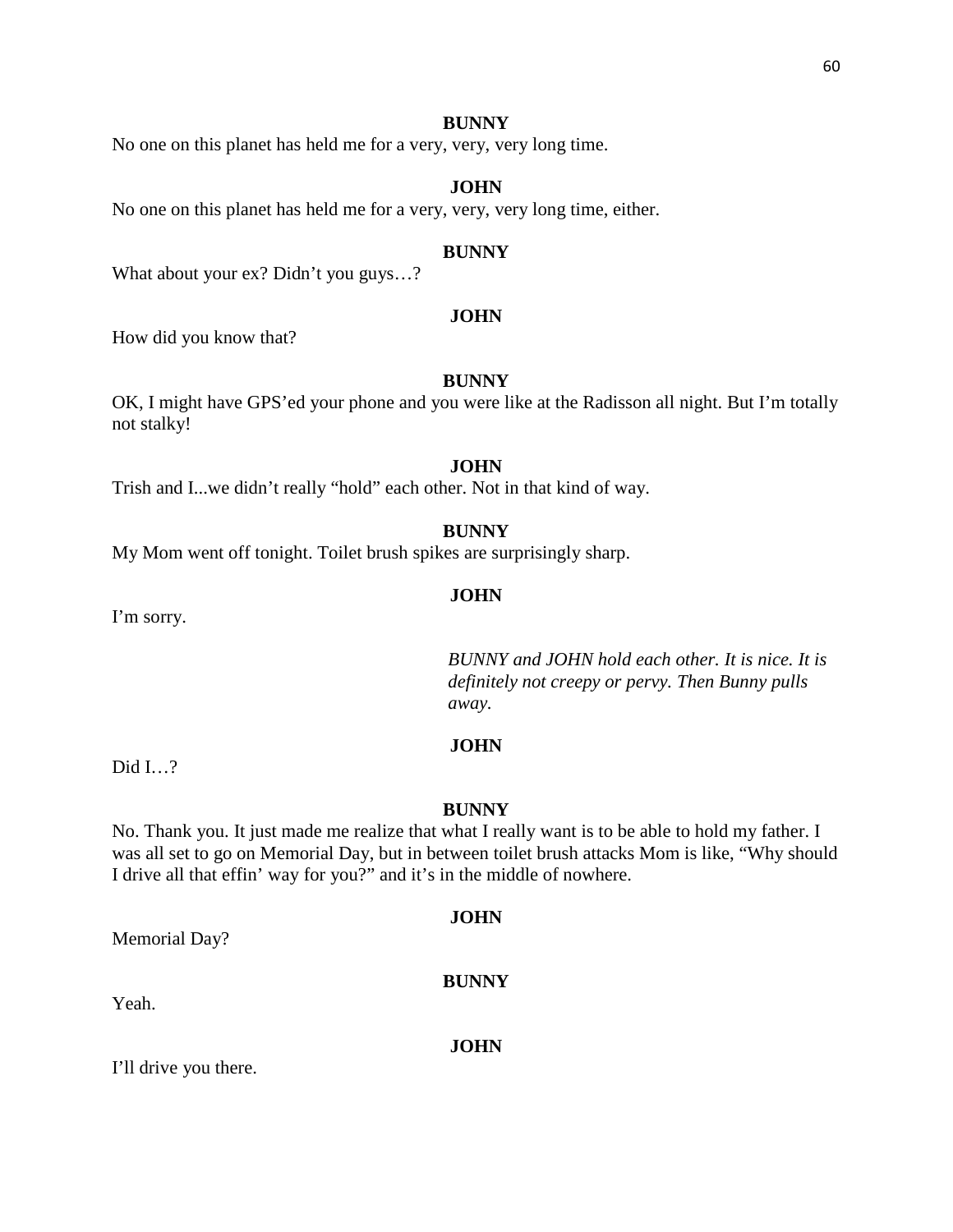**BUNNY**

No one on this planet has held me for a very, very, very long time.

**JOHN**

No one on this planet has held me for a very, very, very long time, either.

**BUNNY**

What about your ex? Didn't you guys…?

**JOHN**

How did you know that?

**BUNNY**

OK, I might have GPS'ed your phone and you were like at the Radisson all night. But I'm totally not stalky!

**JOHN**

Trish and I...we didn't really "hold" each other. Not in that kind of way.

**BUNNY**

My Mom went off tonight. Toilet brush spikes are surprisingly sharp.

**JOHN**

I'm sorry.

*BUNNY and JOHN hold each other. It is nice. It is definitely not creepy or pervy. Then Bunny pulls away.*

**JOHN**

Did I…?

**BUNNY**

No. Thank you. It just made me realize that what I really want is to be able to hold my father. I was all set to go on Memorial Day, but in between toilet brush attacks Mom is like, "Why should I drive all that effin' way for you?" and it's in the middle of nowhere.

**JOHN**

Memorial Day?

**BUNNY**

Yeah.

**JOHN**

I'll drive you there.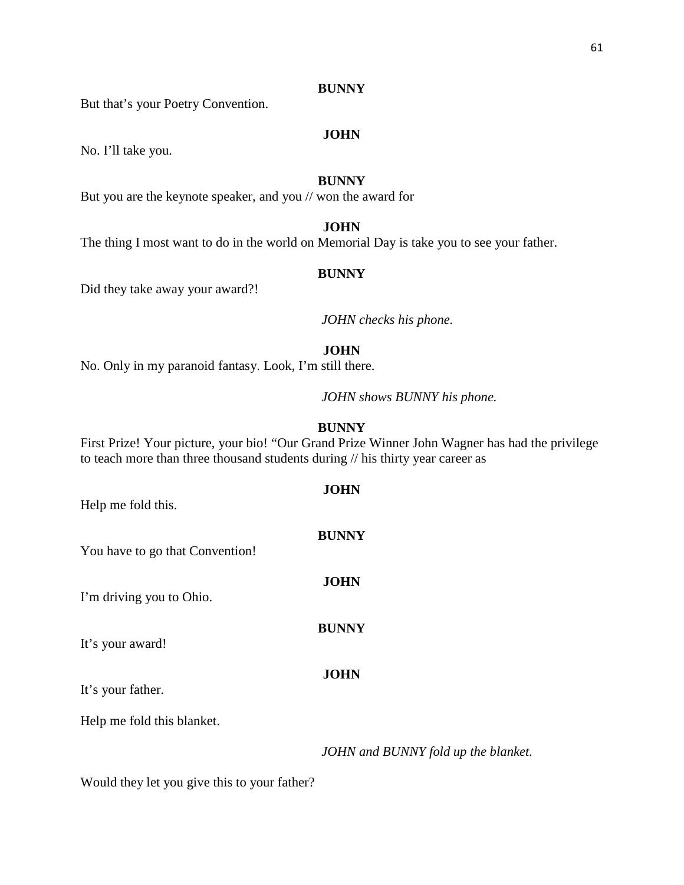**BUNNY**

But that's your Poetry Convention.

**JOHN**

No. I'll take you.

**BUNNY**

But you are the keynote speaker, and you // won the award for

**JOHN**

The thing I most want to do in the world on Memorial Day is take you to see your father.

**BUNNY**

Did they take away your award?!

*JOHN checks his phone.*

**JOHN**

No. Only in my paranoid fantasy. Look, I'm still there.

*JOHN shows BUNNY his phone.*

**BUNNY**

First Prize! Your picture, your bio! "Our Grand Prize Winner John Wagner has had the privilege to teach more than three thousand students during // his thirty year career as

**JOHN**

Help me fold this.

**BUNNY**

You have to go that Convention!

**JOHN**

I'm driving you to Ohio.

**BUNNY**

It's your award!

**JOHN**

It's your father.

Help me fold this blanket.

*JOHN and BUNNY fold up the blanket.*

Would they let you give this to your father?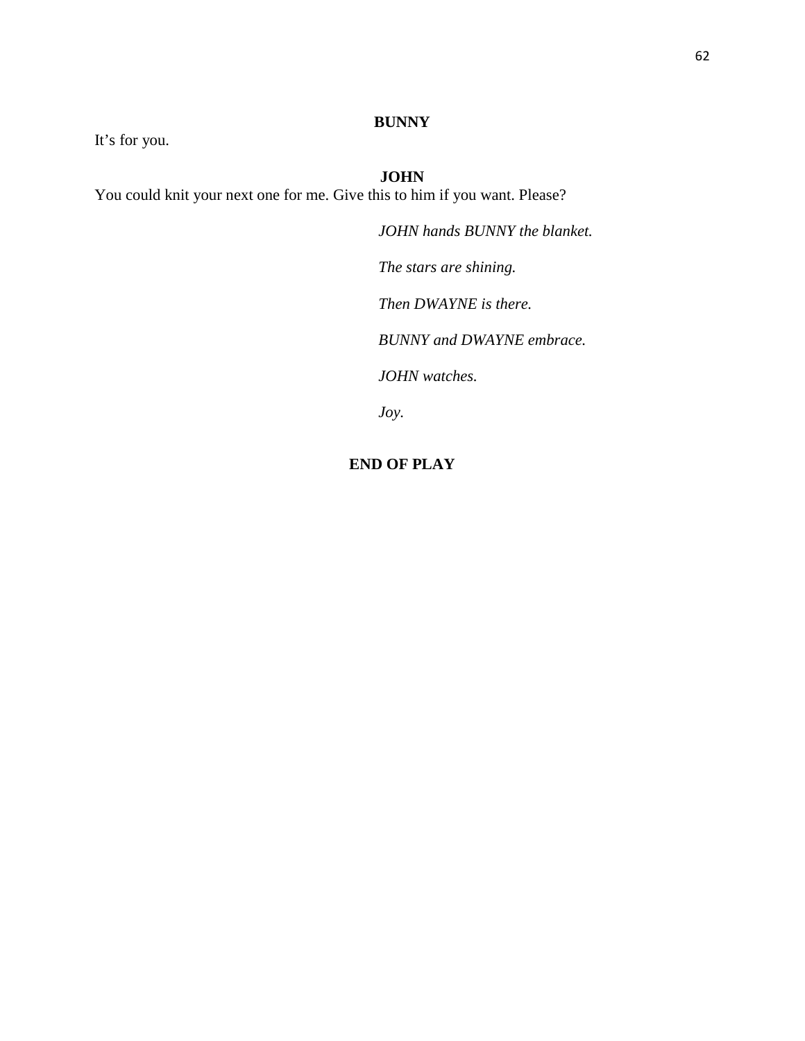**BUNNY**

It's for you.

**JOHN**

You could knit your next one for me. Give this to him if you want. Please?

*JOHN hands BUNNY the blanket.*

*The stars are shining.*

*Then DWAYNE is there.*

*BUNNY and DWAYNE embrace.*

*JOHN watches.*

*Joy*.

**END OF PLAY**